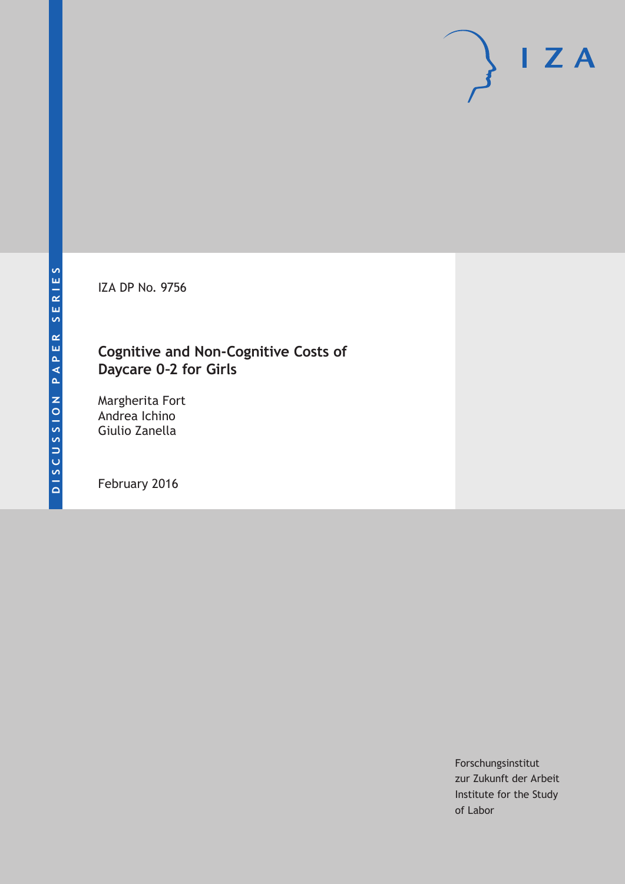DISCUSSION PAPER SERIES

IZA

IZA DP No. 9756

# Cognitive and Non-Cognitive Costs of Daycare 0-2 for Girls

Margherita Fort
Andrea Ichino
Giulio Zanella

February 2016

Forschungsinstitut
zur Zukunft der Arbeit
Institute for the Study
of Labor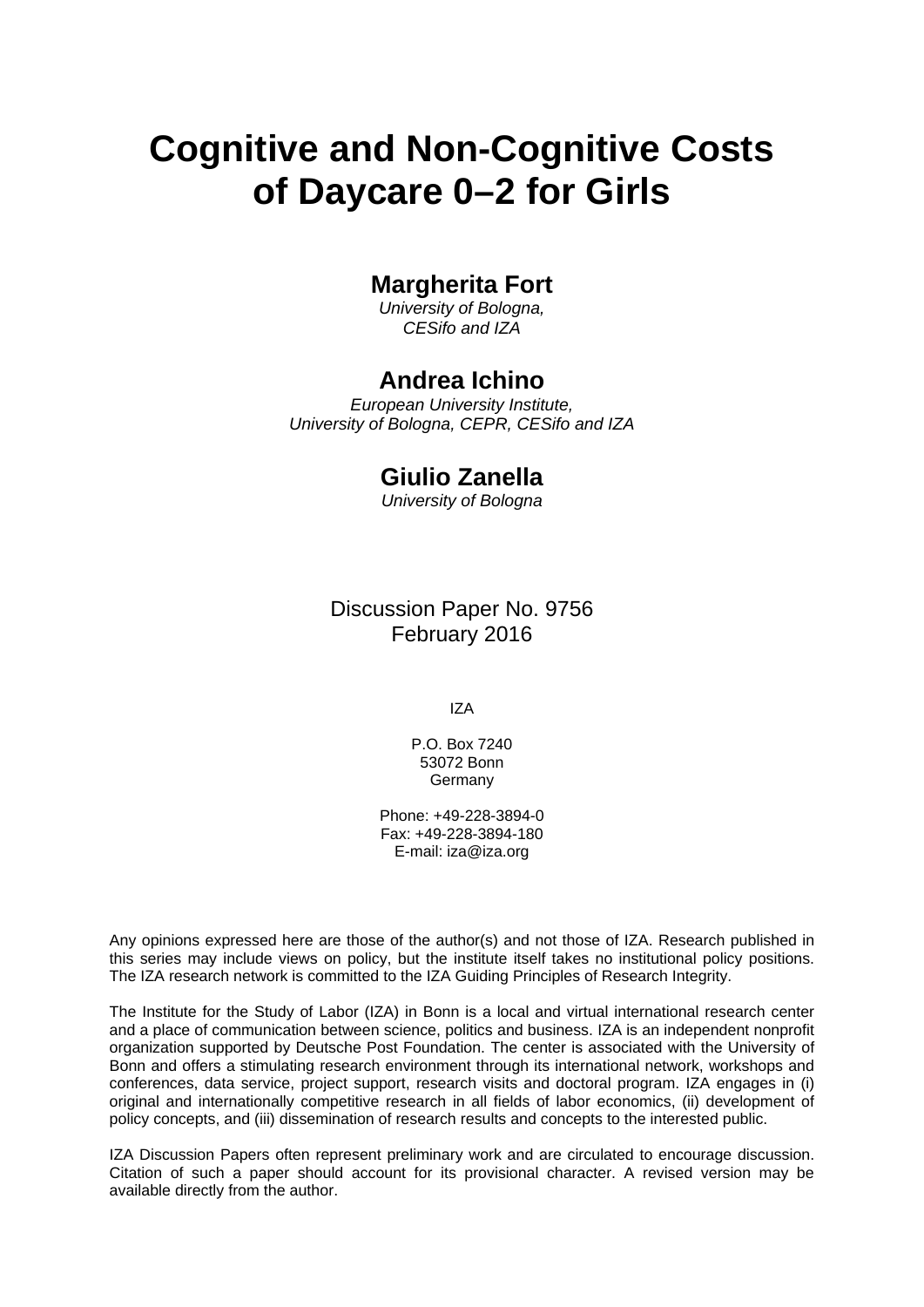# Cognitive and Non-Cognitive Costs of Daycare 0–2 for Girls

**Margherita Fort**
*University of Bologna,*
*CESifo and IZA*

**Andrea Ichino**
*European University Institute,*
*University of Bologna, CEPR, CESifo and IZA*

**Giulio Zanella**
*University of Bologna*

Discussion Paper No. 9756
February 2016

IZA

P.O. Box 7240
53072 Bonn
Germany

Phone: +49-228-3894-0
Fax: +49-228-3894-180
E-mail: iza@iza.org

Any opinions expressed here are those of the author(s) and not those of IZA. Research published in this series may include views on policy, but the institute itself takes no institutional policy positions. The IZA research network is committed to the IZA Guiding Principles of Research Integrity.

The Institute for the Study of Labor (IZA) in Bonn is a local and virtual international research center and a place of communication between science, politics and business. IZA is an independent nonprofit organization supported by Deutsche Post Foundation. The center is associated with the University of Bonn and offers a stimulating research environment through its international network, workshops and conferences, data service, project support, research visits and doctoral program. IZA engages in (i) original and internationally competitive research in all fields of labor economics, (ii) development of policy concepts, and (iii) dissemination of research results and concepts to the interested public.

IZA Discussion Papers often represent preliminary work and are circulated to encourage discussion. Citation of such a paper should account for its provisional character. A revised version may be available directly from the author.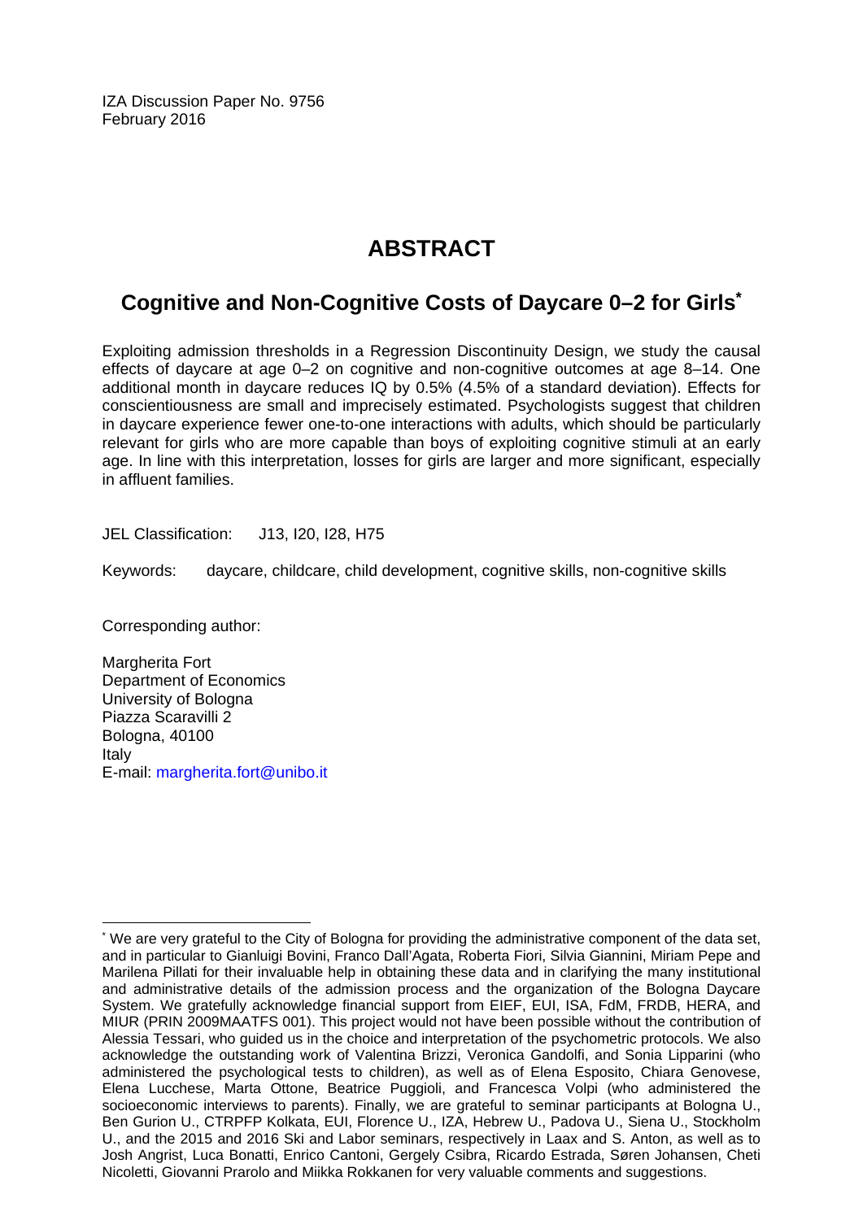IZA Discussion Paper No. 9756
February 2016

# ABSTRACT

## Cognitive and Non-Cognitive Costs of Daycare 0–2 for Girls*

Exploiting admission thresholds in a Regression Discontinuity Design, we study the causal effects of daycare at age 0–2 on cognitive and non-cognitive outcomes at age 8–14. One additional month in daycare reduces IQ by 0.5% (4.5% of a standard deviation). Effects for conscientiousness are small and imprecisely estimated. Psychologists suggest that children in daycare experience fewer one-to-one interactions with adults, which should be particularly relevant for girls who are more capable than boys of exploiting cognitive stimuli at an early age. In line with this interpretation, losses for girls are larger and more significant, especially in affluent families.

JEL Classification: J13, I20, I28, H75

Keywords: daycare, childcare, child development, cognitive skills, non-cognitive skills

Corresponding author:

Margherita Fort
Department of Economics
University of Bologna
Piazza Scaravilli 2
Bologna, 40100
Italy
E-mail: margherita.fort@unibo.it

---

\* We are very grateful to the City of Bologna for providing the administrative component of the data set, and in particular to Gianluigi Bovini, Franco Dall'Agata, Roberta Fiori, Silvia Giannini, Miriam Pepe and Marilena Pillati for their invaluable help in obtaining these data and in clarifying the many institutional and administrative details of the admission process and the organization of the Bologna Daycare System. We gratefully acknowledge financial support from EIEF, EUI, ISA, FdM, FRDB, HERA, and MIUR (PRIN 2009MAATFS 001). This project would not have been possible without the contribution of Alessia Tessari, who guided us in the choice and interpretation of the psychometric protocols. We also acknowledge the outstanding work of Valentina Brizzi, Veronica Gandolfi, and Sonia Lipparini (who administered the psychological tests to children), as well as of Elena Esposito, Chiara Genovese, Elena Lucchese, Marta Ottone, Beatrice Puggioli, and Francesca Volpi (who administered the socioeconomic interviews to parents). Finally, we are grateful to seminar participants at Bologna U., Ben Gurion U., CTRPFP Kolkata, EUI, Florence U., IZA, Hebrew U., Padova U., Siena U., Stockholm U., and the 2015 and 2016 Ski and Labor seminars, respectively in Laax and S. Anton, as well as to Josh Angrist, Luca Bonatti, Enrico Cantoni, Gergely Csibra, Ricardo Estrada, Søren Johansen, Cheti Nicoletti, Giovanni Prarolo and Miikka Rokkanen for very valuable comments and suggestions.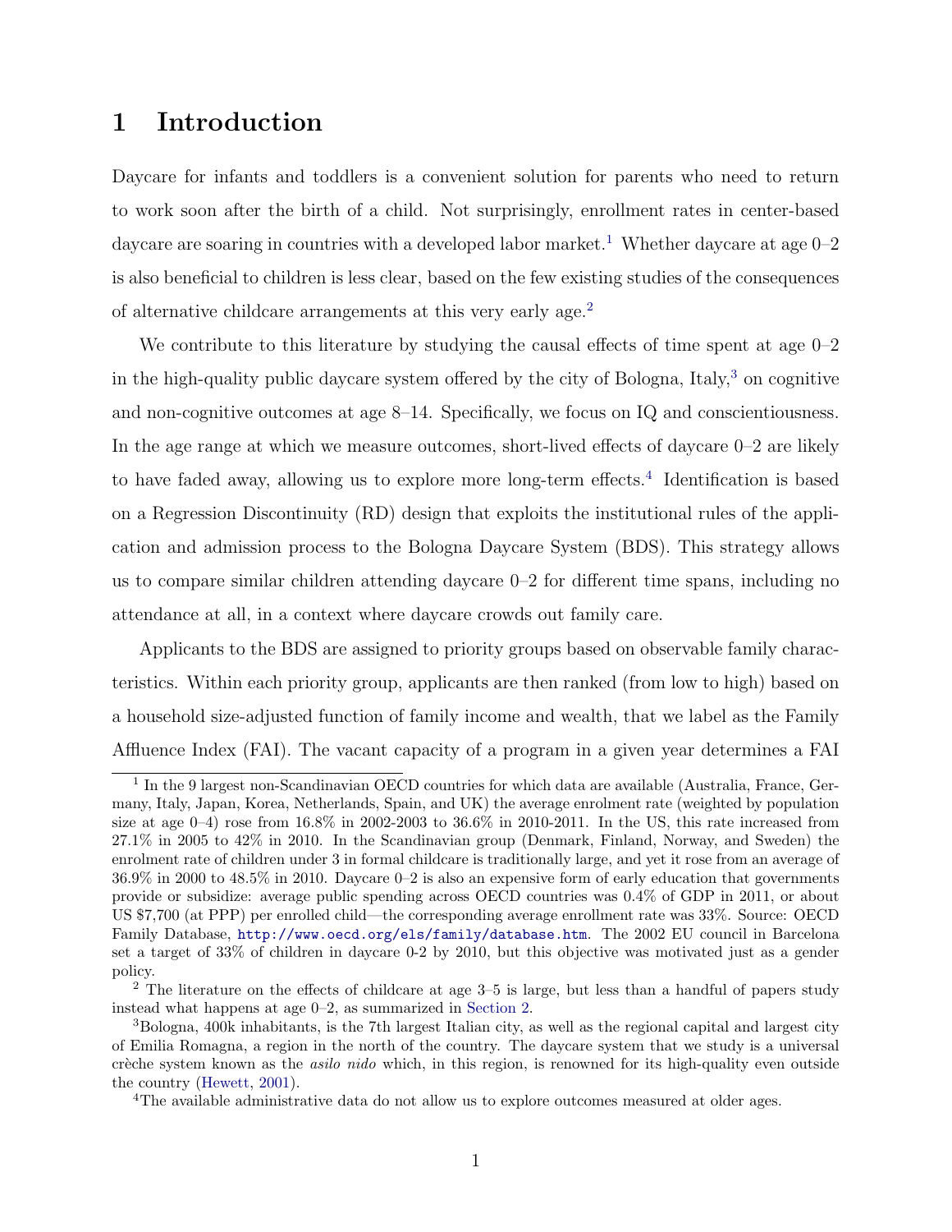# 1 Introduction

Daycare for infants and toddlers is a convenient solution for parents who need to return to work soon after the birth of a child. Not surprisingly, enrollment rates in center-based daycare are soaring in countries with a developed labor market.[1] Whether daycare at age 0–2 is also beneficial to children is less clear, based on the few existing studies of the consequences of alternative childcare arrangements at this very early age.[2]

We contribute to this literature by studying the causal effects of time spent at age 0–2 in the high-quality public daycare system offered by the city of Bologna, Italy,[3] on cognitive and non-cognitive outcomes at age 8–14. Specifically, we focus on IQ and conscientiousness. In the age range at which we measure outcomes, short-lived effects of daycare 0–2 are likely to have faded away, allowing us to explore more long-term effects.[4] Identification is based on a Regression Discontinuity (RD) design that exploits the institutional rules of the application and admission process to the Bologna Daycare System (BDS). This strategy allows us to compare similar children attending daycare 0–2 for different time spans, including no attendance at all, in a context where daycare crowds out family care.

Applicants to the BDS are assigned to priority groups based on observable family characteristics. Within each priority group, applicants are then ranked (from low to high) based on a household size-adjusted function of family income and wealth, that we label as the Family Affluence Index (FAI). The vacant capacity of a program in a given year determines a FAI

---

[1] In the 9 largest non-Scandinavian OECD countries for which data are available (Australia, France, Germany, Italy, Japan, Korea, Netherlands, Spain, and UK) the average enrolment rate (weighted by population size at age 0–4) rose from 16.8% in 2002-2003 to 36.6% in 2010-2011. In the US, this rate increased from 27.1% in 2005 to 42% in 2010. In the Scandinavian group (Denmark, Finland, Norway, and Sweden) the enrolment rate of children under 3 in formal childcare is traditionally large, and yet it rose from an average of 36.9% in 2000 to 48.5% in 2010. Daycare 0–2 is also an expensive form of early education that governments provide or subsidize: average public spending across OECD countries was 0.4% of GDP in 2011, or about US $7,700 (at PPP) per enrolled child—the corresponding average enrollment rate was 33%. Source: OECD Family Database, http://www.oecd.org/els/family/database.htm. The 2002 EU council in Barcelona set a target of 33% of children in daycare 0-2 by 2010, but this objective was motivated just as a gender policy.

[2] The literature on the effects of childcare at age 3–5 is large, but less than a handful of papers study instead what happens at age 0–2, as summarized in Section 2.

[3] Bologna, 400k inhabitants, is the 7th largest Italian city, as well as the regional capital and largest city of Emilia Romagna, a region in the north of the country. The daycare system that we study is a universal crèche system known as the *asilo nido* which, in this region, is renowned for its high-quality even outside the country (Hewett, 2001).

[4] The available administrative data do not allow us to explore outcomes measured at older ages.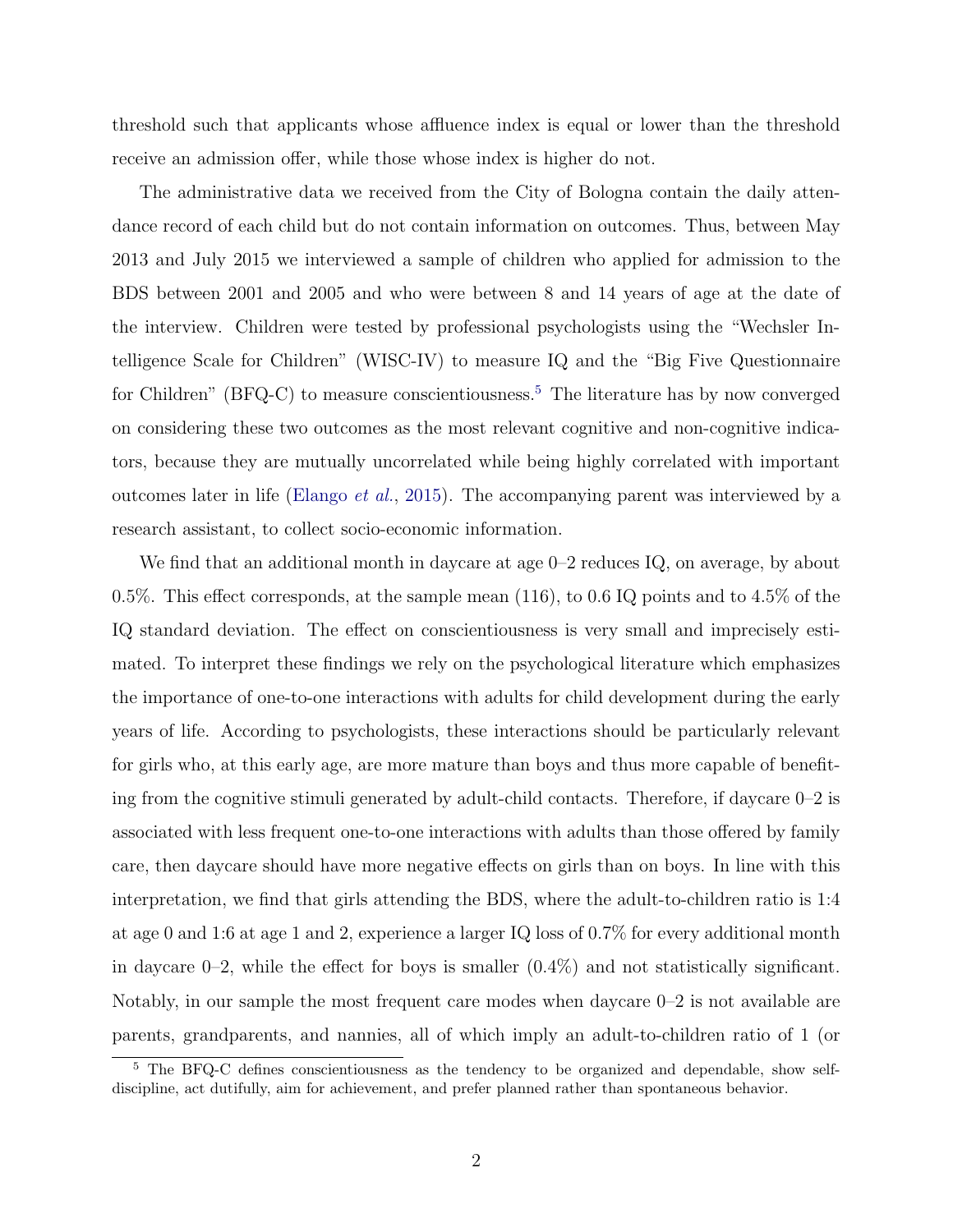threshold such that applicants whose affluence index is equal or lower than the threshold receive an admission offer, while those whose index is higher do not.

The administrative data we received from the City of Bologna contain the daily attendance record of each child but do not contain information on outcomes. Thus, between May 2013 and July 2015 we interviewed a sample of children who applied for admission to the BDS between 2001 and 2005 and who were between 8 and 14 years of age at the date of the interview. Children were tested by professional psychologists using the "Wechsler Intelligence Scale for Children" (WISC-IV) to measure IQ and the "Big Five Questionnaire for Children" (BFQ-C) to measure conscientiousness.[5] The literature has by now converged on considering these two outcomes as the most relevant cognitive and non-cognitive indicators, because they are mutually uncorrelated while being highly correlated with important outcomes later in life (Elango *et al.*, 2015). The accompanying parent was interviewed by a research assistant, to collect socio-economic information.

We find that an additional month in daycare at age 0–2 reduces IQ, on average, by about 0.5%. This effect corresponds, at the sample mean (116), to 0.6 IQ points and to 4.5% of the IQ standard deviation. The effect on conscientiousness is very small and imprecisely estimated. To interpret these findings we rely on the psychological literature which emphasizes the importance of one-to-one interactions with adults for child development during the early years of life. According to psychologists, these interactions should be particularly relevant for girls who, at this early age, are more mature than boys and thus more capable of benefiting from the cognitive stimuli generated by adult-child contacts. Therefore, if daycare 0–2 is associated with less frequent one-to-one interactions with adults than those offered by family care, then daycare should have more negative effects on girls than on boys. In line with this interpretation, we find that girls attending the BDS, where the adult-to-children ratio is 1:4 at age 0 and 1:6 at age 1 and 2, experience a larger IQ loss of 0.7% for every additional month in daycare 0–2, while the effect for boys is smaller (0.4%) and not statistically significant. Notably, in our sample the most frequent care modes when daycare 0–2 is not available are parents, grandparents, and nannies, all of which imply an adult-to-children ratio of 1 (or

[5] The BFQ-C defines conscientiousness as the tendency to be organized and dependable, show self-discipline, act dutifully, aim for achievement, and prefer planned rather than spontaneous behavior.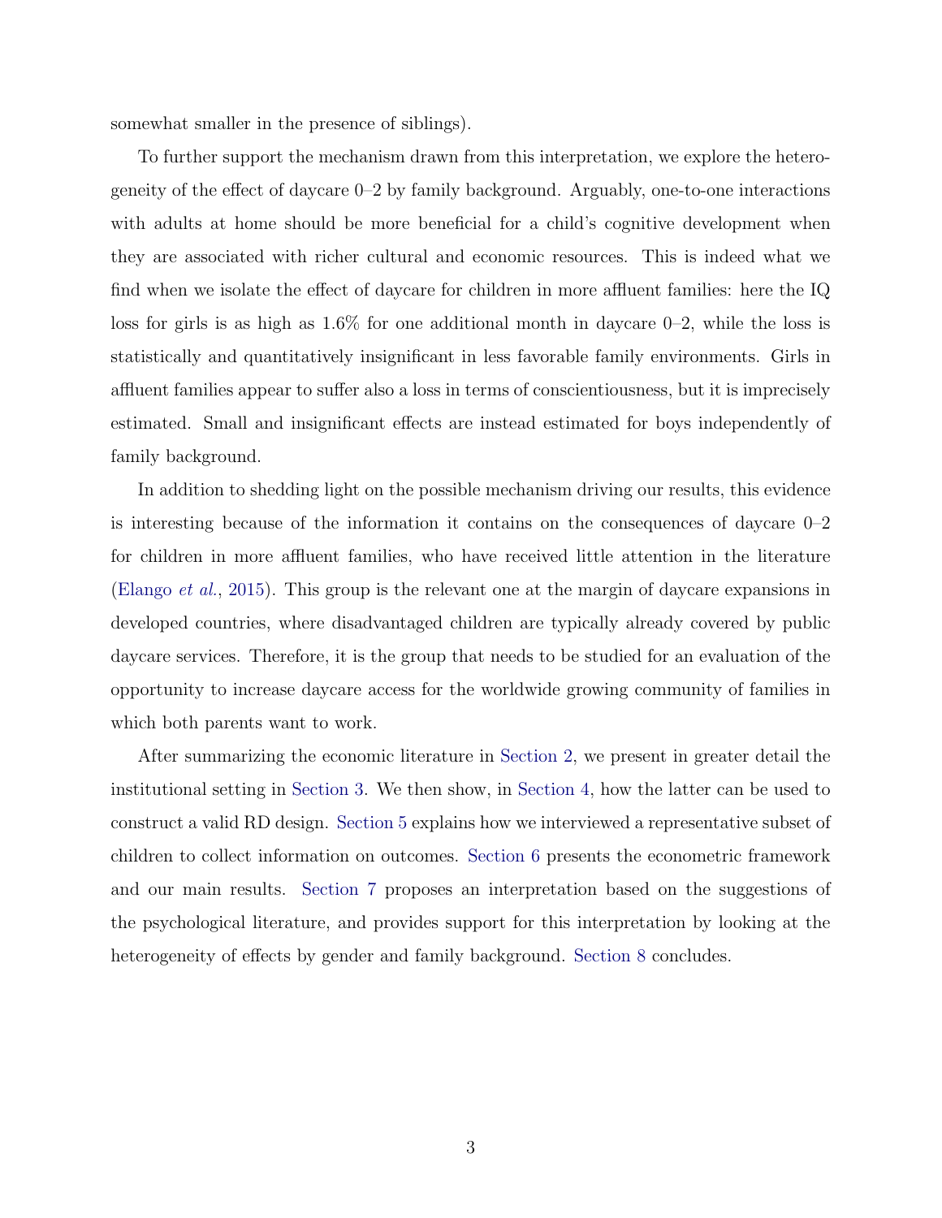somewhat smaller in the presence of siblings).

To further support the mechanism drawn from this interpretation, we explore the heterogeneity of the effect of daycare 0–2 by family background. Arguably, one-to-one interactions with adults at home should be more beneficial for a child's cognitive development when they are associated with richer cultural and economic resources. This is indeed what we find when we isolate the effect of daycare for children in more affluent families: here the IQ loss for girls is as high as 1.6% for one additional month in daycare 0–2, while the loss is statistically and quantitatively insignificant in less favorable family environments. Girls in affluent families appear to suffer also a loss in terms of conscientiousness, but it is imprecisely estimated. Small and insignificant effects are instead estimated for boys independently of family background.

In addition to shedding light on the possible mechanism driving our results, this evidence is interesting because of the information it contains on the consequences of daycare 0–2 for children in more affluent families, who have received little attention in the literature (Elango *et al.*, 2015). This group is the relevant one at the margin of daycare expansions in developed countries, where disadvantaged children are typically already covered by public daycare services. Therefore, it is the group that needs to be studied for an evaluation of the opportunity to increase daycare access for the worldwide growing community of families in which both parents want to work.

After summarizing the economic literature in Section 2, we present in greater detail the institutional setting in Section 3. We then show, in Section 4, how the latter can be used to construct a valid RD design. Section 5 explains how we interviewed a representative subset of children to collect information on outcomes. Section 6 presents the econometric framework and our main results. Section 7 proposes an interpretation based on the suggestions of the psychological literature, and provides support for this interpretation by looking at the heterogeneity of effects by gender and family background. Section 8 concludes.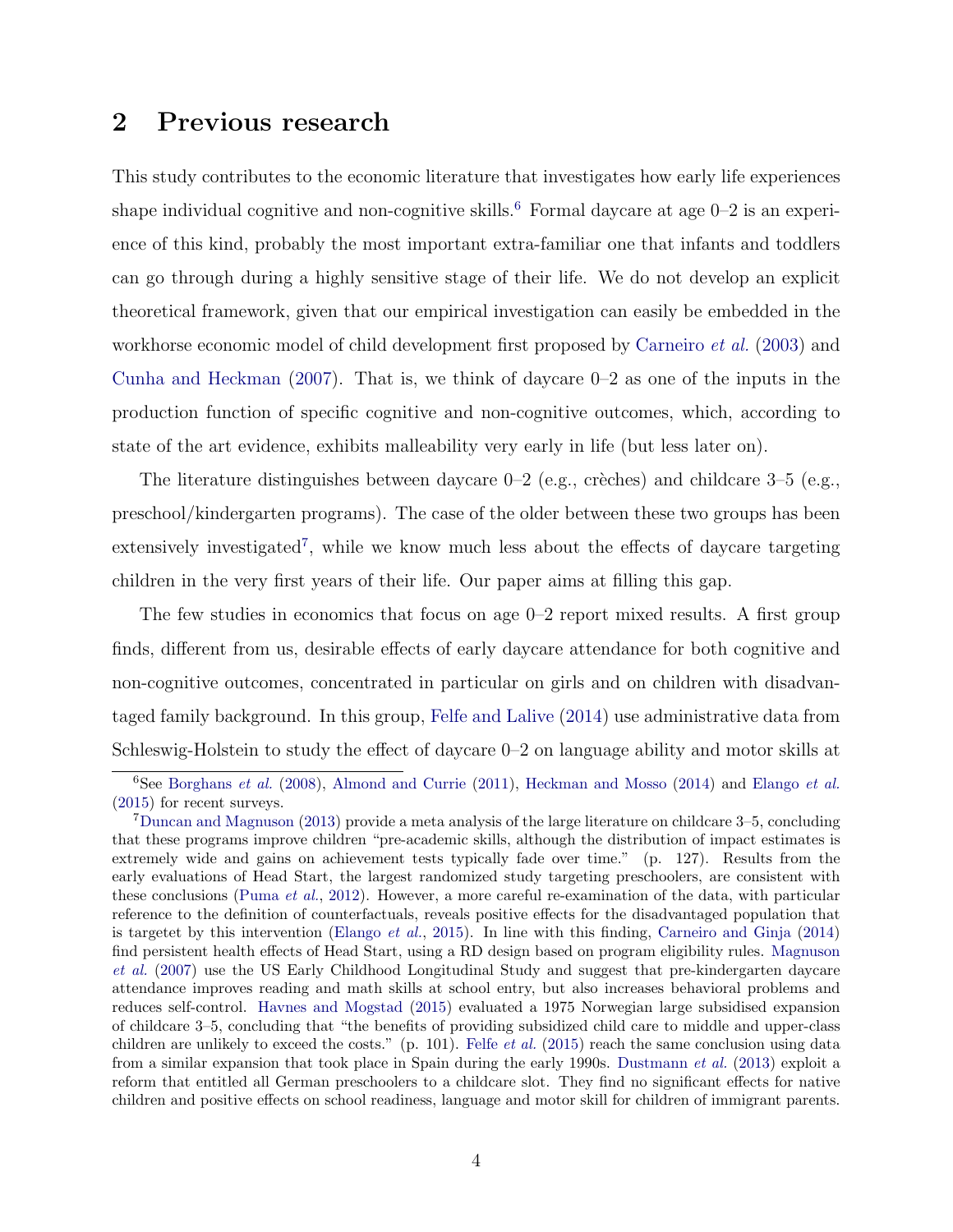## 2 Previous research

This study contributes to the economic literature that investigates how early life experiences shape individual cognitive and non-cognitive skills.[6] Formal daycare at age 0–2 is an experience of this kind, probably the most important extra-familiar one that infants and toddlers can go through during a highly sensitive stage of their life. We do not develop an explicit theoretical framework, given that our empirical investigation can easily be embedded in the workhorse economic model of child development first proposed by Carneiro *et al.* (2003) and Cunha and Heckman (2007). That is, we think of daycare 0–2 as one of the inputs in the production function of specific cognitive and non-cognitive outcomes, which, according to state of the art evidence, exhibits malleability very early in life (but less later on).

The literature distinguishes between daycare 0–2 (e.g., crèches) and childcare 3–5 (e.g., preschool/kindergarten programs). The case of the older between these two groups has been extensively investigated[7], while we know much less about the effects of daycare targeting children in the very first years of their life. Our paper aims at filling this gap.

The few studies in economics that focus on age 0–2 report mixed results. A first group finds, different from us, desirable effects of early daycare attendance for both cognitive and non-cognitive outcomes, concentrated in particular on girls and on children with disadvantaged family background. In this group, Felfe and Lalive (2014) use administrative data from Schleswig-Holstein to study the effect of daycare 0–2 on language ability and motor skills at

[6] See Borghans *et al.* (2008), Almond and Currie (2011), Heckman and Mosso (2014) and Elango *et al.* (2015) for recent surveys.

[7] Duncan and Magnuson (2013) provide a meta analysis of the large literature on childcare 3–5, concluding that these programs improve children "pre-academic skills, although the distribution of impact estimates is extremely wide and gains on achievement tests typically fade over time." (p. 127). Results from the early evaluations of Head Start, the largest randomized study targeting preschoolers, are consistent with these conclusions (Puma *et al.*, 2012). However, a more careful re-examination of the data, with particular reference to the definition of counterfactuals, reveals positive effects for the disadvantaged population that is targetet by this intervention (Elango *et al.*, 2015). In line with this finding, Carneiro and Ginja (2014) find persistent health effects of Head Start, using a RD design based on program eligibility rules. Magnuson *et al.* (2007) use the US Early Childhood Longitudinal Study and suggest that pre-kindergarten daycare attendance improves reading and math skills at school entry, but also increases behavioral problems and reduces self-control. Havnes and Mogstad (2015) evaluated a 1975 Norwegian large subsidised expansion of childcare 3–5, concluding that "the benefits of providing subsidized child care to middle and upper-class children are unlikely to exceed the costs." (p. 101). Felfe *et al.* (2015) reach the same conclusion using data from a similar expansion that took place in Spain during the early 1990s. Dustmann *et al.* (2013) exploit a reform that entitled all German preschoolers to a childcare slot. They find no significant effects for native children and positive effects on school readiness, language and motor skill for children of immigrant parents.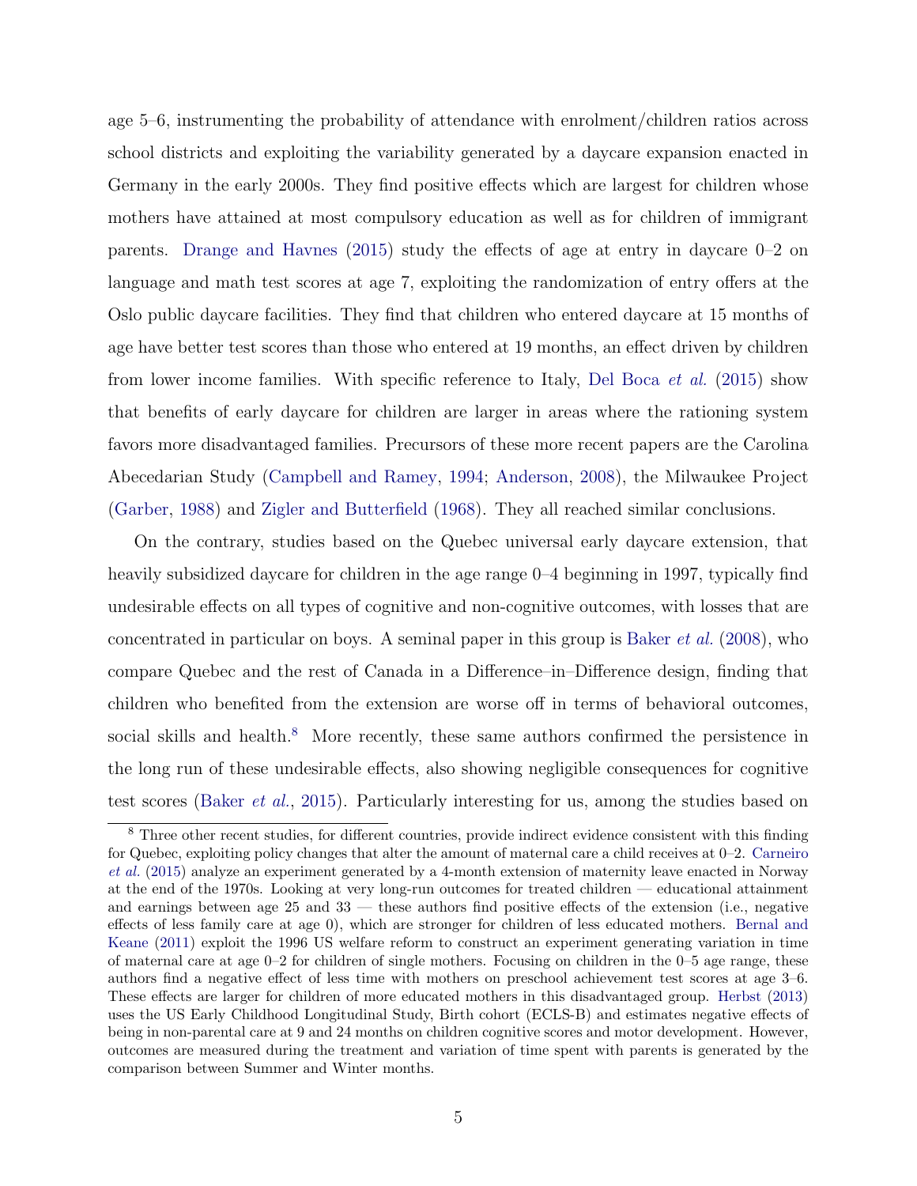age 5–6, instrumenting the probability of attendance with enrolment/children ratios across school districts and exploiting the variability generated by a daycare expansion enacted in Germany in the early 2000s. They find positive effects which are largest for children whose mothers have attained at most compulsory education as well as for children of immigrant parents. Drange and Havnes (2015) study the effects of age at entry in daycare 0–2 on language and math test scores at age 7, exploiting the randomization of entry offers at the Oslo public daycare facilities. They find that children who entered daycare at 15 months of age have better test scores than those who entered at 19 months, an effect driven by children from lower income families. With specific reference to Italy, Del Boca *et al.* (2015) show that benefits of early daycare for children are larger in areas where the rationing system favors more disadvantaged families. Precursors of these more recent papers are the Carolina Abecedarian Study (Campbell and Ramey, 1994; Anderson, 2008), the Milwaukee Project (Garber, 1988) and Zigler and Butterfield (1968). They all reached similar conclusions.

On the contrary, studies based on the Quebec universal early daycare extension, that heavily subsidized daycare for children in the age range 0–4 beginning in 1997, typically find undesirable effects on all types of cognitive and non-cognitive outcomes, with losses that are concentrated in particular on boys. A seminal paper in this group is Baker *et al.* (2008), who compare Quebec and the rest of Canada in a Difference–in–Difference design, finding that children who benefited from the extension are worse off in terms of behavioral outcomes, social skills and health.[8] More recently, these same authors confirmed the persistence in the long run of these undesirable effects, also showing negligible consequences for cognitive test scores (Baker *et al.*, 2015). Particularly interesting for us, among the studies based on

---

[8] Three other recent studies, for different countries, provide indirect evidence consistent with this finding for Quebec, exploiting policy changes that alter the amount of maternal care a child receives at 0–2. Carneiro *et al.* (2015) analyze an experiment generated by a 4-month extension of maternity leave enacted in Norway at the end of the 1970s. Looking at very long-run outcomes for treated children — educational attainment and earnings between age 25 and 33 — these authors find positive effects of the extension (i.e., negative effects of less family care at age 0), which are stronger for children of less educated mothers. Bernal and Keane (2011) exploit the 1996 US welfare reform to construct an experiment generating variation in time of maternal care at age 0–2 for children of single mothers. Focusing on children in the 0–5 age range, these authors find a negative effect of less time with mothers on preschool achievement test scores at age 3–6. These effects are larger for children of more educated mothers in this disadvantaged group. Herbst (2013) uses the US Early Childhood Longitudinal Study, Birth cohort (ECLS-B) and estimates negative effects of being in non-parental care at 9 and 24 months on children cognitive scores and motor development. However, outcomes are measured during the treatment and variation of time spent with parents is generated by the comparison between Summer and Winter months.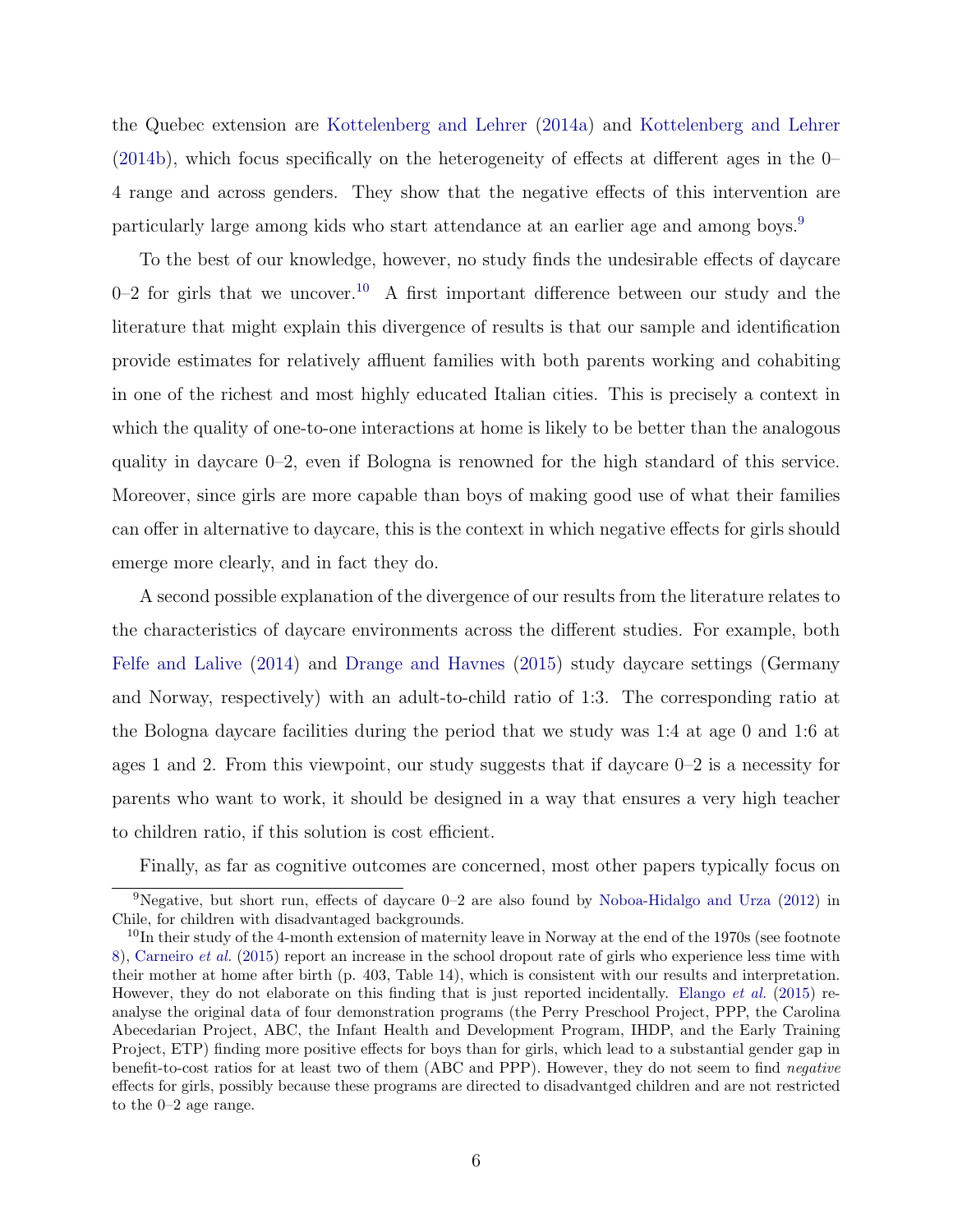the Quebec extension are Kottelenberg and Lehrer (2014a) and Kottelenberg and Lehrer (2014b), which focus specifically on the heterogeneity of effects at different ages in the 0–4 range and across genders. They show that the negative effects of this intervention are particularly large among kids who start attendance at an earlier age and among boys.[9]

To the best of our knowledge, however, no study finds the undesirable effects of daycare 0–2 for girls that we uncover.[10] A first important difference between our study and the literature that might explain this divergence of results is that our sample and identification provide estimates for relatively affluent families with both parents working and cohabiting in one of the richest and most highly educated Italian cities. This is precisely a context in which the quality of one-to-one interactions at home is likely to be better than the analogous quality in daycare 0–2, even if Bologna is renowned for the high standard of this service. Moreover, since girls are more capable than boys of making good use of what their families can offer in alternative to daycare, this is the context in which negative effects for girls should emerge more clearly, and in fact they do.

A second possible explanation of the divergence of our results from the literature relates to the characteristics of daycare environments across the different studies. For example, both Felfe and Lalive (2014) and Drange and Havnes (2015) study daycare settings (Germany and Norway, respectively) with an adult-to-child ratio of 1:3. The corresponding ratio at the Bologna daycare facilities during the period that we study was 1:4 at age 0 and 1:6 at ages 1 and 2. From this viewpoint, our study suggests that if daycare 0–2 is a necessity for parents who want to work, it should be designed in a way that ensures a very high teacher to children ratio, if this solution is cost efficient.

Finally, as far as cognitive outcomes are concerned, most other papers typically focus on

[9] Negative, but short run, effects of daycare 0–2 are also found by Noboa-Hidalgo and Urza (2012) in Chile, for children with disadvantaged backgrounds.

[10] In their study of the 4-month extension of maternity leave in Norway at the end of the 1970s (see footnote 8), Carneiro *et al.* (2015) report an increase in the school dropout rate of girls who experience less time with their mother at home after birth (p. 403, Table 14), which is consistent with our results and interpretation. However, they do not elaborate on this finding that is just reported incidentally. Elango *et al.* (2015) re-analyse the original data of four demonstration programs (the Perry Preschool Project, PPP, the Carolina Abecedarian Project, ABC, the Infant Health and Development Program, IHDP, and the Early Training Project, ETP) finding more positive effects for boys than for girls, which lead to a substantial gender gap in benefit-to-cost ratios for at least two of them (ABC and PPP). However, they do not seem to find *negative* effects for girls, possibly because these programs are directed to disadvantged children and are not restricted to the 0–2 age range.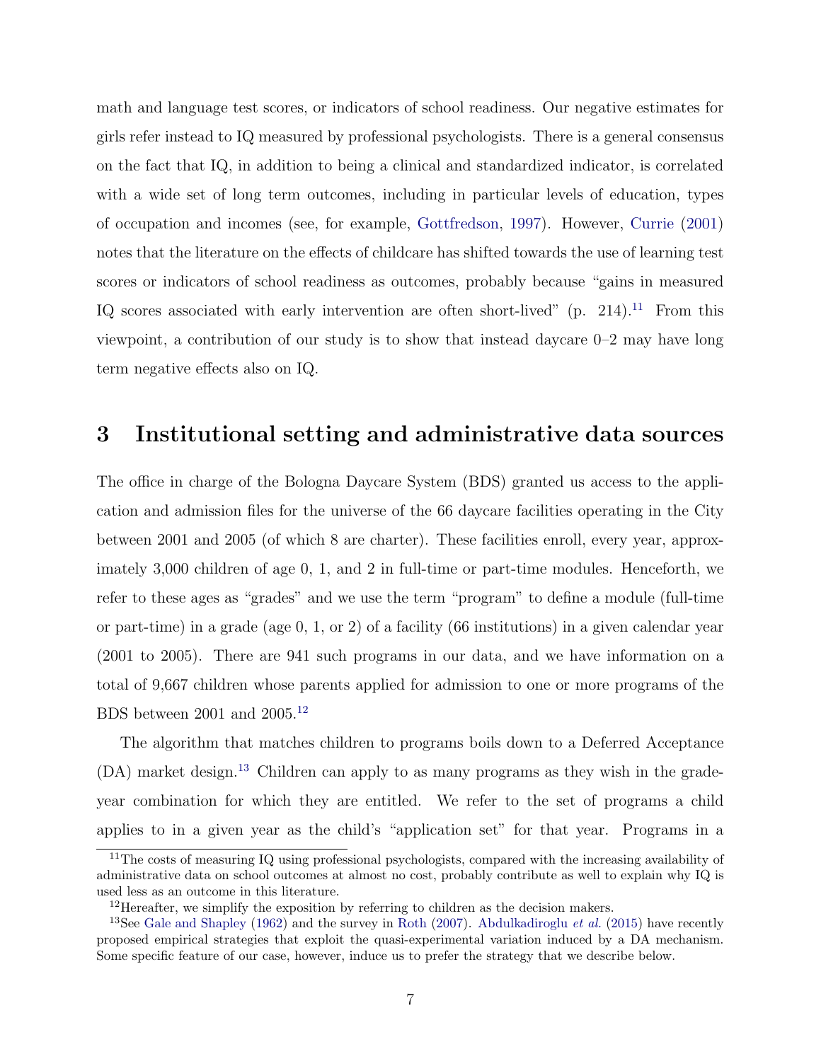math and language test scores, or indicators of school readiness. Our negative estimates for girls refer instead to IQ measured by professional psychologists. There is a general consensus on the fact that IQ, in addition to being a clinical and standardized indicator, is correlated with a wide set of long term outcomes, including in particular levels of education, types of occupation and incomes (see, for example, Gottfredson, 1997). However, Currie (2001) notes that the literature on the effects of childcare has shifted towards the use of learning test scores or indicators of school readiness as outcomes, probably because "gains in measured IQ scores associated with early intervention are often short-lived" (p. 214).[11] From this viewpoint, a contribution of our study is to show that instead daycare 0–2 may have long term negative effects also on IQ.

## 3 Institutional setting and administrative data sources

The office in charge of the Bologna Daycare System (BDS) granted us access to the application and admission files for the universe of the 66 daycare facilities operating in the City between 2001 and 2005 (of which 8 are charter). These facilities enroll, every year, approximately 3,000 children of age 0, 1, and 2 in full-time or part-time modules. Henceforth, we refer to these ages as "grades" and we use the term "program" to define a module (full-time or part-time) in a grade (age 0, 1, or 2) of a facility (66 institutions) in a given calendar year (2001 to 2005). There are 941 such programs in our data, and we have information on a total of 9,667 children whose parents applied for admission to one or more programs of the BDS between 2001 and 2005.[12]

The algorithm that matches children to programs boils down to a Deferred Acceptance (DA) market design.[13] Children can apply to as many programs as they wish in the grade-year combination for which they are entitled. We refer to the set of programs a child applies to in a given year as the child's "application set" for that year. Programs in a

---

[11] The costs of measuring IQ using professional psychologists, compared with the increasing availability of administrative data on school outcomes at almost no cost, probably contribute as well to explain why IQ is used less as an outcome in this literature.

[12] Hereafter, we simplify the exposition by referring to children as the decision makers.

[13] See Gale and Shapley (1962) and the survey in Roth (2007). Abdulkadiroglu *et al.* (2015) have recently proposed empirical strategies that exploit the quasi-experimental variation induced by a DA mechanism. Some specific feature of our case, however, induce us to prefer the strategy that we describe below.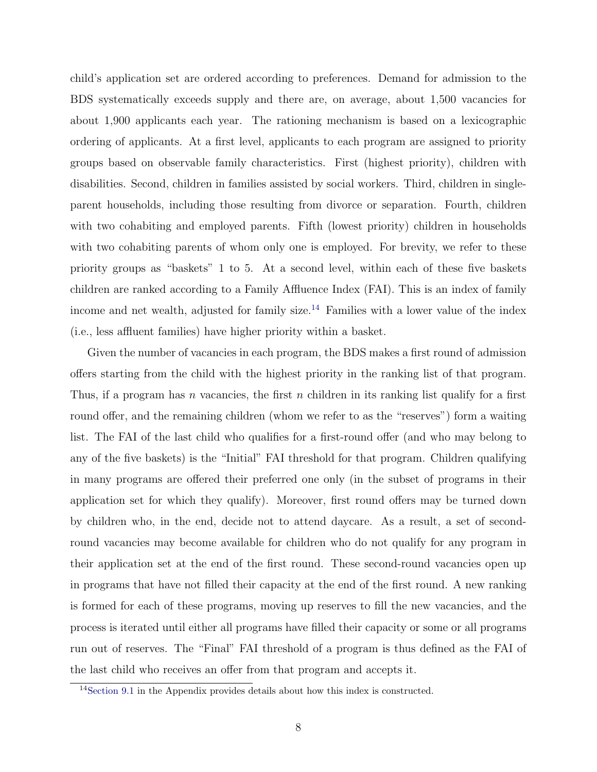child's application set are ordered according to preferences. Demand for admission to the BDS systematically exceeds supply and there are, on average, about 1,500 vacancies for about 1,900 applicants each year. The rationing mechanism is based on a lexicographic ordering of applicants. At a first level, applicants to each program are assigned to priority groups based on observable family characteristics. First (highest priority), children with disabilities. Second, children in families assisted by social workers. Third, children in single-parent households, including those resulting from divorce or separation. Fourth, children with two cohabiting and employed parents. Fifth (lowest priority) children in households with two cohabiting parents of whom only one is employed. For brevity, we refer to these priority groups as "baskets" 1 to 5. At a second level, within each of these five baskets children are ranked according to a Family Affluence Index (FAI). This is an index of family income and net wealth, adjusted for family size.[14] Families with a lower value of the index (i.e., less affluent families) have higher priority within a basket.

Given the number of vacancies in each program, the BDS makes a first round of admission offers starting from the child with the highest priority in the ranking list of that program. Thus, if a program has $n$ vacancies, the first $n$ children in its ranking list qualify for a first round offer, and the remaining children (whom we refer to as the "reserves") form a waiting list. The FAI of the last child who qualifies for a first-round offer (and who may belong to any of the five baskets) is the "Initial" FAI threshold for that program. Children qualifying in many programs are offered their preferred one only (in the subset of programs in their application set for which they qualify). Moreover, first round offers may be turned down by children who, in the end, decide not to attend daycare. As a result, a set of second-round vacancies may become available for children who do not qualify for any program in their application set at the end of the first round. These second-round vacancies open up in programs that have not filled their capacity at the end of the first round. A new ranking is formed for each of these programs, moving up reserves to fill the new vacancies, and the process is iterated until either all programs have filled their capacity or some or all programs run out of reserves. The "Final" FAI threshold of a program is thus defined as the FAI of the last child who receives an offer from that program and accepts it.

[14] Section 9.1 in the Appendix provides details about how this index is constructed.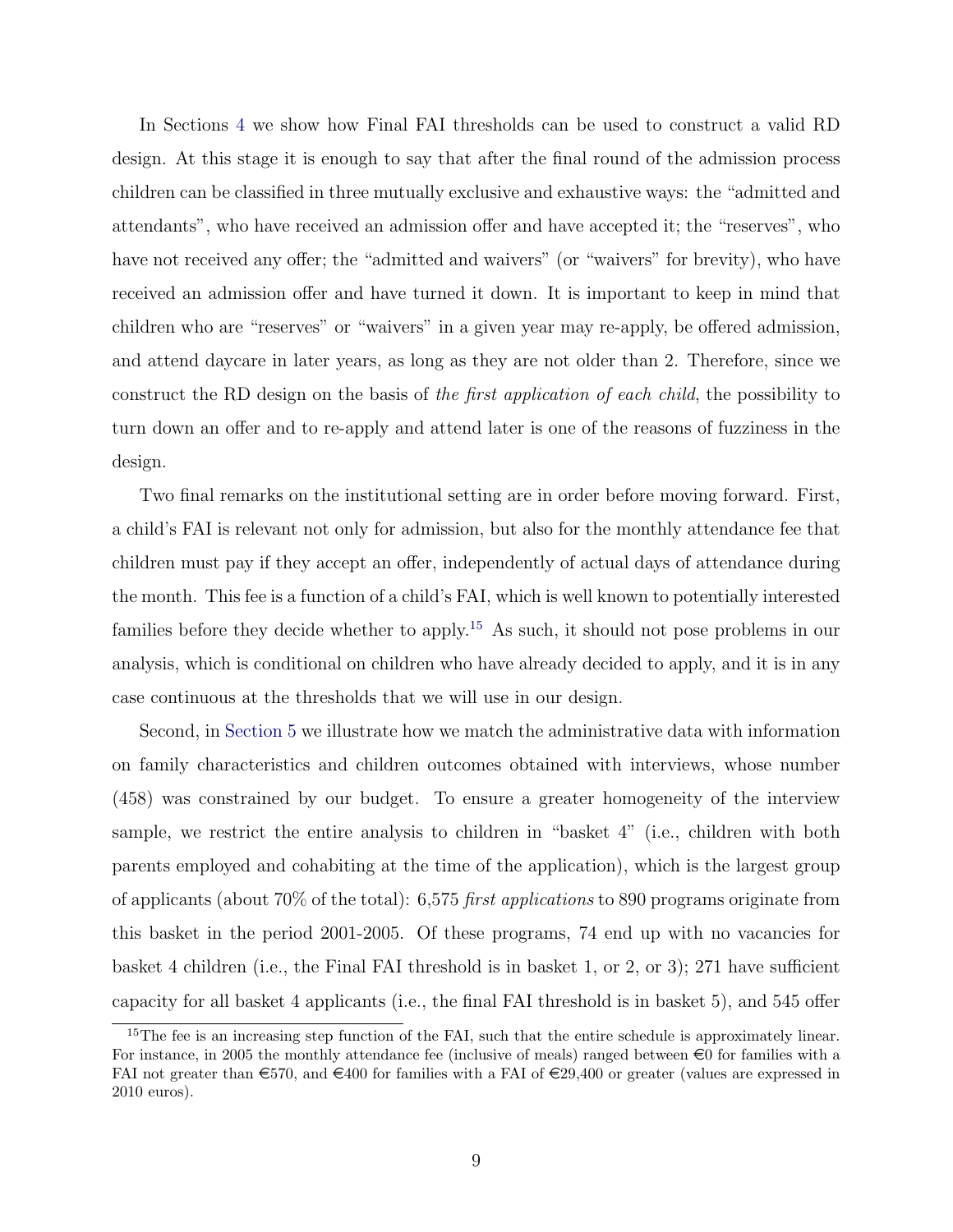In Sections 4 we show how Final FAI thresholds can be used to construct a valid RD design. At this stage it is enough to say that after the final round of the admission process children can be classified in three mutually exclusive and exhaustive ways: the "admitted and attendants", who have received an admission offer and have accepted it; the "reserves", who have not received any offer; the "admitted and waivers" (or "waivers" for brevity), who have received an admission offer and have turned it down. It is important to keep in mind that children who are "reserves" or "waivers" in a given year may re-apply, be offered admission, and attend daycare in later years, as long as they are not older than 2. Therefore, since we construct the RD design on the basis of *the first application of each child*, the possibility to turn down an offer and to re-apply and attend later is one of the reasons of fuzziness in the design.

Two final remarks on the institutional setting are in order before moving forward. First, a child's FAI is relevant not only for admission, but also for the monthly attendance fee that children must pay if they accept an offer, independently of actual days of attendance during the month. This fee is a function of a child's FAI, which is well known to potentially interested families before they decide whether to apply.[15] As such, it should not pose problems in our analysis, which is conditional on children who have already decided to apply, and it is in any case continuous at the thresholds that we will use in our design.

Second, in Section 5 we illustrate how we match the administrative data with information on family characteristics and children outcomes obtained with interviews, whose number (458) was constrained by our budget. To ensure a greater homogeneity of the interview sample, we restrict the entire analysis to children in "basket 4" (i.e., children with both parents employed and cohabiting at the time of the application), which is the largest group of applicants (about 70% of the total): 6,575 *first applications* to 890 programs originate from this basket in the period 2001-2005. Of these programs, 74 end up with no vacancies for basket 4 children (i.e., the Final FAI threshold is in basket 1, or 2, or 3); 271 have sufficient capacity for all basket 4 applicants (i.e., the final FAI threshold is in basket 5), and 545 offer

[15] The fee is an increasing step function of the FAI, such that the entire schedule is approximately linear. For instance, in 2005 the monthly attendance fee (inclusive of meals) ranged between €0 for families with a FAI not greater than €570, and €400 for families with a FAI of €29,400 or greater (values are expressed in 2010 euros).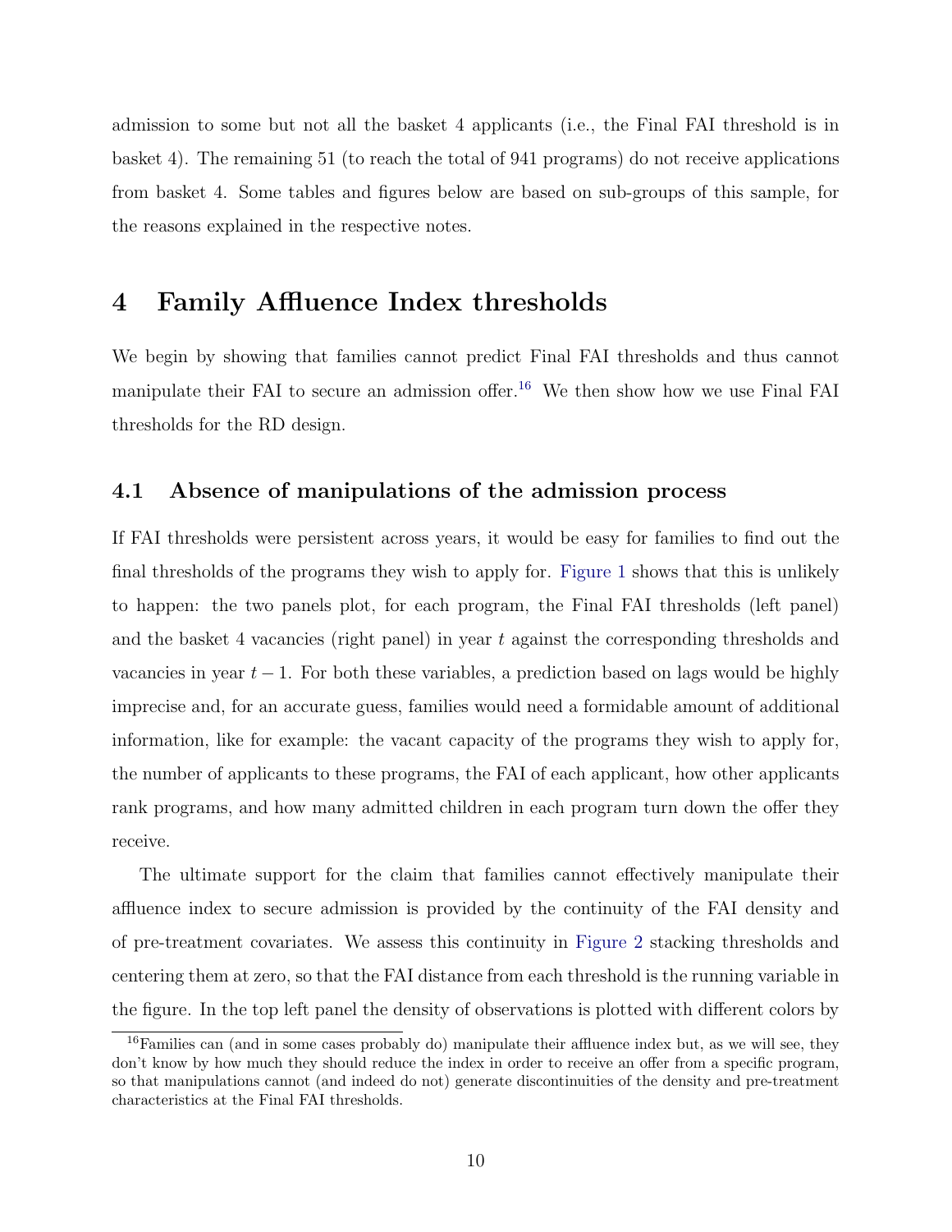admission to some but not all the basket 4 applicants (i.e., the Final FAI threshold is in basket 4). The remaining 51 (to reach the total of 941 programs) do not receive applications from basket 4. Some tables and figures below are based on sub-groups of this sample, for the reasons explained in the respective notes.

# 4 Family Affluence Index thresholds

We begin by showing that families cannot predict Final FAI thresholds and thus cannot manipulate their FAI to secure an admission offer.[16] We then show how we use Final FAI thresholds for the RD design.

## 4.1 Absence of manipulations of the admission process

If FAI thresholds were persistent across years, it would be easy for families to find out the final thresholds of the programs they wish to apply for. Figure 1 shows that this is unlikely to happen: the two panels plot, for each program, the Final FAI thresholds (left panel) and the basket 4 vacancies (right panel) in year $t$ against the corresponding thresholds and vacancies in year $t-1$. For both these variables, a prediction based on lags would be highly imprecise and, for an accurate guess, families would need a formidable amount of additional information, like for example: the vacant capacity of the programs they wish to apply for, the number of applicants to these programs, the FAI of each applicant, how other applicants rank programs, and how many admitted children in each program turn down the offer they receive.

The ultimate support for the claim that families cannot effectively manipulate their affluence index to secure admission is provided by the continuity of the FAI density and of pre-treatment covariates. We assess this continuity in Figure 2 stacking thresholds and centering them at zero, so that the FAI distance from each threshold is the running variable in the figure. In the top left panel the density of observations is plotted with different colors by

[16] Families can (and in some cases probably do) manipulate their affluence index but, as we will see, they don't know by how much they should reduce the index in order to receive an offer from a specific program, so that manipulations cannot (and indeed do not) generate discontinuities of the density and pre-treatment characteristics at the Final FAI thresholds.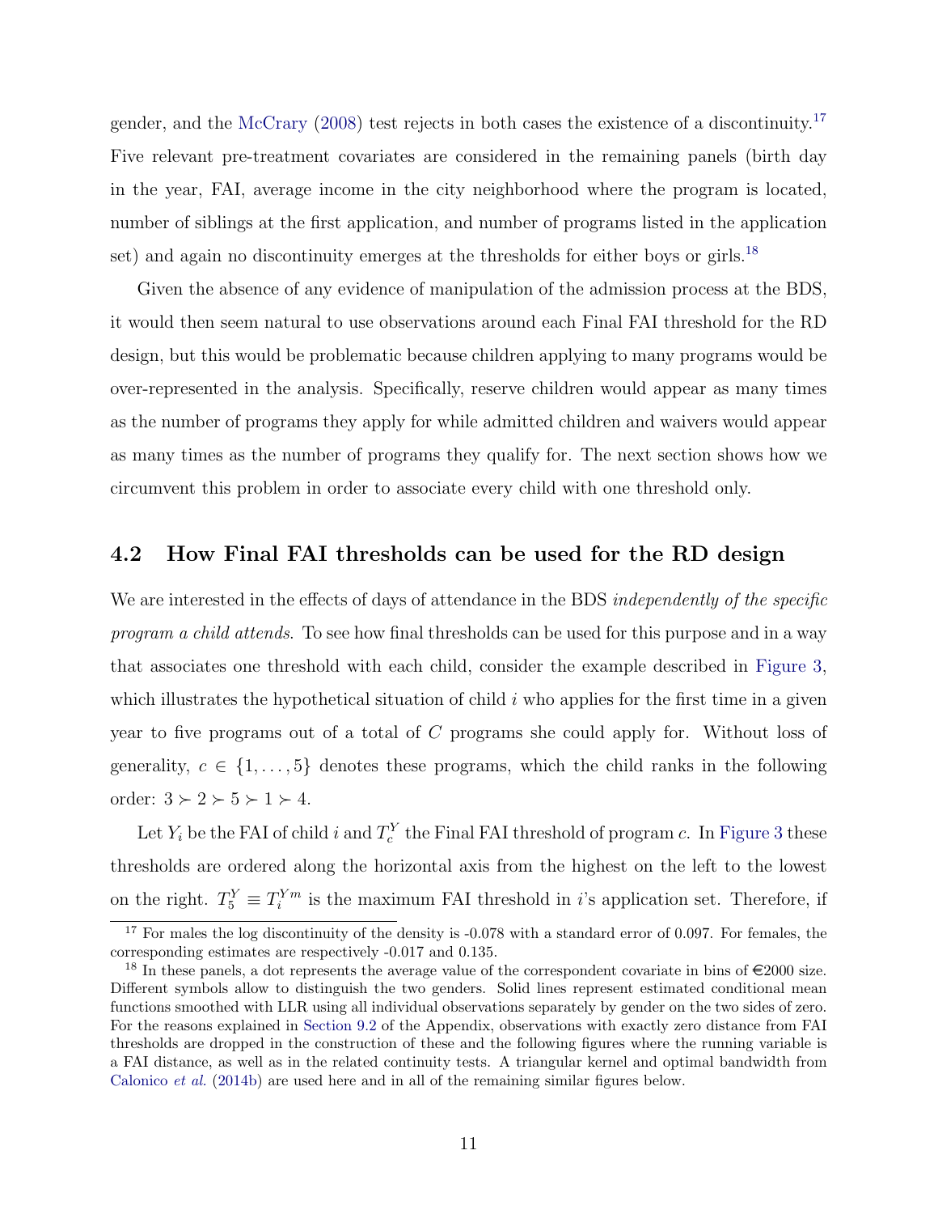gender, and the McCrary (2008) test rejects in both cases the existence of a discontinuity.[17] Five relevant pre-treatment covariates are considered in the remaining panels (birth day in the year, FAI, average income in the city neighborhood where the program is located, number of siblings at the first application, and number of programs listed in the application set) and again no discontinuity emerges at the thresholds for either boys or girls.[18]

Given the absence of any evidence of manipulation of the admission process at the BDS, it would then seem natural to use observations around each Final FAI threshold for the RD design, but this would be problematic because children applying to many programs would be over-represented in the analysis. Specifically, reserve children would appear as many times as the number of programs they apply for while admitted children and waivers would appear as many times as the number of programs they qualify for. The next section shows how we circumvent this problem in order to associate every child with one threshold only.

## 4.2 How Final FAI thresholds can be used for the RD design

We are interested in the effects of days of attendance in the BDS *independently of the specific program a child attends*. To see how final thresholds can be used for this purpose and in a way that associates one threshold with each child, consider the example described in Figure 3, which illustrates the hypothetical situation of child $i$ who applies for the first time in a given year to five programs out of a total of $C$ programs she could apply for. Without loss of generality, $c \in \{1, \ldots, 5\}$ denotes these programs, which the child ranks in the following order: $3 \succ 2 \succ 5 \succ 1 \succ 4$.

Let $Y_i$ be the FAI of child $i$ and $T_c^Y$ the Final FAI threshold of program $c$. In Figure 3 these thresholds are ordered along the horizontal axis from the highest on the left to the lowest on the right. $T_5^Y \equiv T_i^{Ym}$ is the maximum FAI threshold in $i$'s application set. Therefore, if

[17] For males the log discontinuity of the density is -0.078 with a standard error of 0.097. For females, the corresponding estimates are respectively -0.017 and 0.135.

[18] In these panels, a dot represents the average value of the correspondent covariate in bins of €2000 size. Different symbols allow to distinguish the two genders. Solid lines represent estimated conditional mean functions smoothed with LLR using all individual observations separately by gender on the two sides of zero. For the reasons explained in Section 9.2 of the Appendix, observations with exactly zero distance from FAI thresholds are dropped in the construction of these and the following figures where the running variable is a FAI distance, as well as in the related continuity tests. A triangular kernel and optimal bandwidth from Calonico *et al.* (2014b) are used here and in all of the remaining similar figures below.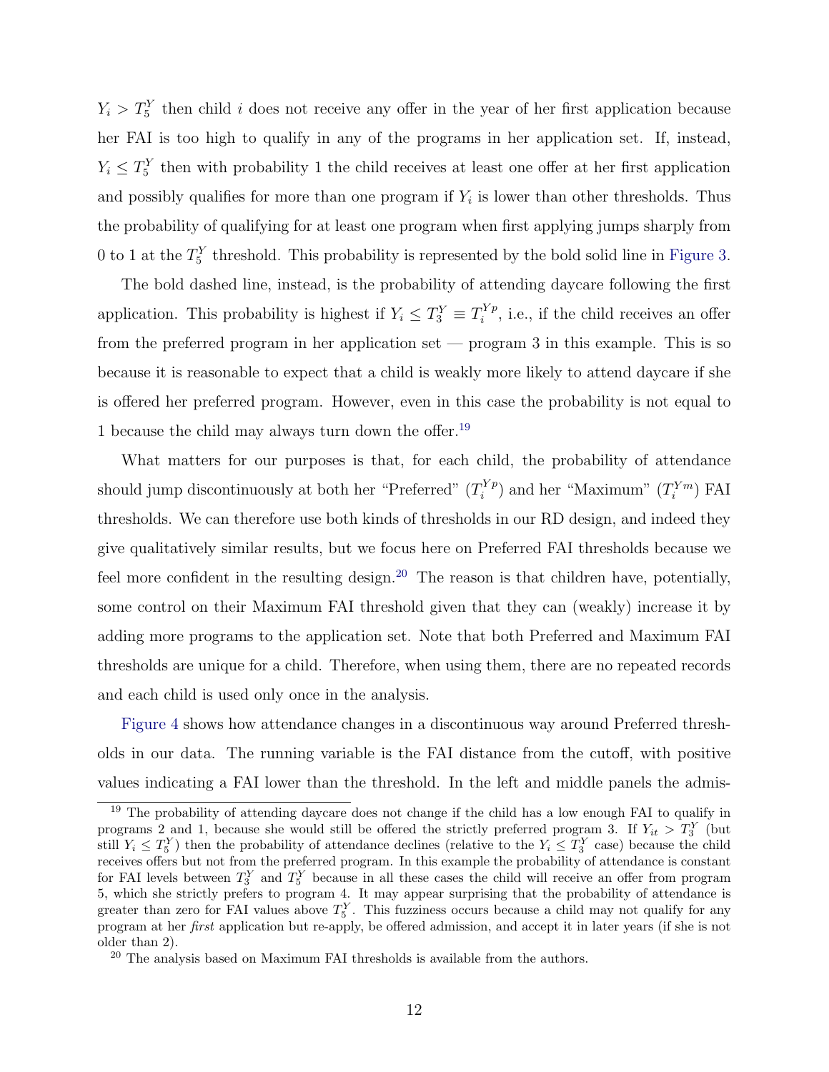$Y_i > T_5^Y$ then child $i$ does not receive any offer in the year of her first application because her FAI is too high to qualify in any of the programs in her application set. If, instead, $Y_i \leq T_5^Y$ then with probability 1 the child receives at least one offer at her first application and possibly qualifies for more than one program if $Y_i$ is lower than other thresholds. Thus the probability of qualifying for at least one program when first applying jumps sharply from 0 to 1 at the $T_5^Y$ threshold. This probability is represented by the bold solid line in Figure 3.

The bold dashed line, instead, is the probability of attending daycare following the first application. This probability is highest if $Y_i \leq T_3^Y \equiv T_i^{Yp}$, i.e., if the child receives an offer from the preferred program in her application set — program 3 in this example. This is so because it is reasonable to expect that a child is weakly more likely to attend daycare if she is offered her preferred program. However, even in this case the probability is not equal to 1 because the child may always turn down the offer.[19]

What matters for our purposes is that, for each child, the probability of attendance should jump discontinuously at both her "Preferred" ($T_i^{Yp}$) and her "Maximum" ($T_i^{Ym}$) FAI thresholds. We can therefore use both kinds of thresholds in our RD design, and indeed they give qualitatively similar results, but we focus here on Preferred FAI thresholds because we feel more confident in the resulting design.[20] The reason is that children have, potentially, some control on their Maximum FAI threshold given that they can (weakly) increase it by adding more programs to the application set. Note that both Preferred and Maximum FAI thresholds are unique for a child. Therefore, when using them, there are no repeated records and each child is used only once in the analysis.

Figure 4 shows how attendance changes in a discontinuous way around Preferred thresholds in our data. The running variable is the FAI distance from the cutoff, with positive values indicating a FAI lower than the threshold. In the left and middle panels the admis-

[19] The probability of attending daycare does not change if the child has a low enough FAI to qualify in programs 2 and 1, because she would still be offered the strictly preferred program 3. If $Y_{it} > T_3^Y$ (but still $Y_i \leq T_5^Y$) then the probability of attendance declines (relative to the $Y_i \leq T_3^Y$ case) because the child receives offers but not from the preferred program. In this example the probability of attendance is constant for FAI levels between $T_3^Y$ and $T_5^Y$ because in all these cases the child will receive an offer from program 5, which she strictly prefers to program 4. It may appear surprising that the probability of attendance is greater than zero for FAI values above $T_5^Y$. This fuzziness occurs because a child may not qualify for any program at her *first* application but re-apply, be offered admission, and accept it in later years (if she is not older than 2).

[20] The analysis based on Maximum FAI thresholds is available from the authors.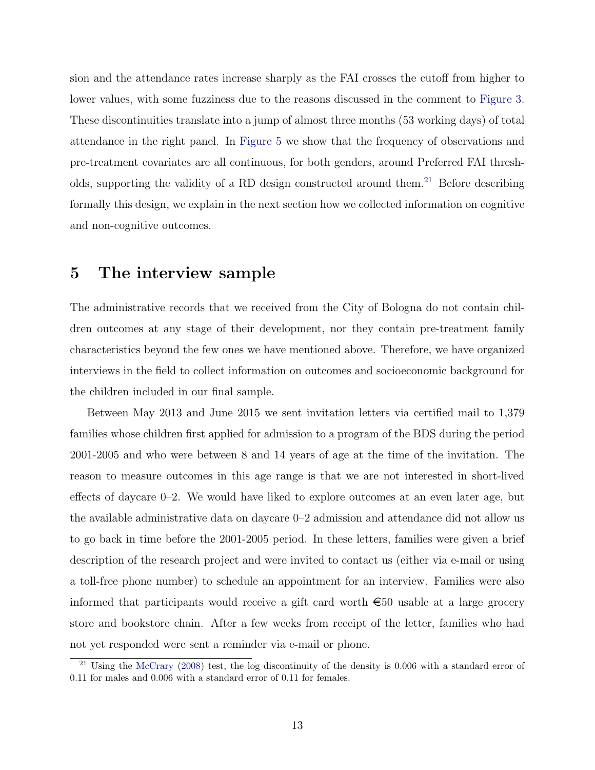sion and the attendance rates increase sharply as the FAI crosses the cutoff from higher to lower values, with some fuzziness due to the reasons discussed in the comment to Figure 3. These discontinuities translate into a jump of almost three months (53 working days) of total attendance in the right panel. In Figure 5 we show that the frequency of observations and pre-treatment covariates are all continuous, for both genders, around Preferred FAI thresholds, supporting the validity of a RD design constructed around them.[21] Before describing formally this design, we explain in the next section how we collected information on cognitive and non-cognitive outcomes.

# 5 The interview sample

The administrative records that we received from the City of Bologna do not contain children outcomes at any stage of their development, nor they contain pre-treatment family characteristics beyond the few ones we have mentioned above. Therefore, we have organized interviews in the field to collect information on outcomes and socioeconomic background for the children included in our final sample.

Between May 2013 and June 2015 we sent invitation letters via certified mail to 1,379 families whose children first applied for admission to a program of the BDS during the period 2001-2005 and who were between 8 and 14 years of age at the time of the invitation. The reason to measure outcomes in this age range is that we are not interested in short-lived effects of daycare 0–2. We would have liked to explore outcomes at an even later age, but the available administrative data on daycare 0–2 admission and attendance did not allow us to go back in time before the 2001-2005 period. In these letters, families were given a brief description of the research project and were invited to contact us (either via e-mail or using a toll-free phone number) to schedule an appointment for an interview. Families were also informed that participants would receive a gift card worth €50 usable at a large grocery store and bookstore chain. After a few weeks from receipt of the letter, families who had not yet responded were sent a reminder via e-mail or phone.

[21] Using the McCrary (2008) test, the log discontinuity of the density is 0.006 with a standard error of 0.11 for males and 0.006 with a standard error of 0.11 for females.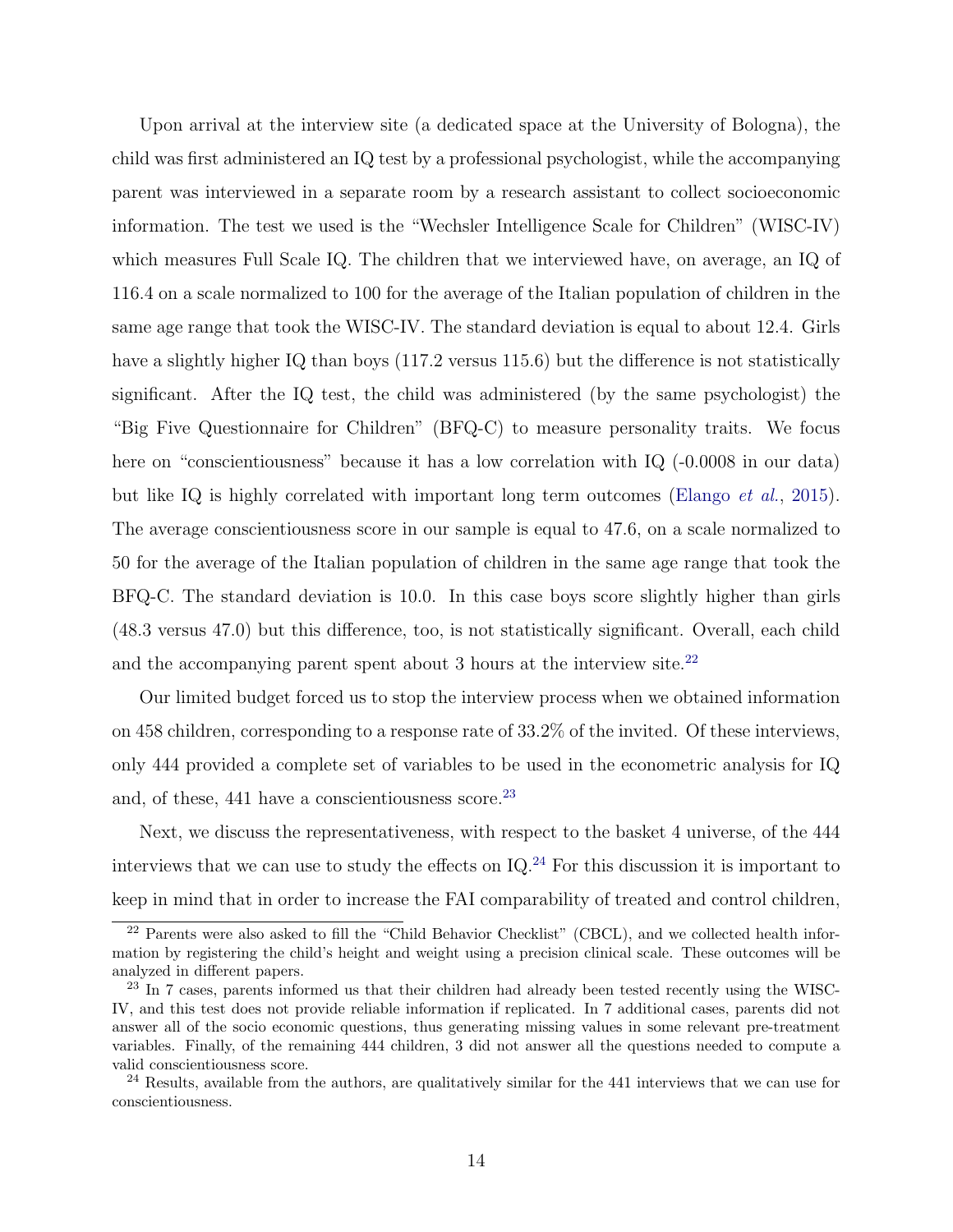Upon arrival at the interview site (a dedicated space at the University of Bologna), the child was first administered an IQ test by a professional psychologist, while the accompanying parent was interviewed in a separate room by a research assistant to collect socioeconomic information. The test we used is the "Wechsler Intelligence Scale for Children" (WISC-IV) which measures Full Scale IQ. The children that we interviewed have, on average, an IQ of 116.4 on a scale normalized to 100 for the average of the Italian population of children in the same age range that took the WISC-IV. The standard deviation is equal to about 12.4. Girls have a slightly higher IQ than boys (117.2 versus 115.6) but the difference is not statistically significant. After the IQ test, the child was administered (by the same psychologist) the "Big Five Questionnaire for Children" (BFQ-C) to measure personality traits. We focus here on "conscientiousness" because it has a low correlation with IQ (-0.0008 in our data) but like IQ is highly correlated with important long term outcomes (Elango *et al.*, 2015). The average conscientiousness score in our sample is equal to 47.6, on a scale normalized to 50 for the average of the Italian population of children in the same age range that took the BFQ-C. The standard deviation is 10.0. In this case boys score slightly higher than girls (48.3 versus 47.0) but this difference, too, is not statistically significant. Overall, each child and the accompanying parent spent about 3 hours at the interview site.[22]

Our limited budget forced us to stop the interview process when we obtained information on 458 children, corresponding to a response rate of 33.2% of the invited. Of these interviews, only 444 provided a complete set of variables to be used in the econometric analysis for IQ and, of these, 441 have a conscientiousness score.[23]

Next, we discuss the representativeness, with respect to the basket 4 universe, of the 444 interviews that we can use to study the effects on IQ.[24] For this discussion it is important to keep in mind that in order to increase the FAI comparability of treated and control children,

[22] Parents were also asked to fill the "Child Behavior Checklist" (CBCL), and we collected health information by registering the child's height and weight using a precision clinical scale. These outcomes will be analyzed in different papers.

[23] In 7 cases, parents informed us that their children had already been tested recently using the WISC-IV, and this test does not provide reliable information if replicated. In 7 additional cases, parents did not answer all of the socio economic questions, thus generating missing values in some relevant pre-treatment variables. Finally, of the remaining 444 children, 3 did not answer all the questions needed to compute a valid conscientiousness score.

[24] Results, available from the authors, are qualitatively similar for the 441 interviews that we can use for conscientiousness.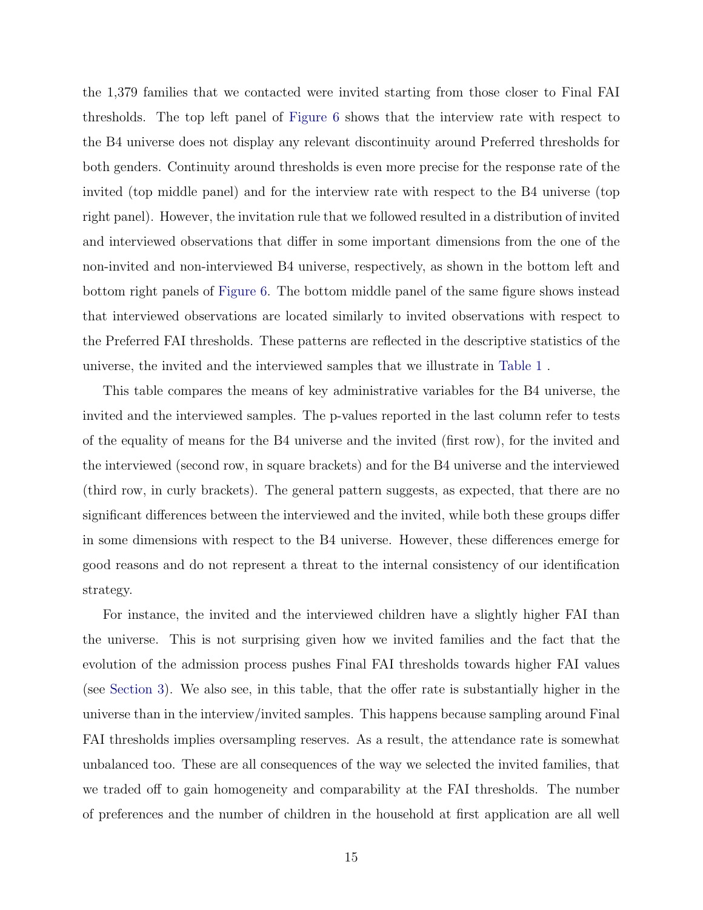the 1,379 families that we contacted were invited starting from those closer to Final FAI thresholds. The top left panel of Figure 6 shows that the interview rate with respect to the B4 universe does not display any relevant discontinuity around Preferred thresholds for both genders. Continuity around thresholds is even more precise for the response rate of the invited (top middle panel) and for the interview rate with respect to the B4 universe (top right panel). However, the invitation rule that we followed resulted in a distribution of invited and interviewed observations that differ in some important dimensions from the one of the non-invited and non-interviewed B4 universe, respectively, as shown in the bottom left and bottom right panels of Figure 6. The bottom middle panel of the same figure shows instead that interviewed observations are located similarly to invited observations with respect to the Preferred FAI thresholds. These patterns are reflected in the descriptive statistics of the universe, the invited and the interviewed samples that we illustrate in Table 1 .

This table compares the means of key administrative variables for the B4 universe, the invited and the interviewed samples. The p-values reported in the last column refer to tests of the equality of means for the B4 universe and the invited (first row), for the invited and the interviewed (second row, in square brackets) and for the B4 universe and the interviewed (third row, in curly brackets). The general pattern suggests, as expected, that there are no significant differences between the interviewed and the invited, while both these groups differ in some dimensions with respect to the B4 universe. However, these differences emerge for good reasons and do not represent a threat to the internal consistency of our identification strategy.

For instance, the invited and the interviewed children have a slightly higher FAI than the universe. This is not surprising given how we invited families and the fact that the evolution of the admission process pushes Final FAI thresholds towards higher FAI values (see Section 3). We also see, in this table, that the offer rate is substantially higher in the universe than in the interview/invited samples. This happens because sampling around Final FAI thresholds implies oversampling reserves. As a result, the attendance rate is somewhat unbalanced too. These are all consequences of the way we selected the invited families, that we traded off to gain homogeneity and comparability at the FAI thresholds. The number of preferences and the number of children in the household at first application are all well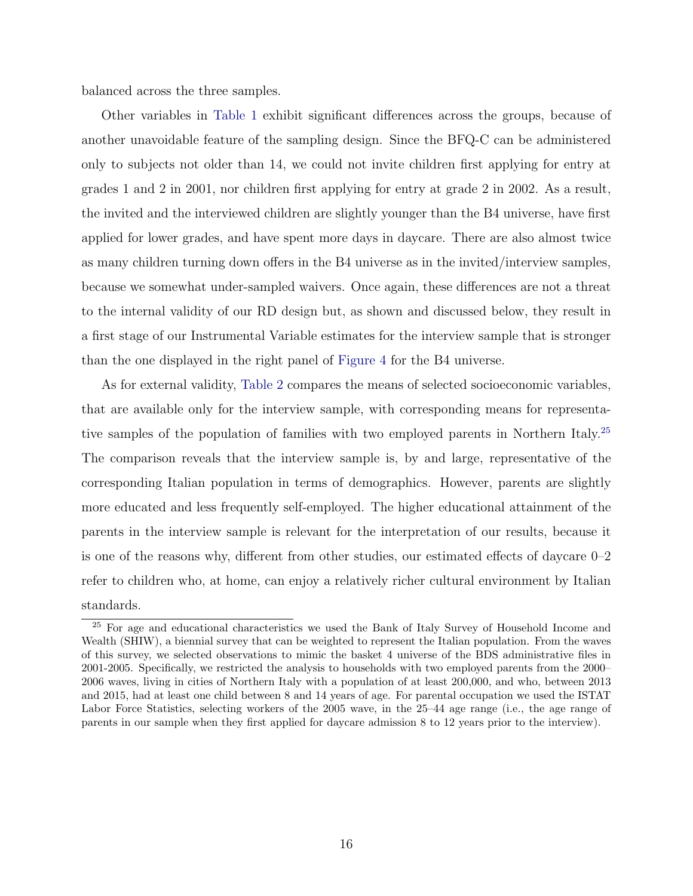balanced across the three samples.

Other variables in Table 1 exhibit significant differences across the groups, because of another unavoidable feature of the sampling design. Since the BFQ-C can be administered only to subjects not older than 14, we could not invite children first applying for entry at grades 1 and 2 in 2001, nor children first applying for entry at grade 2 in 2002. As a result, the invited and the interviewed children are slightly younger than the B4 universe, have first applied for lower grades, and have spent more days in daycare. There are also almost twice as many children turning down offers in the B4 universe as in the invited/interview samples, because we somewhat under-sampled waivers. Once again, these differences are not a threat to the internal validity of our RD design but, as shown and discussed below, they result in a first stage of our Instrumental Variable estimates for the interview sample that is stronger than the one displayed in the right panel of Figure 4 for the B4 universe.

As for external validity, Table 2 compares the means of selected socioeconomic variables, that are available only for the interview sample, with corresponding means for representative samples of the population of families with two employed parents in Northern Italy.[25] The comparison reveals that the interview sample is, by and large, representative of the corresponding Italian population in terms of demographics. However, parents are slightly more educated and less frequently self-employed. The higher educational attainment of the parents in the interview sample is relevant for the interpretation of our results, because it is one of the reasons why, different from other studies, our estimated effects of daycare 0–2 refer to children who, at home, can enjoy a relatively richer cultural environment by Italian standards.

[25] For age and educational characteristics we used the Bank of Italy Survey of Household Income and Wealth (SHIW), a biennial survey that can be weighted to represent the Italian population. From the waves of this survey, we selected observations to mimic the basket 4 universe of the BDS administrative files in 2001-2005. Specifically, we restricted the analysis to households with two employed parents from the 2000–2006 waves, living in cities of Northern Italy with a population of at least 200,000, and who, between 2013 and 2015, had at least one child between 8 and 14 years of age. For parental occupation we used the ISTAT Labor Force Statistics, selecting workers of the 2005 wave, in the 25–44 age range (i.e., the age range of parents in our sample when they first applied for daycare admission 8 to 12 years prior to the interview).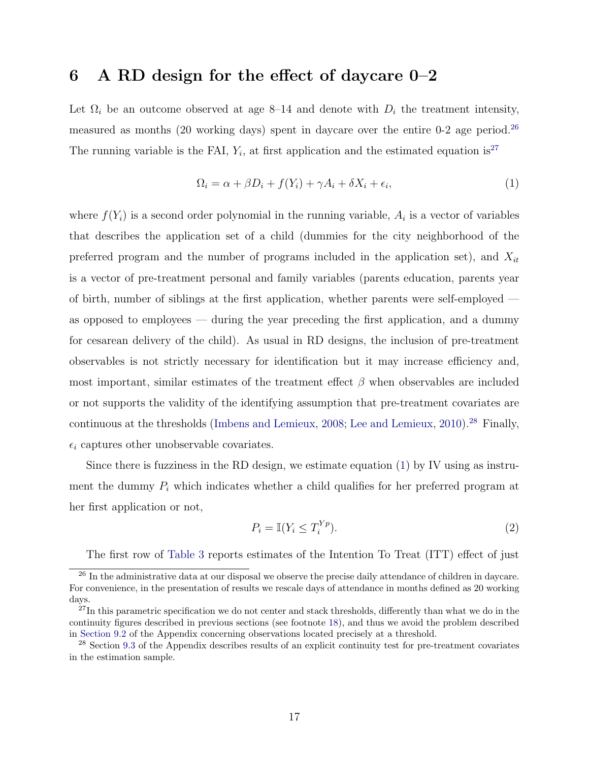## 6 A RD design for the effect of daycare 0–2

Let $\Omega_i$ be an outcome observed at age 8–14 and denote with $D_i$ the treatment intensity, measured as months (20 working days) spent in daycare over the entire 0-2 age period.[26] The running variable is the FAI, $Y_i$, at first application and the estimated equation is[27]

$$\Omega_i = \alpha + \beta D_i + f(Y_i) + \gamma A_i + \delta X_i + \epsilon_i, \tag{1}$$

where $f(Y_i)$ is a second order polynomial in the running variable, $A_i$ is a vector of variables that describes the application set of a child (dummies for the city neighborhood of the preferred program and the number of programs included in the application set), and $X_{it}$ is a vector of pre-treatment personal and family variables (parents education, parents year of birth, number of siblings at the first application, whether parents were self-employed — as opposed to employees — during the year preceding the first application, and a dummy for cesarean delivery of the child). As usual in RD designs, the inclusion of pre-treatment observables is not strictly necessary for identification but it may increase efficiency and, most important, similar estimates of the treatment effect $\beta$ when observables are included or not supports the validity of the identifying assumption that pre-treatment covariates are continuous at the thresholds (Imbens and Lemieux, 2008; Lee and Lemieux, 2010).[28] Finally, $\epsilon_i$ captures other unobservable covariates.

Since there is fuzziness in the RD design, we estimate equation (1) by IV using as instrument the dummy $P_i$ which indicates whether a child qualifies for her preferred program at her first application or not,

$$P_i = \mathbb{I}(Y_i \leq T_i^{Yp}). \tag{2}$$

The first row of Table 3 reports estimates of the Intention To Treat (ITT) effect of just

[26] In the administrative data at our disposal we observe the precise daily attendance of children in daycare. For convenience, in the presentation of results we rescale days of attendance in months defined as 20 working days.

[27] In this parametric specification we do not center and stack thresholds, differently than what we do in the continuity figures described in previous sections (see footnote 18), and thus we avoid the problem described in Section 9.2 of the Appendix concerning observations located precisely at a threshold.

[28] Section 9.3 of the Appendix describes results of an explicit continuity test for pre-treatment covariates in the estimation sample.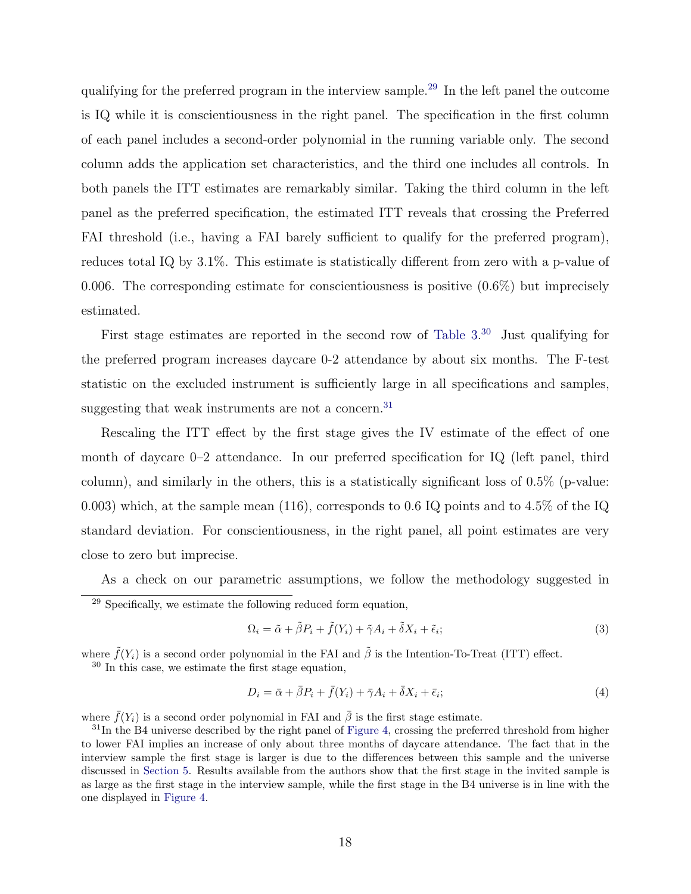qualifying for the preferred program in the interview sample.[29] In the left panel the outcome is IQ while it is conscientiousness in the right panel. The specification in the first column of each panel includes a second-order polynomial in the running variable only. The second column adds the application set characteristics, and the third one includes all controls. In both panels the ITT estimates are remarkably similar. Taking the third column in the left panel as the preferred specification, the estimated ITT reveals that crossing the Preferred FAI threshold (i.e., having a FAI barely sufficient to qualify for the preferred program), reduces total IQ by 3.1%. This estimate is statistically different from zero with a p-value of 0.006. The corresponding estimate for conscientiousness is positive (0.6%) but imprecisely estimated.

First stage estimates are reported in the second row of Table 3.[30] Just qualifying for the preferred program increases daycare 0-2 attendance by about six months. The F-test statistic on the excluded instrument is sufficiently large in all specifications and samples, suggesting that weak instruments are not a concern.[31]

Rescaling the ITT effect by the first stage gives the IV estimate of the effect of one month of daycare 0–2 attendance. In our preferred specification for IQ (left panel, third column), and similarly in the others, this is a statistically significant loss of 0.5% (p-value: 0.003) which, at the sample mean (116), corresponds to 0.6 IQ points and to 4.5% of the IQ standard deviation. For conscientiousness, in the right panel, all point estimates are very close to zero but imprecise.

As a check on our parametric assumptions, we follow the methodology suggested in

---

[29] Specifically, we estimate the following reduced form equation,

$$\Omega_i = \tilde{\alpha} + \tilde{\beta} P_i + \tilde{f}(Y_i) + \tilde{\gamma} A_i + \tilde{\delta} X_i + \tilde{\epsilon}_i; \tag{3}$$

where $\tilde{f}(Y_i)$ is a second order polynomial in the FAI and $\tilde{\beta}$ is the Intention-To-Treat (ITT) effect.

[30] In this case, we estimate the first stage equation,

$$D_i = \bar{\alpha} + \bar{\beta} P_i + \bar{f}(Y_i) + \bar{\gamma} A_i + \bar{\delta} X_i + \bar{\epsilon}_i; \tag{4}$$

where $\bar{f}(Y_i)$ is a second order polynomial in FAI and $\bar{\beta}$ is the first stage estimate.

[31] In the B4 universe described by the right panel of Figure 4, crossing the preferred threshold from higher to lower FAI implies an increase of only about three months of daycare attendance. The fact that in the interview sample the first stage is larger is due to the differences between this sample and the universe discussed in Section 5. Results available from the authors show that the first stage in the invited sample is as large as the first stage in the interview sample, while the first stage in the B4 universe is in line with the one displayed in Figure 4.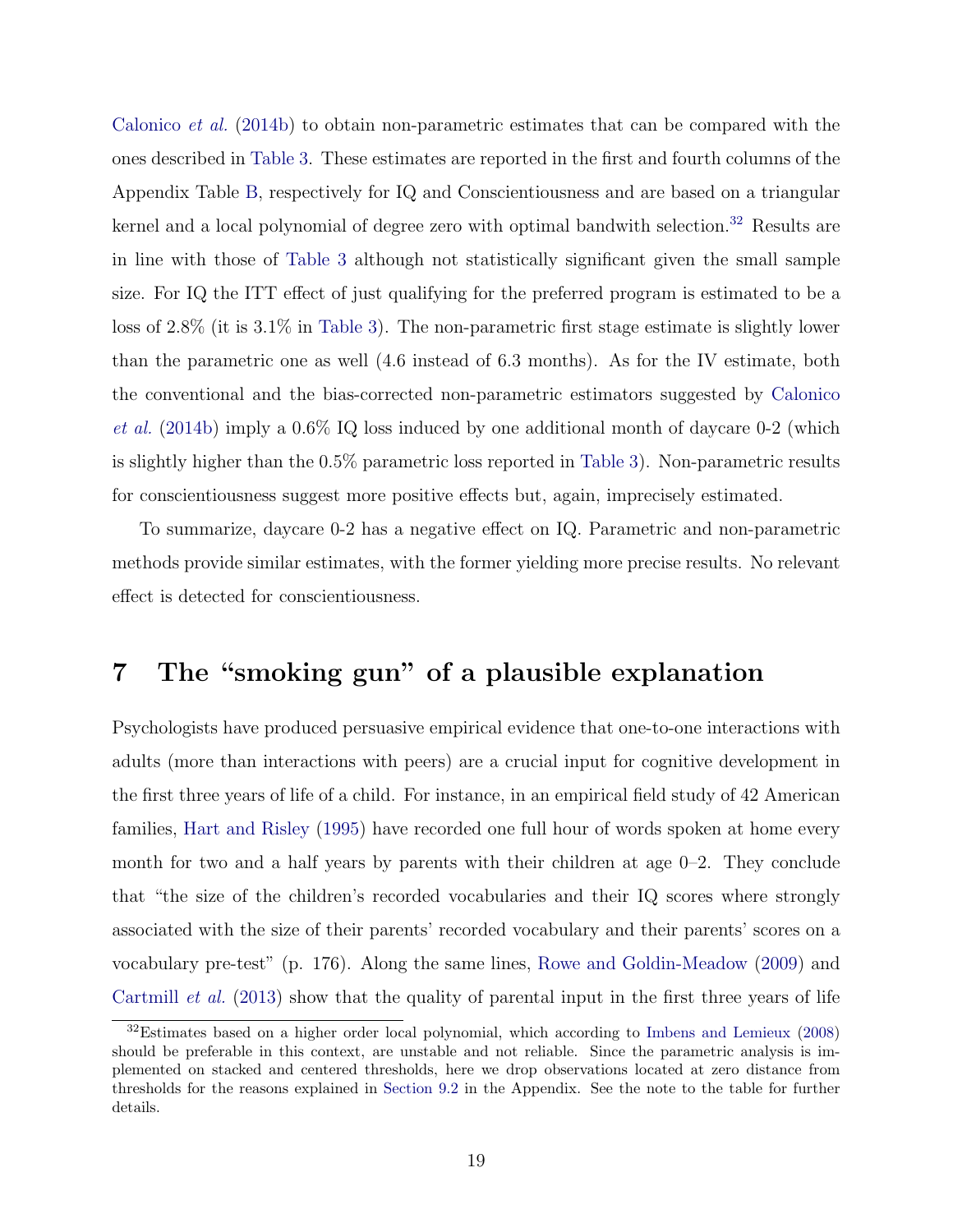Calonico *et al.* (2014b) to obtain non-parametric estimates that can be compared with the ones described in Table 3. These estimates are reported in the first and fourth columns of the Appendix Table B, respectively for IQ and Conscientiousness and are based on a triangular kernel and a local polynomial of degree zero with optimal bandwith selection.[32] Results are in line with those of Table 3 although not statistically significant given the small sample size. For IQ the ITT effect of just qualifying for the preferred program is estimated to be a loss of 2.8% (it is 3.1% in Table 3). The non-parametric first stage estimate is slightly lower than the parametric one as well (4.6 instead of 6.3 months). As for the IV estimate, both the conventional and the bias-corrected non-parametric estimators suggested by Calonico *et al.* (2014b) imply a 0.6% IQ loss induced by one additional month of daycare 0-2 (which is slightly higher than the 0.5% parametric loss reported in Table 3). Non-parametric results for conscientiousness suggest more positive effects but, again, imprecisely estimated.

To summarize, daycare 0-2 has a negative effect on IQ. Parametric and non-parametric methods provide similar estimates, with the former yielding more precise results. No relevant effect is detected for conscientiousness.

# 7 The "smoking gun" of a plausible explanation

Psychologists have produced persuasive empirical evidence that one-to-one interactions with adults (more than interactions with peers) are a crucial input for cognitive development in the first three years of life of a child. For instance, in an empirical field study of 42 American families, Hart and Risley (1995) have recorded one full hour of words spoken at home every month for two and a half years by parents with their children at age 0–2. They conclude that "the size of the children's recorded vocabularies and their IQ scores where strongly associated with the size of their parents' recorded vocabulary and their parents' scores on a vocabulary pre-test" (p. 176). Along the same lines, Rowe and Goldin-Meadow (2009) and Cartmill *et al.* (2013) show that the quality of parental input in the first three years of life

[32] Estimates based on a higher order local polynomial, which according to Imbens and Lemieux (2008) should be preferable in this context, are unstable and not reliable. Since the parametric analysis is implemented on stacked and centered thresholds, here we drop observations located at zero distance from thresholds for the reasons explained in Section 9.2 in the Appendix. See the note to the table for further details.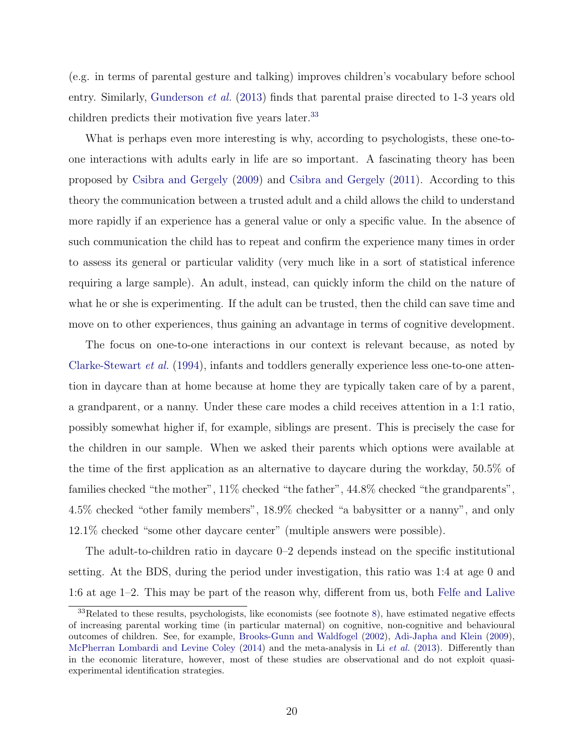(e.g. in terms of parental gesture and talking) improves children's vocabulary before school entry. Similarly, Gunderson *et al.* (2013) finds that parental praise directed to 1-3 years old children predicts their motivation five years later.[33]

What is perhaps even more interesting is why, according to psychologists, these one-to-one interactions with adults early in life are so important. A fascinating theory has been proposed by Csibra and Gergely (2009) and Csibra and Gergely (2011). According to this theory the communication between a trusted adult and a child allows the child to understand more rapidly if an experience has a general value or only a specific value. In the absence of such communication the child has to repeat and confirm the experience many times in order to assess its general or particular validity (very much like in a sort of statistical inference requiring a large sample). An adult, instead, can quickly inform the child on the nature of what he or she is experimenting. If the adult can be trusted, then the child can save time and move on to other experiences, thus gaining an advantage in terms of cognitive development.

The focus on one-to-one interactions in our context is relevant because, as noted by Clarke-Stewart *et al.* (1994), infants and toddlers generally experience less one-to-one attention in daycare than at home because at home they are typically taken care of by a parent, a grandparent, or a nanny. Under these care modes a child receives attention in a 1:1 ratio, possibly somewhat higher if, for example, siblings are present. This is precisely the case for the children in our sample. When we asked their parents which options were available at the time of the first application as an alternative to daycare during the workday, 50.5% of families checked "the mother", 11% checked "the father", 44.8% checked "the grandparents", 4.5% checked "other family members", 18.9% checked "a babysitter or a nanny", and only 12.1% checked "some other daycare center" (multiple answers were possible).

The adult-to-children ratio in daycare 0–2 depends instead on the specific institutional setting. At the BDS, during the period under investigation, this ratio was 1:4 at age 0 and 1:6 at age 1–2. This may be part of the reason why, different from us, both Felfe and Lalive

[33] Related to these results, psychologists, like economists (see footnote 8), have estimated negative effects of increasing parental working time (in particular maternal) on cognitive, non-cognitive and behavioural outcomes of children. See, for example, Brooks-Gunn and Waldfogel (2002), Adi-Japha and Klein (2009), McPherran Lombardi and Levine Coley (2014) and the meta-analysis in Li *et al.* (2013). Differently than in the economic literature, however, most of these studies are observational and do not exploit quasi-experimental identification strategies.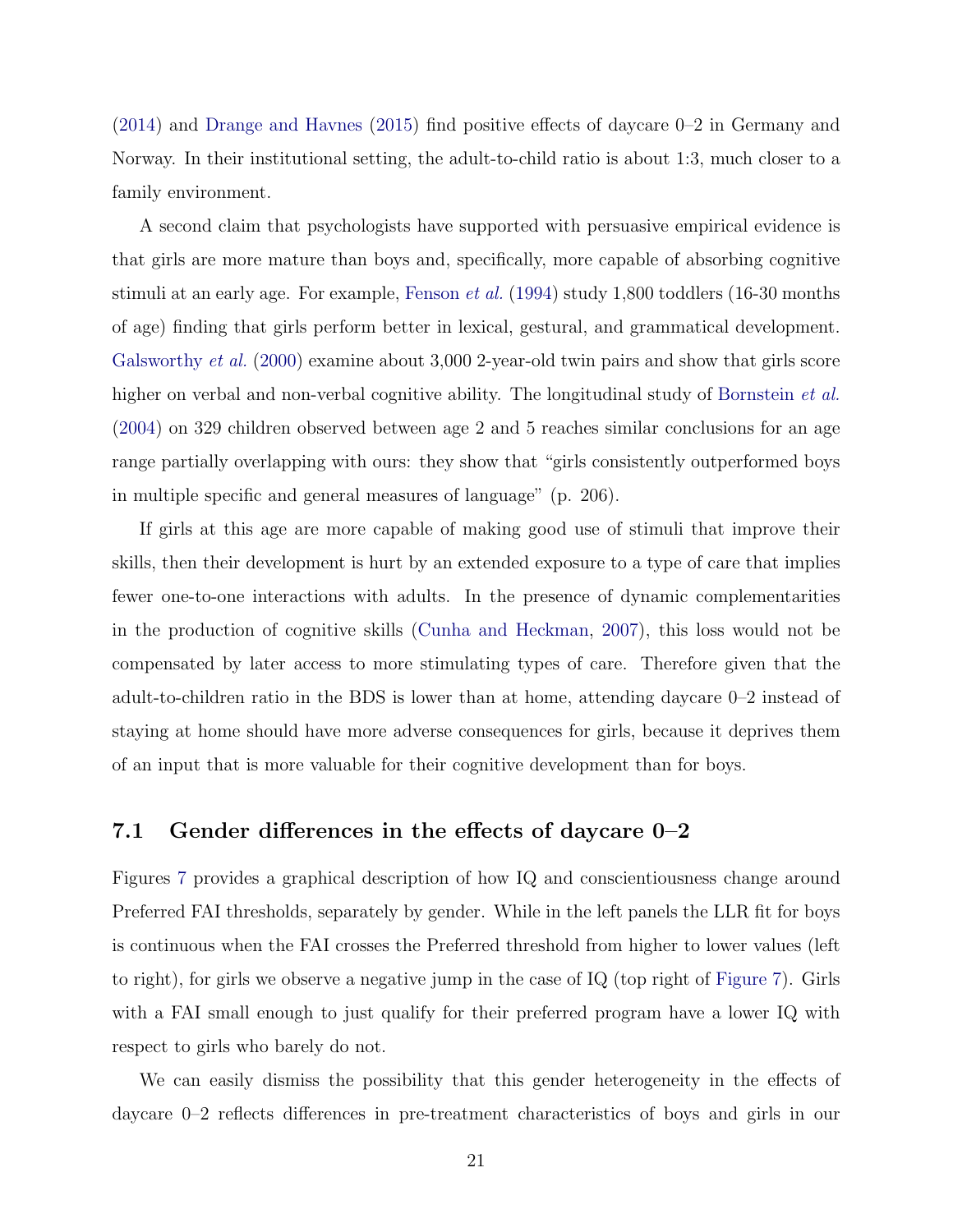(2014) and Drange and Havnes (2015) find positive effects of daycare 0–2 in Germany and Norway. In their institutional setting, the adult-to-child ratio is about 1:3, much closer to a family environment.

A second claim that psychologists have supported with persuasive empirical evidence is that girls are more mature than boys and, specifically, more capable of absorbing cognitive stimuli at an early age. For example, Fenson *et al.* (1994) study 1,800 toddlers (16-30 months of age) finding that girls perform better in lexical, gestural, and grammatical development. Galsworthy *et al.* (2000) examine about 3,000 2-year-old twin pairs and show that girls score higher on verbal and non-verbal cognitive ability. The longitudinal study of Bornstein *et al.* (2004) on 329 children observed between age 2 and 5 reaches similar conclusions for an age range partially overlapping with ours: they show that "girls consistently outperformed boys in multiple specific and general measures of language" (p. 206).

If girls at this age are more capable of making good use of stimuli that improve their skills, then their development is hurt by an extended exposure to a type of care that implies fewer one-to-one interactions with adults. In the presence of dynamic complementarities in the production of cognitive skills (Cunha and Heckman, 2007), this loss would not be compensated by later access to more stimulating types of care. Therefore given that the adult-to-children ratio in the BDS is lower than at home, attending daycare 0–2 instead of staying at home should have more adverse consequences for girls, because it deprives them of an input that is more valuable for their cognitive development than for boys.

### 7.1 Gender differences in the effects of daycare 0–2

Figures 7 provides a graphical description of how IQ and conscientiousness change around Preferred FAI thresholds, separately by gender. While in the left panels the LLR fit for boys is continuous when the FAI crosses the Preferred threshold from higher to lower values (left to right), for girls we observe a negative jump in the case of IQ (top right of Figure 7). Girls with a FAI small enough to just qualify for their preferred program have a lower IQ with respect to girls who barely do not.

We can easily dismiss the possibility that this gender heterogeneity in the effects of daycare 0–2 reflects differences in pre-treatment characteristics of boys and girls in our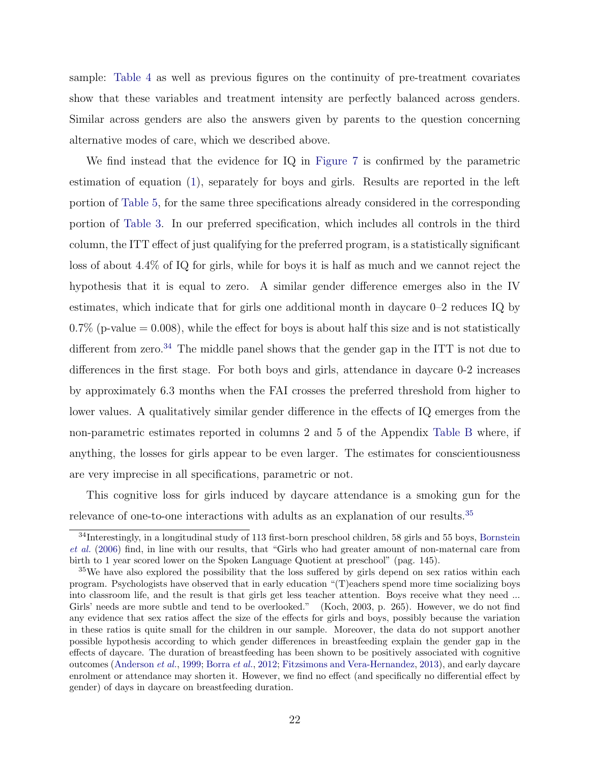sample: Table 4 as well as previous figures on the continuity of pre-treatment covariates show that these variables and treatment intensity are perfectly balanced across genders. Similar across genders are also the answers given by parents to the question concerning alternative modes of care, which we described above.

We find instead that the evidence for IQ in Figure 7 is confirmed by the parametric estimation of equation (1), separately for boys and girls. Results are reported in the left portion of Table 5, for the same three specifications already considered in the corresponding portion of Table 3. In our preferred specification, which includes all controls in the third column, the ITT effect of just qualifying for the preferred program, is a statistically significant loss of about 4.4% of IQ for girls, while for boys it is half as much and we cannot reject the hypothesis that it is equal to zero. A similar gender difference emerges also in the IV estimates, which indicate that for girls one additional month in daycare 0–2 reduces IQ by 0.7% (p-value = 0.008), while the effect for boys is about half this size and is not statistically different from zero.[34] The middle panel shows that the gender gap in the ITT is not due to differences in the first stage. For both boys and girls, attendance in daycare 0-2 increases by approximately 6.3 months when the FAI crosses the preferred threshold from higher to lower values. A qualitatively similar gender difference in the effects of IQ emerges from the non-parametric estimates reported in columns 2 and 5 of the Appendix Table B where, if anything, the losses for girls appear to be even larger. The estimates for conscientiousness are very imprecise in all specifications, parametric or not.

This cognitive loss for girls induced by daycare attendance is a smoking gun for the relevance of one-to-one interactions with adults as an explanation of our results.[35]

[34] Interestingly, in a longitudinal study of 113 first-born preschool children, 58 girls and 55 boys, Bornstein *et al.* (2006) find, in line with our results, that "Girls who had greater amount of non-maternal care from birth to 1 year scored lower on the Spoken Language Quotient at preschool" (pag. 145).

[35] We have also explored the possibility that the loss suffered by girls depend on sex ratios within each program. Psychologists have observed that in early education "(T)eachers spend more time socializing boys into classroom life, and the result is that girls get less teacher attention. Boys receive what they need ... Girls' needs are more subtle and tend to be overlooked." (Koch, 2003, p. 265). However, we do not find any evidence that sex ratios affect the size of the effects for girls and boys, possibly because the variation in these ratios is quite small for the children in our sample. Moreover, the data do not support another possible hypothesis according to which gender differences in breastfeeding explain the gender gap in the effects of daycare. The duration of breastfeeding has been shown to be positively associated with cognitive outcomes (Anderson *et al.*, 1999; Borra *et al.*, 2012; Fitzsimons and Vera-Hernandez, 2013), and early daycare enrolment or attendance may shorten it. However, we find no effect (and specifically no differential effect by gender) of days in daycare on breastfeeding duration.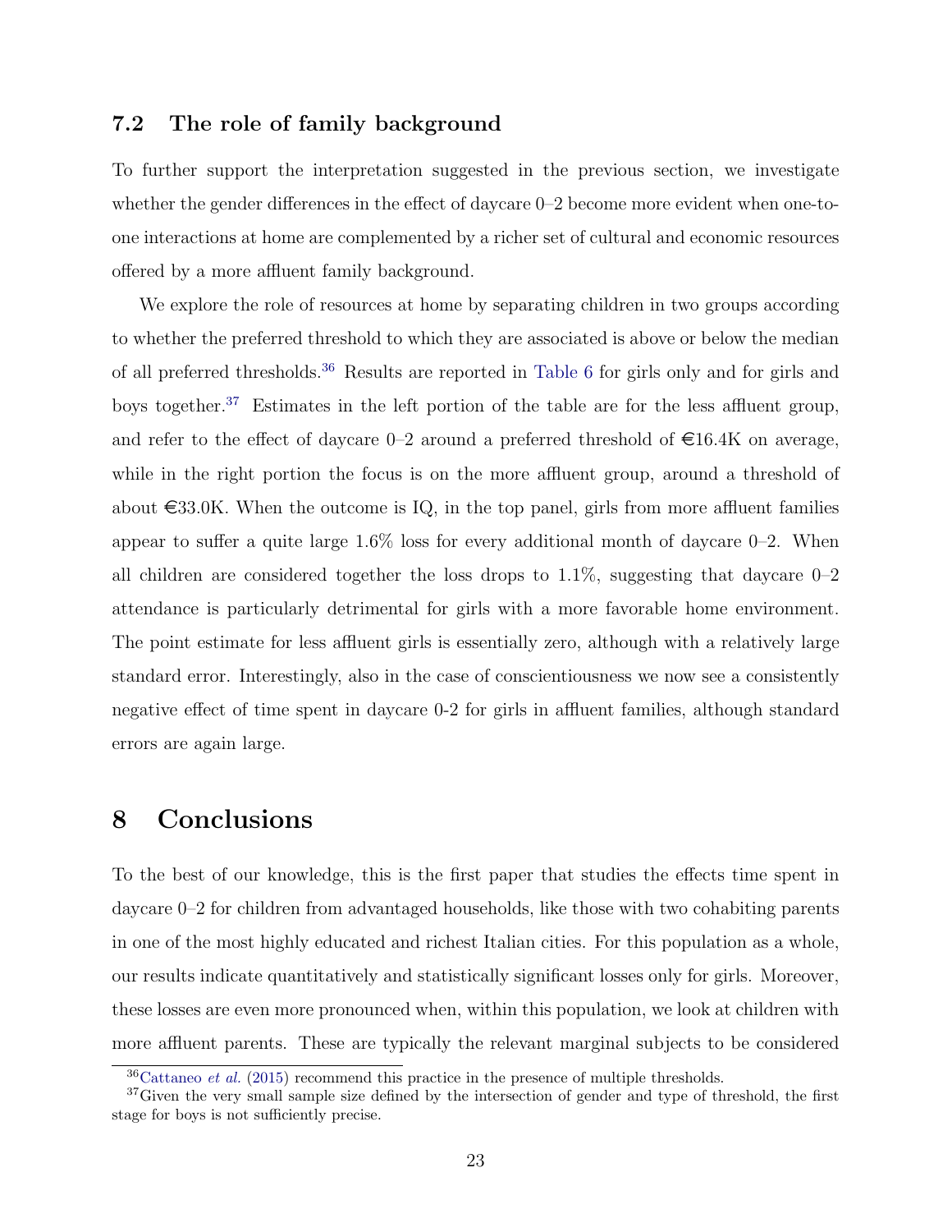### 7.2 The role of family background

To further support the interpretation suggested in the previous section, we investigate whether the gender differences in the effect of daycare 0–2 become more evident when one-to-one interactions at home are complemented by a richer set of cultural and economic resources offered by a more affluent family background.

We explore the role of resources at home by separating children in two groups according to whether the preferred threshold to which they are associated is above or below the median of all preferred thresholds.[36] Results are reported in Table 6 for girls only and for girls and boys together.[37] Estimates in the left portion of the table are for the less affluent group, and refer to the effect of daycare 0–2 around a preferred threshold of €16.4K on average, while in the right portion the focus is on the more affluent group, around a threshold of about €33.0K. When the outcome is IQ, in the top panel, girls from more affluent families appear to suffer a quite large 1.6% loss for every additional month of daycare 0–2. When all children are considered together the loss drops to 1.1%, suggesting that daycare 0–2 attendance is particularly detrimental for girls with a more favorable home environment. The point estimate for less affluent girls is essentially zero, although with a relatively large standard error. Interestingly, also in the case of conscientiousness we now see a consistently negative effect of time spent in daycare 0-2 for girls in affluent families, although standard errors are again large.

# 8 Conclusions

To the best of our knowledge, this is the first paper that studies the effects time spent in daycare 0–2 for children from advantaged households, like those with two cohabiting parents in one of the most highly educated and richest Italian cities. For this population as a whole, our results indicate quantitatively and statistically significant losses only for girls. Moreover, these losses are even more pronounced when, within this population, we look at children with more affluent parents. These are typically the relevant marginal subjects to be considered

[36] Cattaneo *et al.* (2015) recommend this practice in the presence of multiple thresholds.

[37] Given the very small sample size defined by the intersection of gender and type of threshold, the first stage for boys is not sufficiently precise.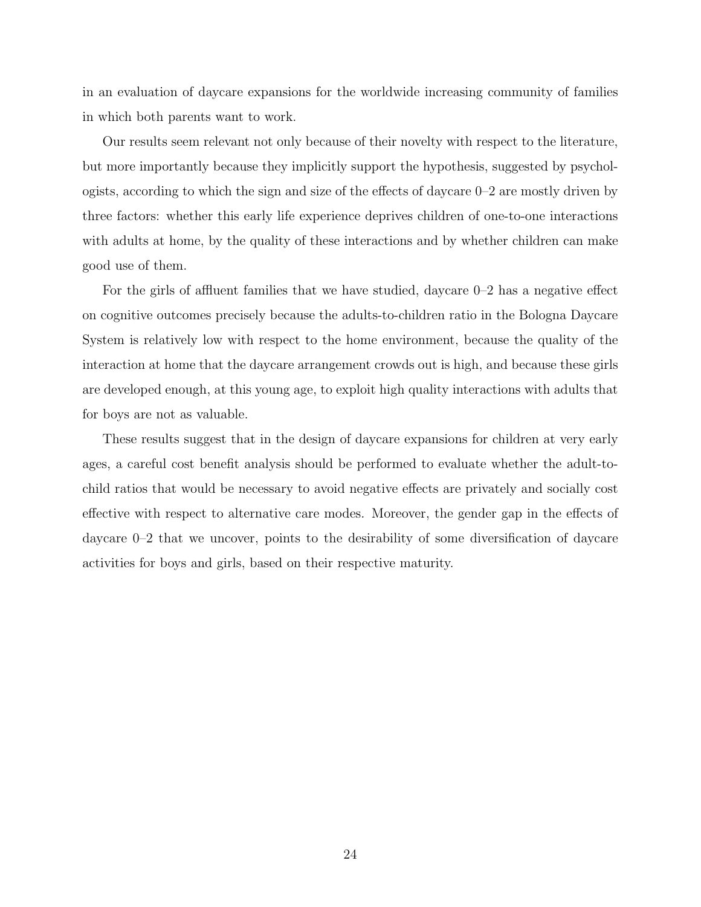in an evaluation of daycare expansions for the worldwide increasing community of families in which both parents want to work.

Our results seem relevant not only because of their novelty with respect to the literature, but more importantly because they implicitly support the hypothesis, suggested by psychologists, according to which the sign and size of the effects of daycare 0–2 are mostly driven by three factors: whether this early life experience deprives children of one-to-one interactions with adults at home, by the quality of these interactions and by whether children can make good use of them.

For the girls of affluent families that we have studied, daycare 0–2 has a negative effect on cognitive outcomes precisely because the adults-to-children ratio in the Bologna Daycare System is relatively low with respect to the home environment, because the quality of the interaction at home that the daycare arrangement crowds out is high, and because these girls are developed enough, at this young age, to exploit high quality interactions with adults that for boys are not as valuable.

These results suggest that in the design of daycare expansions for children at very early ages, a careful cost benefit analysis should be performed to evaluate whether the adult-to-child ratios that would be necessary to avoid negative effects are privately and socially cost effective with respect to alternative care modes. Moreover, the gender gap in the effects of daycare 0–2 that we uncover, points to the desirability of some diversification of daycare activities for boys and girls, based on their respective maturity.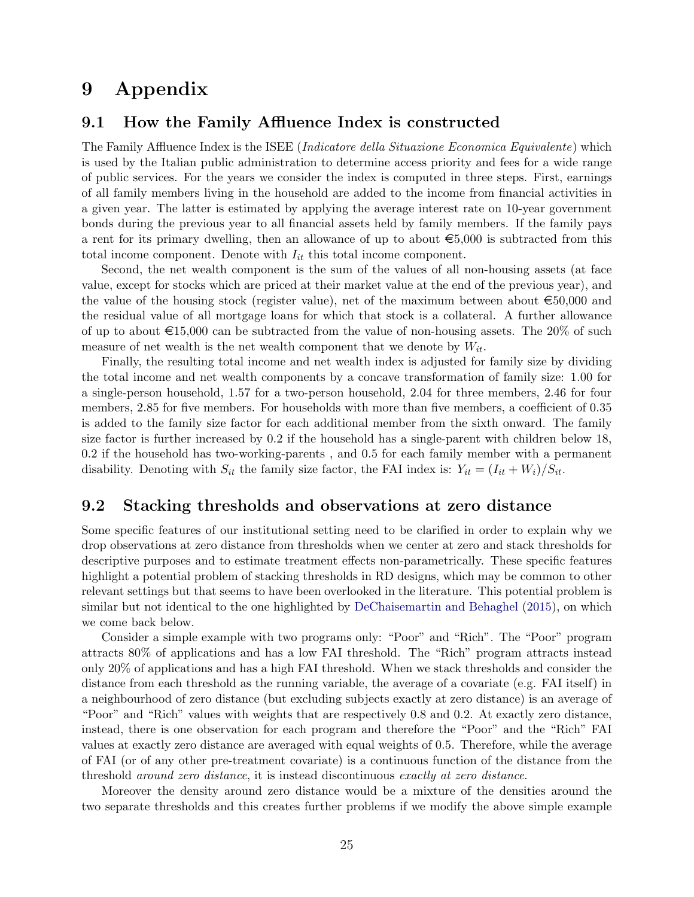# 9 Appendix

## 9.1 How the Family Affluence Index is constructed

The Family Affluence Index is the ISEE (*Indicatore della Situazione Economica Equivalente*) which is used by the Italian public administration to determine access priority and fees for a wide range of public services. For the years we consider the index is computed in three steps. First, earnings of all family members living in the household are added to the income from financial activities in a given year. The latter is estimated by applying the average interest rate on 10-year government bonds during the previous year to all financial assets held by family members. If the family pays a rent for its primary dwelling, then an allowance of up to about €5,000 is subtracted from this total income component. Denote with $I_{it}$ this total income component.

Second, the net wealth component is the sum of the values of all non-housing assets (at face value, except for stocks which are priced at their market value at the end of the previous year), and the value of the housing stock (register value), net of the maximum between about €50,000 and the residual value of all mortgage loans for which that stock is a collateral. A further allowance of up to about €15,000 can be subtracted from the value of non-housing assets. The 20% of such measure of net wealth is the net wealth component that we denote by $W_{it}$.

Finally, the resulting total income and net wealth index is adjusted for family size by dividing the total income and net wealth components by a concave transformation of family size: 1.00 for a single-person household, 1.57 for a two-person household, 2.04 for three members, 2.46 for four members, 2.85 for five members. For households with more than five members, a coefficient of 0.35 is added to the family size factor for each additional member from the sixth onward. The family size factor is further increased by 0.2 if the household has a single-parent with children below 18, 0.2 if the household has two-working-parents , and 0.5 for each family member with a permanent disability. Denoting with $S_{it}$ the family size factor, the FAI index is: $Y_{it} = (I_{it} + W_i)/S_{it}$.

## 9.2 Stacking thresholds and observations at zero distance

Some specific features of our institutional setting need to be clarified in order to explain why we drop observations at zero distance from thresholds when we center at zero and stack thresholds for descriptive purposes and to estimate treatment effects non-parametrically. These specific features highlight a potential problem of stacking thresholds in RD designs, which may be common to other relevant settings but that seems to have been overlooked in the literature. This potential problem is similar but not identical to the one highlighted by DeChaisemartin and Behaghel (2015), on which we come back below.

Consider a simple example with two programs only: "Poor" and "Rich". The "Poor" program attracts 80% of applications and has a low FAI threshold. The "Rich" program attracts instead only 20% of applications and has a high FAI threshold. When we stack thresholds and consider the distance from each threshold as the running variable, the average of a covariate (e.g. FAI itself) in a neighbourhood of zero distance (but excluding subjects exactly at zero distance) is an average of "Poor" and "Rich" values with weights that are respectively 0.8 and 0.2. At exactly zero distance, instead, there is one observation for each program and therefore the "Poor" and the "Rich" FAI values at exactly zero distance are averaged with equal weights of 0.5. Therefore, while the average of FAI (or of any other pre-treatment covariate) is a continuous function of the distance from the threshold *around zero distance*, it is instead discontinuous *exactly at zero distance*.

Moreover the density around zero distance would be a mixture of the densities around the two separate thresholds and this creates further problems if we modify the above simple example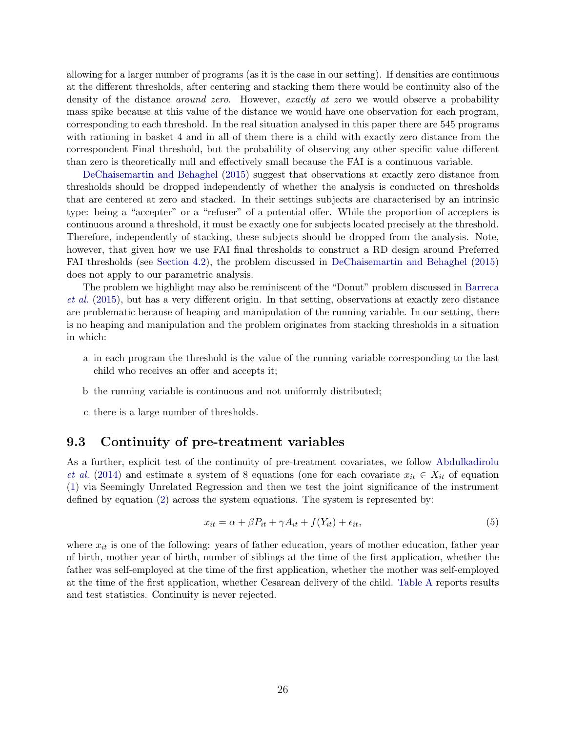allowing for a larger number of programs (as it is the case in our setting). If densities are continuous at the different thresholds, after centering and stacking them there would be continuity also of the density of the distance *around zero*. However, *exactly at zero* we would observe a probability mass spike because at this value of the distance we would have one observation for each program, corresponding to each threshold. In the real situation analysed in this paper there are 545 programs with rationing in basket 4 and in all of them there is a child with exactly zero distance from the correspondent Final threshold, but the probability of observing any other specific value different than zero is theoretically null and effectively small because the FAI is a continuous variable.

DeChaisemartin and Behaghel (2015) suggest that observations at exactly zero distance from thresholds should be dropped independently of whether the analysis is conducted on thresholds that are centered at zero and stacked. In their settings subjects are characterised by an intrinsic type: being a "accepter" or a "refuser" of a potential offer. While the proportion of accepters is continuous around a threshold, it must be exactly one for subjects located precisely at the threshold. Therefore, independently of stacking, these subjects should be dropped from the analysis. Note, however, that given how we use FAI final thresholds to construct a RD design around Preferred FAI thresholds (see Section 4.2), the problem discussed in DeChaisemartin and Behaghel (2015) does not apply to our parametric analysis.

The problem we highlight may also be reminiscent of the "Donut" problem discussed in Barreca *et al.* (2015), but has a very different origin. In that setting, observations at exactly zero distance are problematic because of heaping and manipulation of the running variable. In our setting, there is no heaping and manipulation and the problem originates from stacking thresholds in a situation in which:

a in each program the threshold is the value of the running variable corresponding to the last child who receives an offer and accepts it;

b the running variable is continuous and not uniformly distributed;

c there is a large number of thresholds.

## 9.3 Continuity of pre-treatment variables

As a further, explicit test of the continuity of pre-treatment covariates, we follow Abdulkadirolu *et al.* (2014) and estimate a system of 8 equations (one for each covariate $x_{it} \in X_{it}$ of equation (1) via Seemingly Unrelated Regression and then we test the joint significance of the instrument defined by equation (2) across the system equations. The system is represented by:

$$x_{it} = \alpha + \beta P_{it} + \gamma A_{it} + f(Y_{it}) + \epsilon_{it}, \tag{5}$$

where $x_{it}$ is one of the following: years of father education, years of mother education, father year of birth, mother year of birth, number of siblings at the time of the first application, whether the father was self-employed at the time of the first application, whether the mother was self-employed at the time of the first application, whether Cesarean delivery of the child. Table A reports results and test statistics. Continuity is never rejected.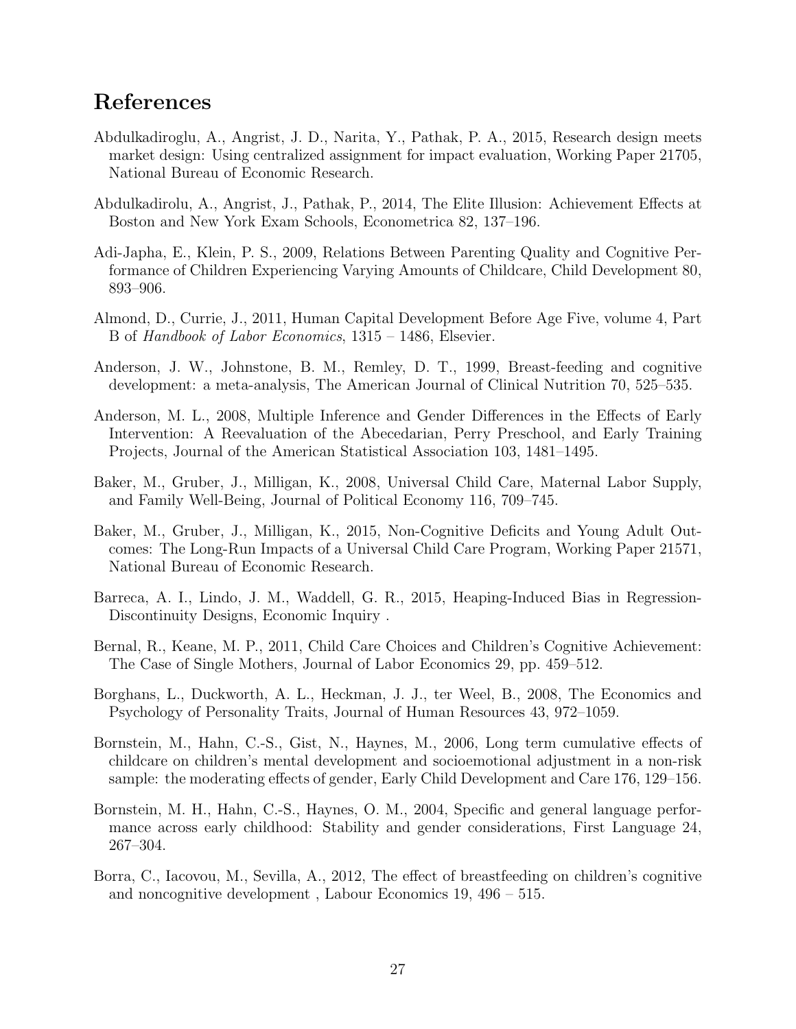# References

Abdulkadiroglu, A., Angrist, J. D., Narita, Y., Pathak, P. A., 2015, Research design meets market design: Using centralized assignment for impact evaluation, Working Paper 21705, National Bureau of Economic Research.

Abdulkadirolu, A., Angrist, J., Pathak, P., 2014, The Elite Illusion: Achievement Effects at Boston and New York Exam Schools, Econometrica 82, 137–196.

Adi-Japha, E., Klein, P. S., 2009, Relations Between Parenting Quality and Cognitive Performance of Children Experiencing Varying Amounts of Childcare, Child Development 80, 893–906.

Almond, D., Currie, J., 2011, Human Capital Development Before Age Five, volume 4, Part B of *Handbook of Labor Economics*, 1315 – 1486, Elsevier.

Anderson, J. W., Johnstone, B. M., Remley, D. T., 1999, Breast-feeding and cognitive development: a meta-analysis, The American Journal of Clinical Nutrition 70, 525–535.

Anderson, M. L., 2008, Multiple Inference and Gender Differences in the Effects of Early Intervention: A Reevaluation of the Abecedarian, Perry Preschool, and Early Training Projects, Journal of the American Statistical Association 103, 1481–1495.

Baker, M., Gruber, J., Milligan, K., 2008, Universal Child Care, Maternal Labor Supply, and Family Well-Being, Journal of Political Economy 116, 709–745.

Baker, M., Gruber, J., Milligan, K., 2015, Non-Cognitive Deficits and Young Adult Outcomes: The Long-Run Impacts of a Universal Child Care Program, Working Paper 21571, National Bureau of Economic Research.

Barreca, A. I., Lindo, J. M., Waddell, G. R., 2015, Heaping-Induced Bias in Regression-Discontinuity Designs, Economic Inquiry .

Bernal, R., Keane, M. P., 2011, Child Care Choices and Children's Cognitive Achievement: The Case of Single Mothers, Journal of Labor Economics 29, pp. 459–512.

Borghans, L., Duckworth, A. L., Heckman, J. J., ter Weel, B., 2008, The Economics and Psychology of Personality Traits, Journal of Human Resources 43, 972–1059.

Bornstein, M., Hahn, C.-S., Gist, N., Haynes, M., 2006, Long term cumulative effects of childcare on children's mental development and socioemotional adjustment in a non-risk sample: the moderating effects of gender, Early Child Development and Care 176, 129–156.

Bornstein, M. H., Hahn, C.-S., Haynes, O. M., 2004, Specific and general language performance across early childhood: Stability and gender considerations, First Language 24, 267–304.

Borra, C., Iacovou, M., Sevilla, A., 2012, The effect of breastfeeding on children's cognitive and noncognitive development , Labour Economics 19, 496 – 515.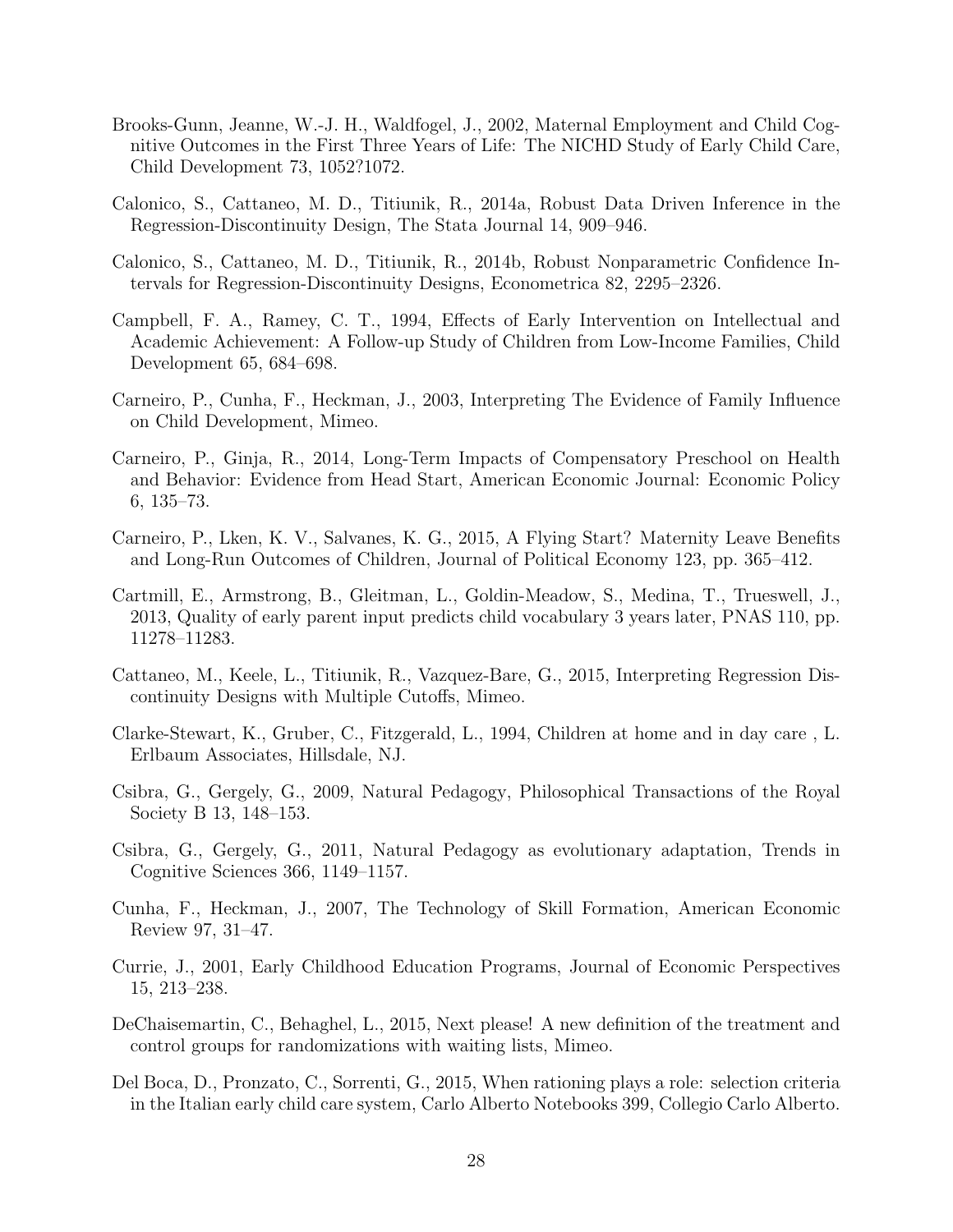Brooks-Gunn, Jeanne, W.-J. H., Waldfogel, J., 2002, Maternal Employment and Child Cognitive Outcomes in the First Three Years of Life: The NICHD Study of Early Child Care, Child Development 73, 1052?1072.

Calonico, S., Cattaneo, M. D., Titiunik, R., 2014a, Robust Data Driven Inference in the Regression-Discontinuity Design, The Stata Journal 14, 909–946.

Calonico, S., Cattaneo, M. D., Titiunik, R., 2014b, Robust Nonparametric Confidence Intervals for Regression-Discontinuity Designs, Econometrica 82, 2295–2326.

Campbell, F. A., Ramey, C. T., 1994, Effects of Early Intervention on Intellectual and Academic Achievement: A Follow-up Study of Children from Low-Income Families, Child Development 65, 684–698.

Carneiro, P., Cunha, F., Heckman, J., 2003, Interpreting The Evidence of Family Influence on Child Development, Mimeo.

Carneiro, P., Ginja, R., 2014, Long-Term Impacts of Compensatory Preschool on Health and Behavior: Evidence from Head Start, American Economic Journal: Economic Policy 6, 135–73.

Carneiro, P., Lken, K. V., Salvanes, K. G., 2015, A Flying Start? Maternity Leave Benefits and Long-Run Outcomes of Children, Journal of Political Economy 123, pp. 365–412.

Cartmill, E., Armstrong, B., Gleitman, L., Goldin-Meadow, S., Medina, T., Trueswell, J., 2013, Quality of early parent input predicts child vocabulary 3 years later, PNAS 110, pp. 11278–11283.

Cattaneo, M., Keele, L., Titiunik, R., Vazquez-Bare, G., 2015, Interpreting Regression Discontinuity Designs with Multiple Cutoffs, Mimeo.

Clarke-Stewart, K., Gruber, C., Fitzgerald, L., 1994, Children at home and in day care , L. Erlbaum Associates, Hillsdale, NJ.

Csibra, G., Gergely, G., 2009, Natural Pedagogy, Philosophical Transactions of the Royal Society B 13, 148–153.

Csibra, G., Gergely, G., 2011, Natural Pedagogy as evolutionary adaptation, Trends in Cognitive Sciences 366, 1149–1157.

Cunha, F., Heckman, J., 2007, The Technology of Skill Formation, American Economic Review 97, 31–47.

Currie, J., 2001, Early Childhood Education Programs, Journal of Economic Perspectives 15, 213–238.

DeChaisemartin, C., Behaghel, L., 2015, Next please! A new definition of the treatment and control groups for randomizations with waiting lists, Mimeo.

Del Boca, D., Pronzato, C., Sorrenti, G., 2015, When rationing plays a role: selection criteria in the Italian early child care system, Carlo Alberto Notebooks 399, Collegio Carlo Alberto.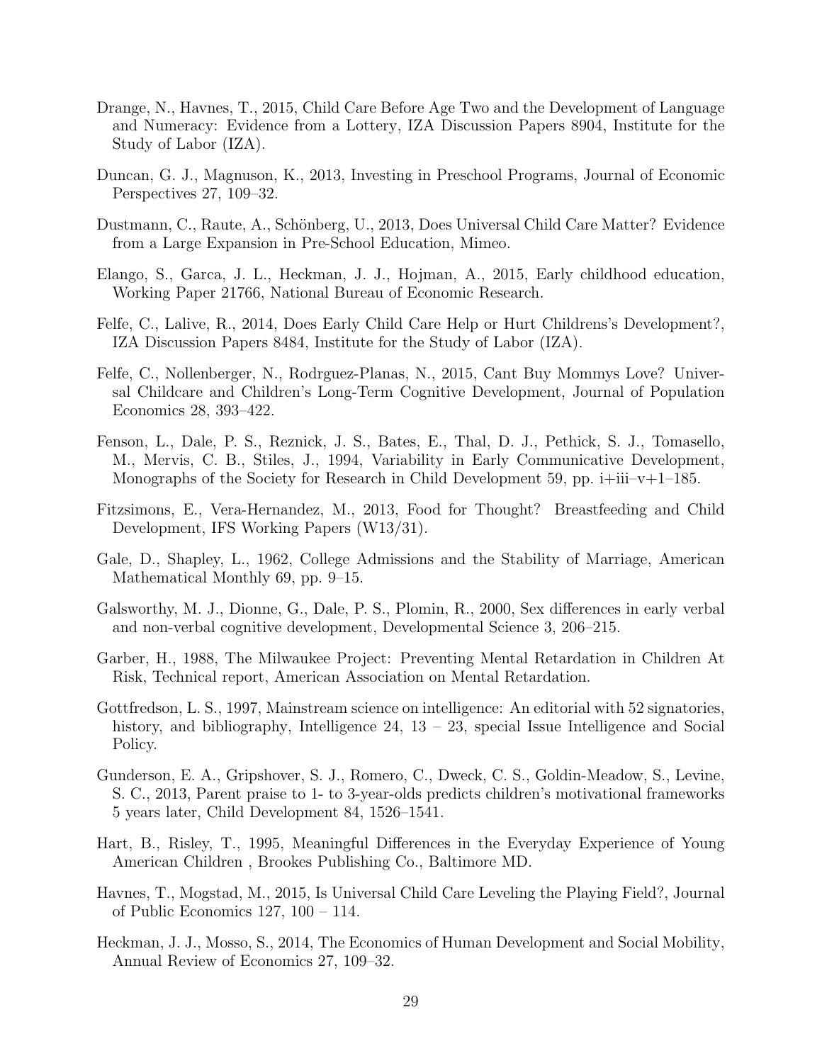Drange, N., Havnes, T., 2015, Child Care Before Age Two and the Development of Language and Numeracy: Evidence from a Lottery, IZA Discussion Papers 8904, Institute for the Study of Labor (IZA).

Duncan, G. J., Magnuson, K., 2013, Investing in Preschool Programs, Journal of Economic Perspectives 27, 109–32.

Dustmann, C., Raute, A., Schönberg, U., 2013, Does Universal Child Care Matter? Evidence from a Large Expansion in Pre-School Education, Mimeo.

Elango, S., Garca, J. L., Heckman, J. J., Hojman, A., 2015, Early childhood education, Working Paper 21766, National Bureau of Economic Research.

Felfe, C., Lalive, R., 2014, Does Early Child Care Help or Hurt Childrens's Development?, IZA Discussion Papers 8484, Institute for the Study of Labor (IZA).

Felfe, C., Nollenberger, N., Rodrguez-Planas, N., 2015, Cant Buy Mommys Love? Universal Childcare and Children's Long-Term Cognitive Development, Journal of Population Economics 28, 393–422.

Fenson, L., Dale, P. S., Reznick, J. S., Bates, E., Thal, D. J., Pethick, S. J., Tomasello, M., Mervis, C. B., Stiles, J., 1994, Variability in Early Communicative Development, Monographs of the Society for Research in Child Development 59, pp. i+iii–v+1–185.

Fitzsimons, E., Vera-Hernandez, M., 2013, Food for Thought? Breastfeeding and Child Development, IFS Working Papers (W13/31).

Gale, D., Shapley, L., 1962, College Admissions and the Stability of Marriage, American Mathematical Monthly 69, pp. 9–15.

Galsworthy, M. J., Dionne, G., Dale, P. S., Plomin, R., 2000, Sex differences in early verbal and non-verbal cognitive development, Developmental Science 3, 206–215.

Garber, H., 1988, The Milwaukee Project: Preventing Mental Retardation in Children At Risk, Technical report, American Association on Mental Retardation.

Gottfredson, L. S., 1997, Mainstream science on intelligence: An editorial with 52 signatories, history, and bibliography, Intelligence 24, 13 – 23, special Issue Intelligence and Social Policy.

Gunderson, E. A., Gripshover, S. J., Romero, C., Dweck, C. S., Goldin-Meadow, S., Levine, S. C., 2013, Parent praise to 1- to 3-year-olds predicts children's motivational frameworks 5 years later, Child Development 84, 1526–1541.

Hart, B., Risley, T., 1995, Meaningful Differences in the Everyday Experience of Young American Children , Brookes Publishing Co., Baltimore MD.

Havnes, T., Mogstad, M., 2015, Is Universal Child Care Leveling the Playing Field?, Journal of Public Economics 127, 100 – 114.

Heckman, J. J., Mosso, S., 2014, The Economics of Human Development and Social Mobility, Annual Review of Economics 27, 109–32.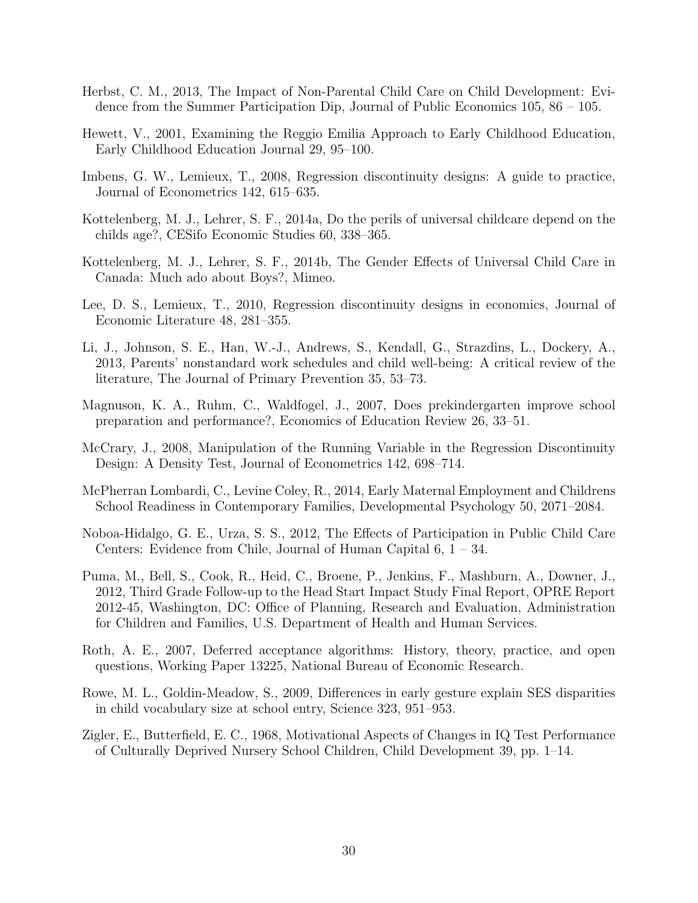Herbst, C. M., 2013, The Impact of Non-Parental Child Care on Child Development: Evidence from the Summer Participation Dip, Journal of Public Economics 105, 86 – 105.

Hewett, V., 2001, Examining the Reggio Emilia Approach to Early Childhood Education, Early Childhood Education Journal 29, 95–100.

Imbens, G. W., Lemieux, T., 2008, Regression discontinuity designs: A guide to practice, Journal of Econometrics 142, 615–635.

Kottelenberg, M. J., Lehrer, S. F., 2014a, Do the perils of universal childcare depend on the childs age?, CESifo Economic Studies 60, 338–365.

Kottelenberg, M. J., Lehrer, S. F., 2014b, The Gender Effects of Universal Child Care in Canada: Much ado about Boys?, Mimeo.

Lee, D. S., Lemieux, T., 2010, Regression discontinuity designs in economics, Journal of Economic Literature 48, 281–355.

Li, J., Johnson, S. E., Han, W.-J., Andrews, S., Kendall, G., Strazdins, L., Dockery, A., 2013, Parents' nonstandard work schedules and child well-being: A critical review of the literature, The Journal of Primary Prevention 35, 53–73.

Magnuson, K. A., Ruhm, C., Waldfogel, J., 2007, Does prekindergarten improve school preparation and performance?, Economics of Education Review 26, 33–51.

McCrary, J., 2008, Manipulation of the Running Variable in the Regression Discontinuity Design: A Density Test, Journal of Econometrics 142, 698–714.

McPherran Lombardi, C., Levine Coley, R., 2014, Early Maternal Employment and Childrens School Readiness in Contemporary Families, Developmental Psychology 50, 2071–2084.

Noboa-Hidalgo, G. E., Urza, S. S., 2012, The Effects of Participation in Public Child Care Centers: Evidence from Chile, Journal of Human Capital 6, 1 – 34.

Puma, M., Bell, S., Cook, R., Heid, C., Broene, P., Jenkins, F., Mashburn, A., Downer, J., 2012, Third Grade Follow-up to the Head Start Impact Study Final Report, OPRE Report 2012-45, Washington, DC: Office of Planning, Research and Evaluation, Administration for Children and Families, U.S. Department of Health and Human Services.

Roth, A. E., 2007, Deferred acceptance algorithms: History, theory, practice, and open questions, Working Paper 13225, National Bureau of Economic Research.

Rowe, M. L., Goldin-Meadow, S., 2009, Differences in early gesture explain SES disparities in child vocabulary size at school entry, Science 323, 951–953.

Zigler, E., Butterfield, E. C., 1968, Motivational Aspects of Changes in IQ Test Performance of Culturally Deprived Nursery School Children, Child Development 39, pp. 1–14.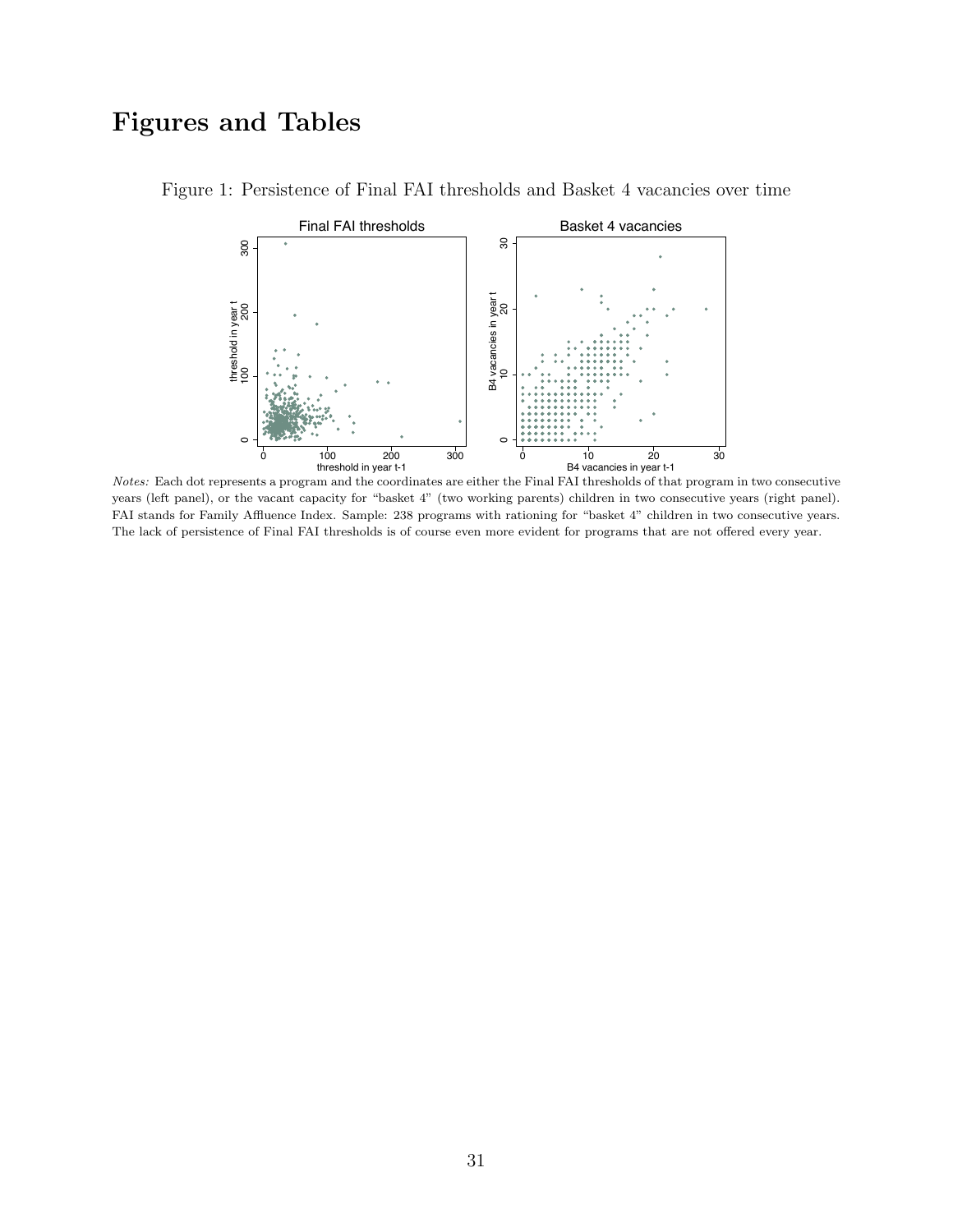# Figures and Tables

Figure 1: Persistence of Final FAI thresholds and Basket 4 vacancies over time

*Notes:* Each dot represents a program and the coordinates are either the Final FAI thresholds of that program in two consecutive years (left panel), or the vacant capacity for "basket 4" (two working parents) children in two consecutive years (right panel). FAI stands for Family Affluence Index. Sample: 238 programs with rationing for "basket 4" children in two consecutive years. The lack of persistence of Final FAI thresholds is of course even more evident for programs that are not offered every year.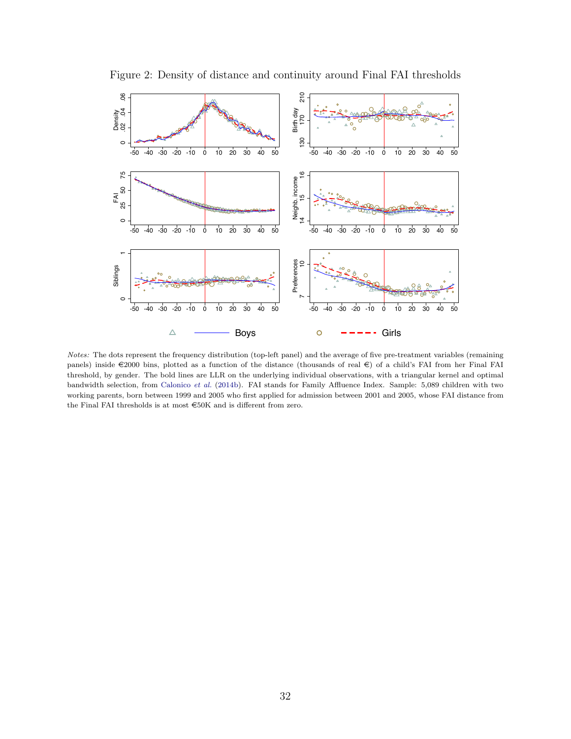Figure 2: Density of distance and continuity around Final FAI thresholds

*Notes:* The dots represent the frequency distribution (top-left panel) and the average of five pre-treatment variables (remaining panels) inside €2000 bins, plotted as a function of the distance (thousands of real €) of a child's FAI from her Final FAI threshold, by gender. The bold lines are LLR on the underlying individual observations, with a triangular kernel and optimal bandwidth selection, from Calonico *et al.* (2014b). FAI stands for Family Affluence Index. Sample: 5,089 children with two working parents, born between 1999 and 2005 who first applied for admission between 2001 and 2005, whose FAI distance from the Final FAI thresholds is at most €50K and is different from zero.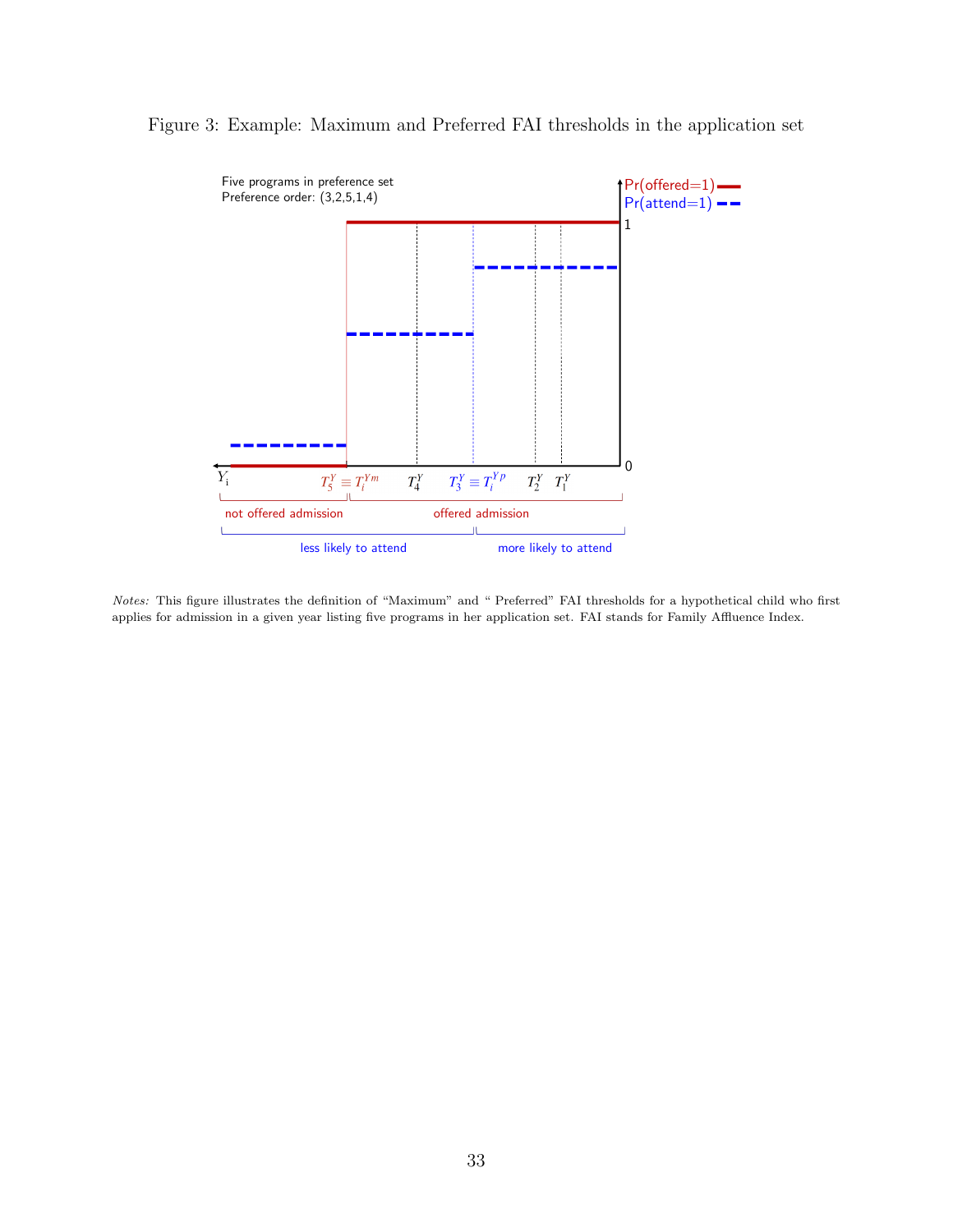Figure 3: Example: Maximum and Preferred FAI thresholds in the application set

Five programs in preference set
Preference order: (3,2,5,1,4)

Pr(offered=1)
Pr(attend=1)

1

0

$Y_i$

$T_5^Y \equiv T_i^{Ym}$ $T_4^Y$ $T_3^Y \equiv T_i^{Yp}$ $T_2^Y$ $T_1^Y$

not offered admission

offered admission

less likely to attend

more likely to attend

*Notes:* This figure illustrates the definition of "Maximum" and " Preferred" FAI thresholds for a hypothetical child who first applies for admission in a given year listing five programs in her application set. FAI stands for Family Affluence Index.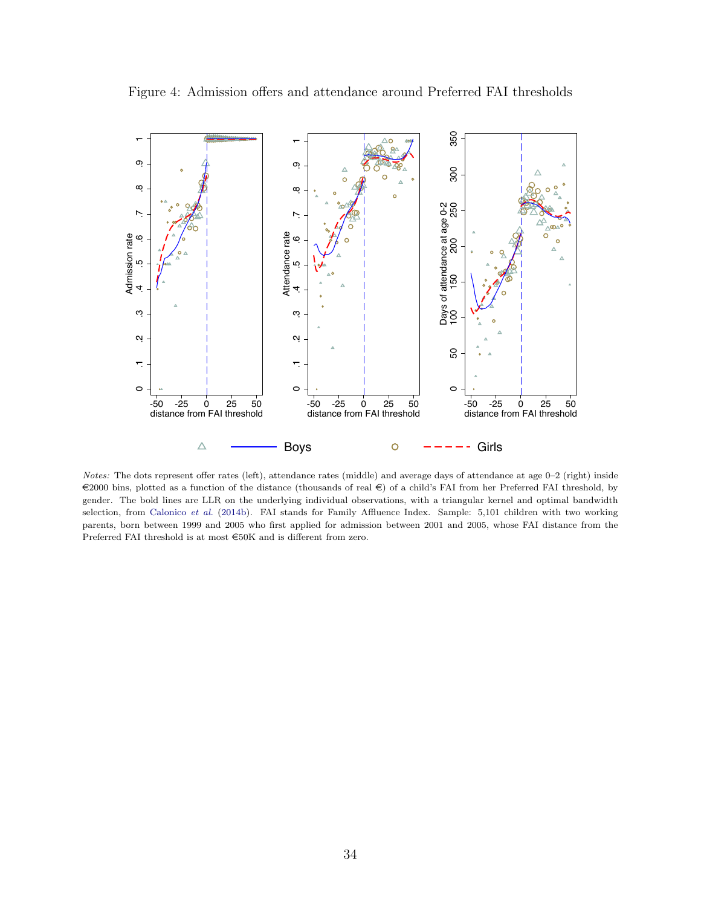Figure 4: Admission offers and attendance around Preferred FAI thresholds

*Notes:* The dots represent offer rates (left), attendance rates (middle) and average days of attendance at age 0–2 (right) inside €2000 bins, plotted as a function of the distance (thousands of real €) of a child's FAI from her Preferred FAI threshold, by gender. The bold lines are LLR on the underlying individual observations, with a triangular kernel and optimal bandwidth selection, from Calonico *et al.* (2014b). FAI stands for Family Affluence Index. Sample: 5,101 children with two working parents, born between 1999 and 2005 who first applied for admission between 2001 and 2005, whose FAI distance from the Preferred FAI threshold is at most €50K and is different from zero.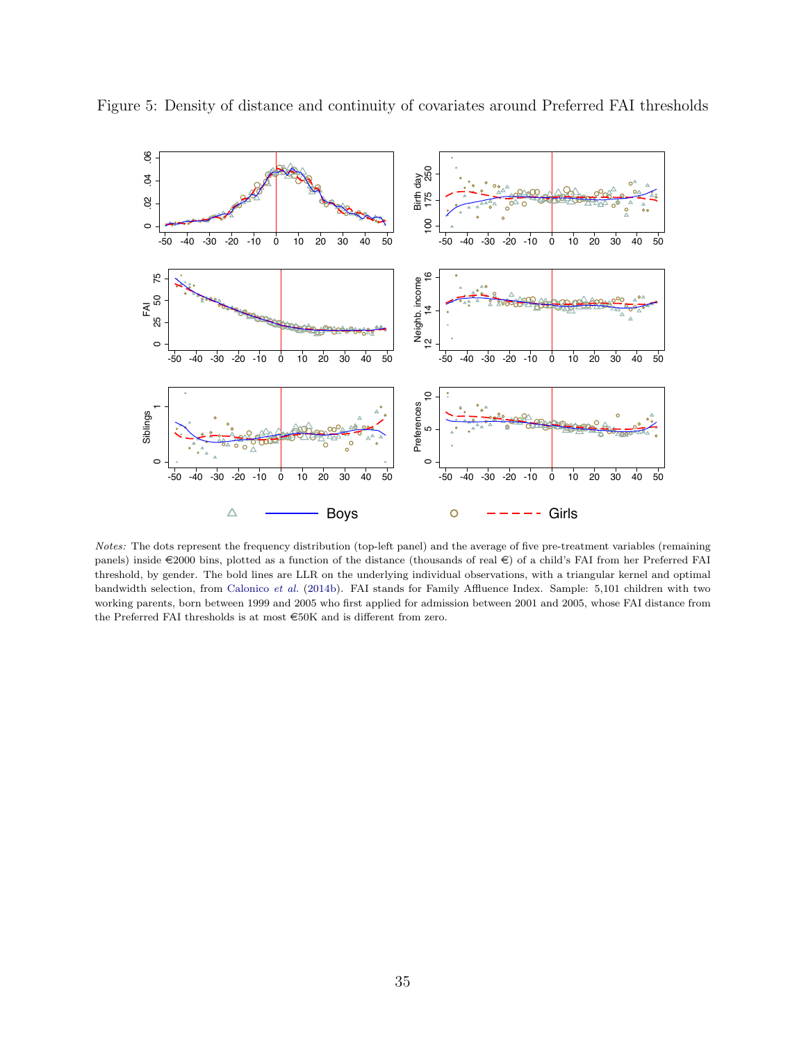Figure 5: Density of distance and continuity of covariates around Preferred FAI thresholds

*Notes:* The dots represent the frequency distribution (top-left panel) and the average of five pre-treatment variables (remaining panels) inside €2000 bins, plotted as a function of the distance (thousands of real €) of a child's FAI from her Preferred FAI threshold, by gender. The bold lines are LLR on the underlying individual observations, with a triangular kernel and optimal bandwidth selection, from Calonico *et al.* (2014b). FAI stands for Family Affluence Index. Sample: 5,101 children with two working parents, born between 1999 and 2005 who first applied for admission between 2001 and 2005, whose FAI distance from the Preferred FAI thresholds is at most €50K and is different from zero.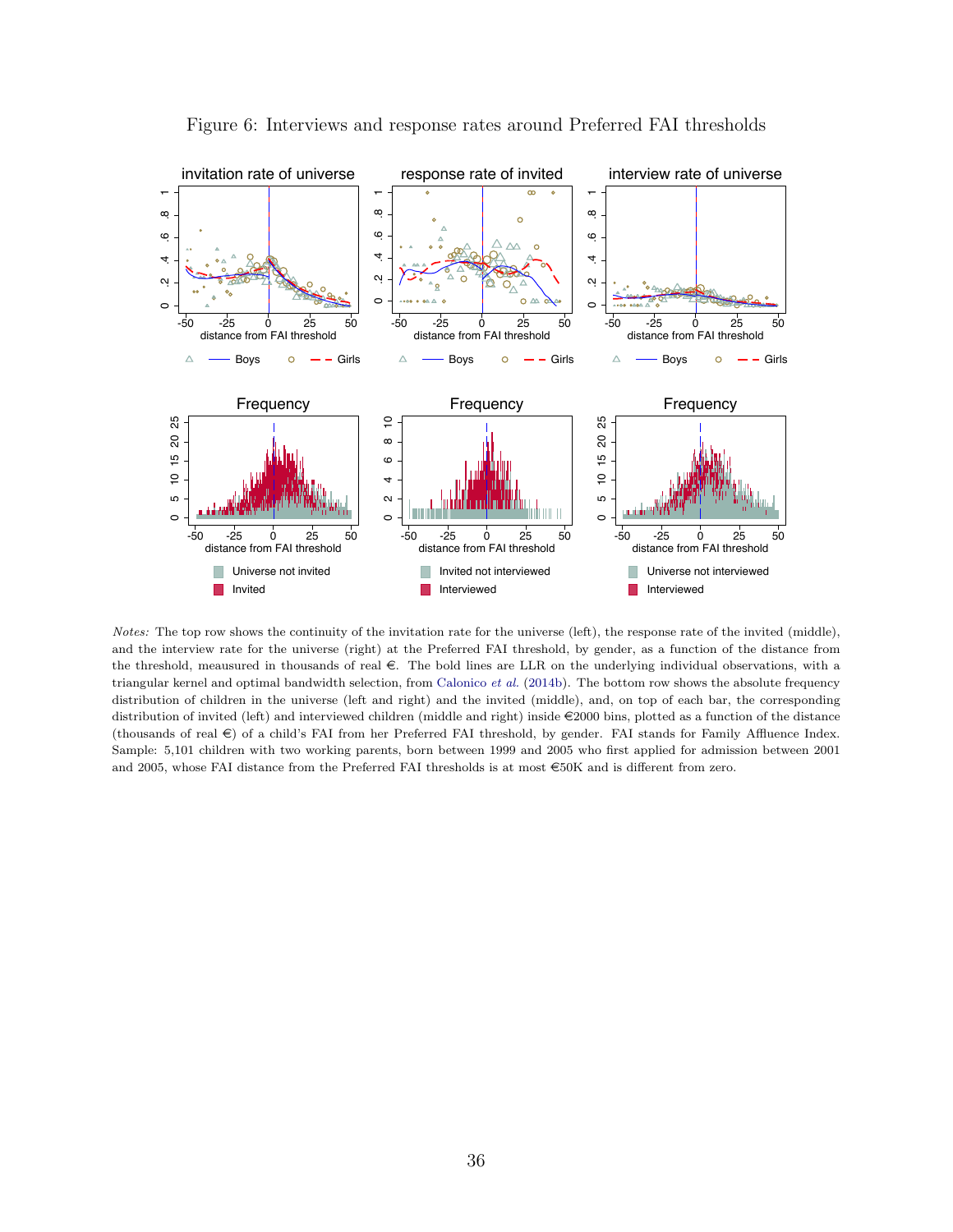Figure 6: Interviews and response rates around Preferred FAI thresholds

*Notes:* The top row shows the continuity of the invitation rate for the universe (left), the response rate of the invited (middle), and the interview rate for the universe (right) at the Preferred FAI threshold, by gender, as a function of the distance from the threshold, meausured in thousands of real €. The bold lines are LLR on the underlying individual observations, with a triangular kernel and optimal bandwidth selection, from Calonico *et al.* (2014b). The bottom row shows the absolute frequency distribution of children in the universe (left and right) and the invited (middle), and, on top of each bar, the corresponding distribution of invited (left) and interviewed children (middle and right) inside €2000 bins, plotted as a function of the distance (thousands of real €) of a child's FAI from her Preferred FAI threshold, by gender. FAI stands for Family Affluence Index. Sample: 5,101 children with two working parents, born between 1999 and 2005 who first applied for admission between 2001 and 2005, whose FAI distance from the Preferred FAI thresholds is at most €50K and is different from zero.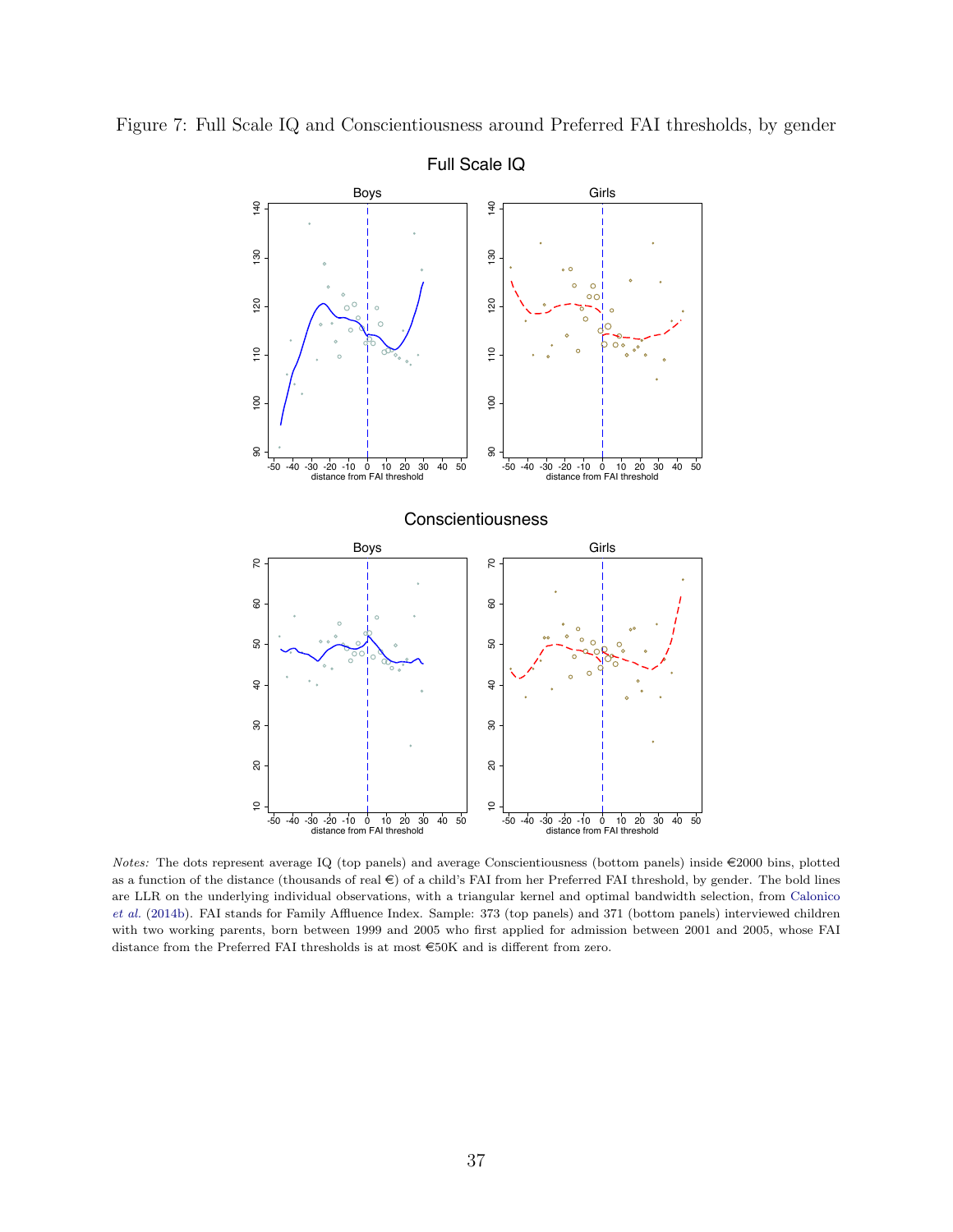Figure 7: Full Scale IQ and Conscientiousness around Preferred FAI thresholds, by gender

*Notes:* The dots represent average IQ (top panels) and average Conscientiousness (bottom panels) inside €2000 bins, plotted as a function of the distance (thousands of real €) of a child's FAI from her Preferred FAI threshold, by gender. The bold lines are LLR on the underlying individual observations, with a triangular kernel and optimal bandwidth selection, from Calonico *et al.* (2014b). FAI stands for Family Affluence Index. Sample: 373 (top panels) and 371 (bottom panels) interviewed children with two working parents, born between 1999 and 2005 who first applied for admission between 2001 and 2005, whose FAI distance from the Preferred FAI thresholds is at most €50K and is different from zero.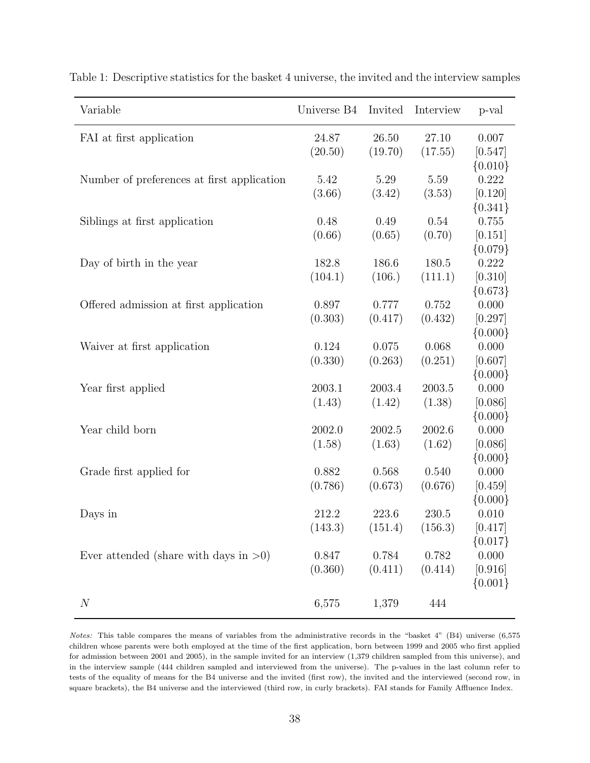Table 1: Descriptive statistics for the basket 4 universe, the invited and the interview samples

| Variable | Universe B4 | Invited | Interview | p-val |
|---|---|---|---|---|
| FAI at first application | 24.87 | 26.50 | 27.10 | 0.007 |
| | (20.50) | (19.70) | (17.55) | [0.547] |
| | | | | {0.010} |
| Number of preferences at first application | 5.42 | 5.29 | 5.59 | 0.222 |
| | (3.66) | (3.42) | (3.53) | [0.120] |
| | | | | {0.341} |
| Siblings at first application | 0.48 | 0.49 | 0.54 | 0.755 |
| | (0.66) | (0.65) | (0.70) | [0.151] |
| | | | | {0.079} |
| Day of birth in the year | 182.8 | 186.6 | 180.5 | 0.222 |
| | (104.1) | (106.) | (111.1) | [0.310] |
| | | | | {0.673} |
| Offered admission at first application | 0.897 | 0.777 | 0.752 | 0.000 |
| | (0.303) | (0.417) | (0.432) | [0.297] |
| | | | | {0.000} |
| Waiver at first application | 0.124 | 0.075 | 0.068 | 0.000 |
| | (0.330) | (0.263) | (0.251) | [0.607] |
| | | | | {0.000} |
| Year first applied | 2003.1 | 2003.4 | 2003.5 | 0.000 |
| | (1.43) | (1.42) | (1.38) | [0.086] |
| | | | | {0.000} |
| Year child born | 2002.0 | 2002.5 | 2002.6 | 0.000 |
| | (1.58) | (1.63) | (1.62) | [0.086] |
| | | | | {0.000} |
| Grade first applied for | 0.882 | 0.568 | 0.540 | 0.000 |
| | (0.786) | (0.673) | (0.676) | [0.459] |
| | | | | {0.000} |
| Days in | 212.2 | 223.6 | 230.5 | 0.010 |
| | (143.3) | (151.4) | (156.3) | [0.417] |
| | | | | {0.017} |
| Ever attended (share with days in >0) | 0.847 | 0.784 | 0.782 | 0.000 |
| | (0.360) | (0.411) | (0.414) | [0.916] |
| | | | | {0.001} |
| $N$ | 6,575 | 1,379 | 444 | |

*Notes:* This table compares the means of variables from the administrative records in the "basket 4" (B4) universe (6,575 children whose parents were both employed at the time of the first application, born between 1999 and 2005 who first applied for admission between 2001 and 2005), in the sample invited for an interview (1,379 children sampled from this universe), and in the interview sample (444 children sampled and interviewed from the universe). The p-values in the last column refer to tests of the equality of means for the B4 universe and the invited (first row), the invited and the interviewed (second row, in square brackets), the B4 universe and the interviewed (third row, in curly brackets). FAI stands for Family Affluence Index.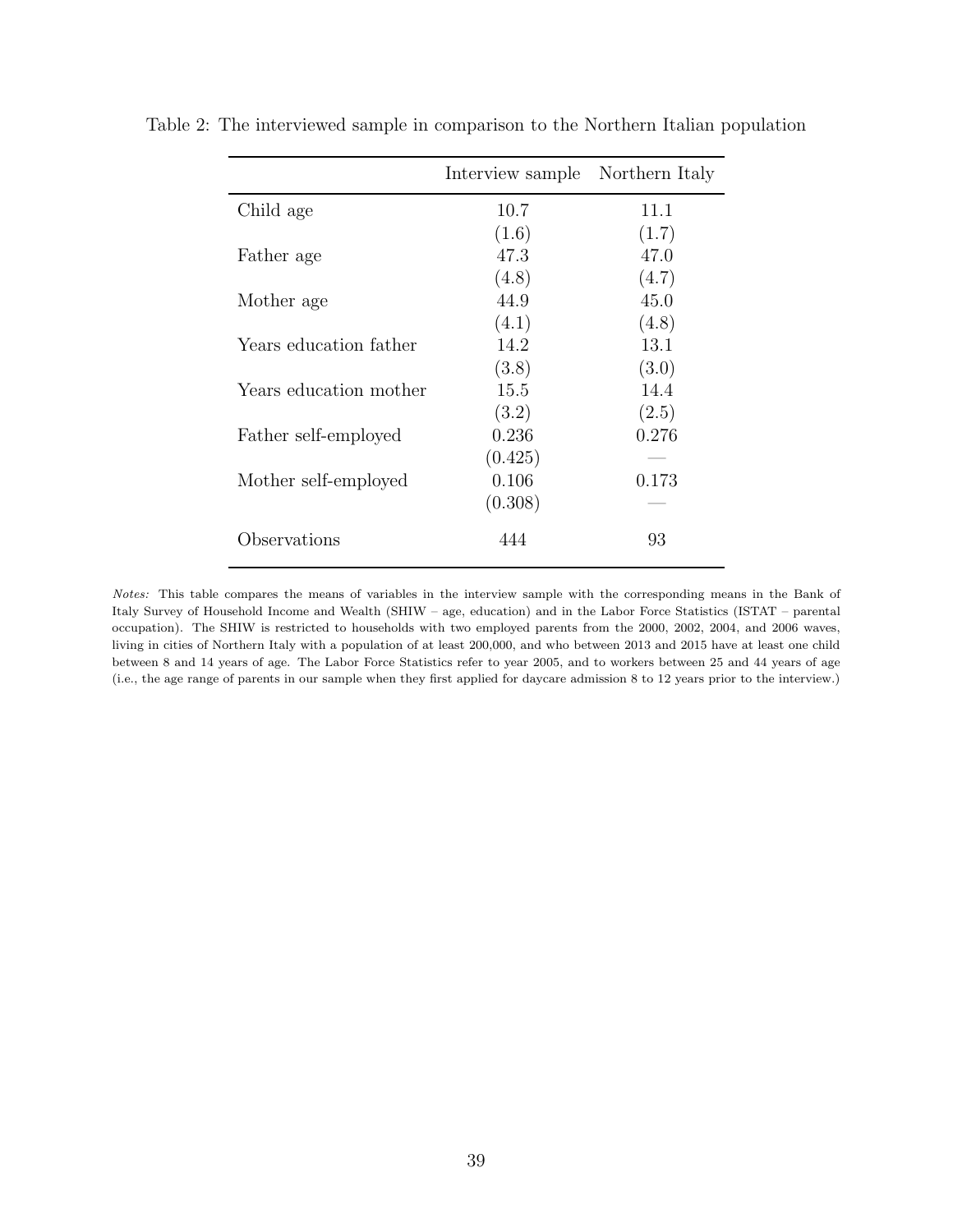Table 2: The interviewed sample in comparison to the Northern Italian population

| | Interview sample | Northern Italy |
|---|---|---|
| Child age | 10.7 | 11.1 |
| | (1.6) | (1.7) |
| Father age | 47.3 | 47.0 |
| | (4.8) | (4.7) |
| Mother age | 44.9 | 45.0 |
| | (4.1) | (4.8) |
| Years education father | 14.2 | 13.1 |
| | (3.8) | (3.0) |
| Years education mother | 15.5 | 14.4 |
| | (3.2) | (2.5) |
| Father self-employed | 0.236 | 0.276 |
| | (0.425) | — |
| Mother self-employed | 0.106 | 0.173 |
| | (0.308) | — |
| Observations | 444 | 93 |

*Notes:* This table compares the means of variables in the interview sample with the corresponding means in the Bank of Italy Survey of Household Income and Wealth (SHIW – age, education) and in the Labor Force Statistics (ISTAT – parental occupation). The SHIW is restricted to households with two employed parents from the 2000, 2002, 2004, and 2006 waves, living in cities of Northern Italy with a population of at least 200,000, and who between 2013 and 2015 have at least one child between 8 and 14 years of age. The Labor Force Statistics refer to year 2005, and to workers between 25 and 44 years of age (i.e., the age range of parents in our sample when they first applied for daycare admission 8 to 12 years prior to the interview.)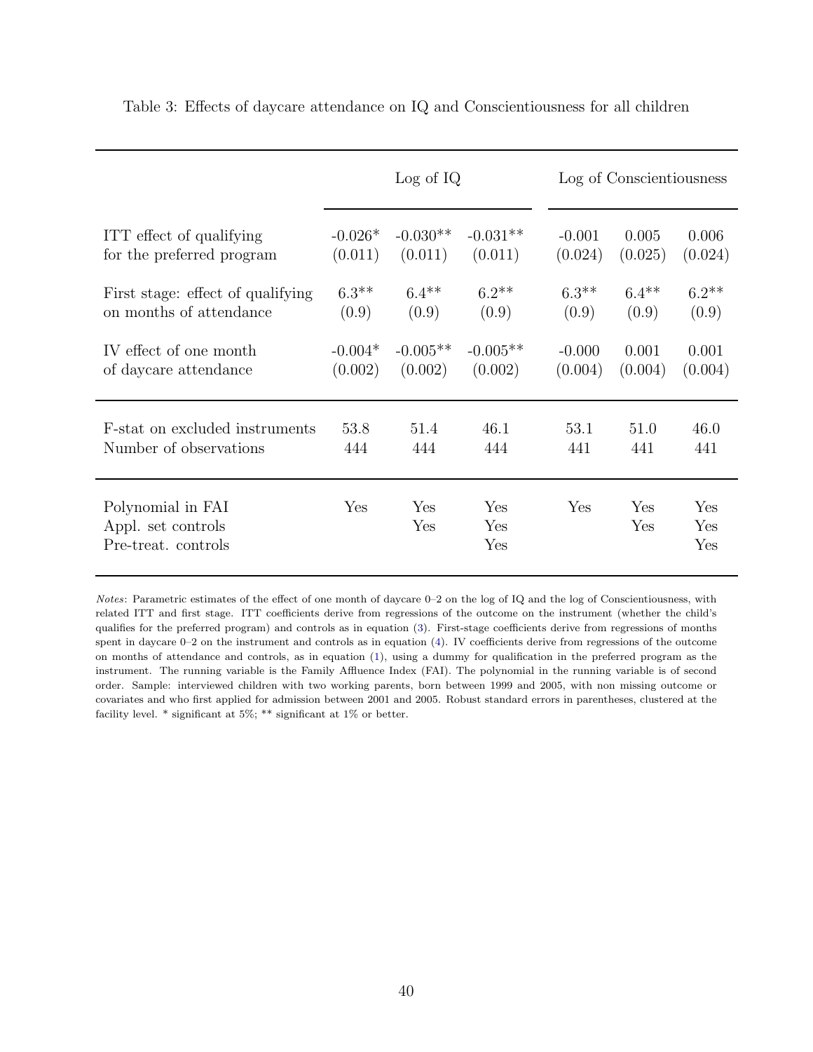Table 3: Effects of daycare attendance on IQ and Conscientiousness for all children

| | Log of IQ | | | Log of Conscientiousness | | |
|---|---|---|---|---|---|---|
| ITT effect of qualifying for the preferred program | -0.026* (0.011) | -0.030** (0.011) | -0.031** (0.011) | -0.001 (0.024) | 0.005 (0.025) | 0.006 (0.024) |
| First stage: effect of qualifying on months of attendance | 6.3** (0.9) | 6.4** (0.9) | 6.2** (0.9) | 6.3** (0.9) | 6.4** (0.9) | 6.2** (0.9) |
| IV effect of one month of daycare attendance | -0.004* (0.002) | -0.005** (0.002) | -0.005** (0.002) | -0.000 (0.004) | 0.001 (0.004) | 0.001 (0.004) |
| F-stat on excluded instruments | 53.8 | 51.4 | 46.1 | 53.1 | 51.0 | 46.0 |
| Number of observations | 444 | 444 | 444 | 441 | 441 | 441 |
| Polynomial in FAI | Yes | Yes | Yes | Yes | Yes | Yes |
| Appl. set controls | | Yes | Yes | | Yes | Yes |
| Pre-treat. controls | | | Yes | | | Yes |

*Notes*: Parametric estimates of the effect of one month of daycare 0–2 on the log of IQ and the log of Conscientiousness, with related ITT and first stage. ITT coefficients derive from regressions of the outcome on the instrument (whether the child's qualifies for the preferred program) and controls as in equation (3). First-stage coefficients derive from regressions of months spent in daycare 0–2 on the instrument and controls as in equation (4). IV coefficients derive from regressions of the outcome on months of attendance and controls, as in equation (1), using a dummy for qualification in the preferred program as the instrument. The running variable is the Family Affluence Index (FAI). The polynomial in the running variable is of second order. Sample: interviewed children with two working parents, born between 1999 and 2005, with non missing outcome or covariates and who first applied for admission between 2001 and 2005. Robust standard errors in parentheses, clustered at the facility level. * significant at 5%; ** significant at 1% or better.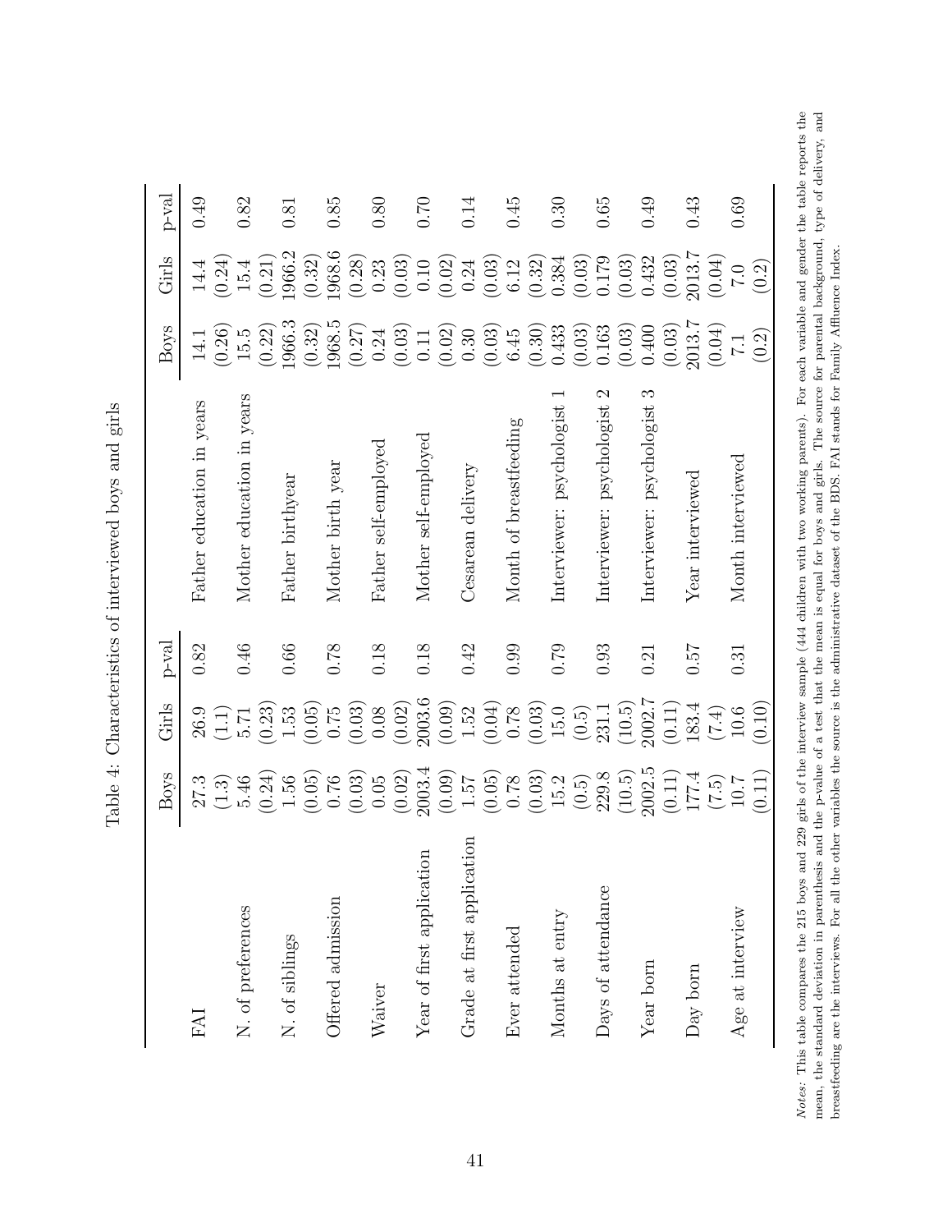Table 4: Characteristics of interviewed boys and girls

| | Boys | Girls | p-val | | Boys | Girls | p-val |
|---|---|---|---|---|---|---|---|
| FAI | 27.3 | 26.9 | 0.82 | Father education in years | 14.1 | 14.4 | 0.49 |
| | (1.3) | (1.1) | | | (0.26) | (0.24) | |
| N. of preferences | 5.46 | 5.71 | 0.46 | Mother education in years | 15.5 | 15.4 | 0.82 |
| | (0.24) | (0.23) | | | (0.22) | (0.21) | |
| N. of siblings | 1.56 | 1.53 | 0.66 | Father birthyear | 1966.3 | 1966.2 | 0.81 |
| | (0.05) | (0.05) | | | (0.32) | (0.32) | |
| Offered admission | 0.76 | 0.75 | 0.78 | Mother birth year | 1968.5 | 1968.6 | 0.85 |
| | (0.03) | (0.03) | | | (0.27) | (0.28) | |
| Waiver | 0.05 | 0.08 | 0.18 | Father self-employed | 0.24 | 0.23 | 0.80 |
| | (0.02) | (0.02) | | | (0.03) | (0.03) | |
| Year of first application | 2003.4 | 2003.6 | 0.18 | Mother self-employed | 0.11 | 0.10 | 0.70 |
| | (0.09) | (0.09) | | | (0.02) | (0.02) | |
| Grade at first application | 1.57 | 1.52 | 0.42 | Cesarean delivery | 0.30 | 0.24 | 0.14 |
| | (0.05) | (0.04) | | | (0.03) | (0.03) | |
| Ever attended | 0.78 | 0.78 | 0.99 | Month of breastfeeding | 6.45 | 6.12 | 0.45 |
| | (0.03) | (0.03) | | | (0.30) | (0.32) | |
| Months at entry | 15.2 | 15.0 | 0.79 | Interviewer: psychologist 1 | 0.433 | 0.384 | 0.30 |
| | (0.5) | (0.5) | | | (0.03) | (0.03) | |
| Days of attendance | 229.8 | 231.1 | 0.93 | Interviewer: psychologist 2 | 0.163 | 0.179 | 0.65 |
| | (10.5) | (10.5) | | | (0.03) | (0.03) | |
| Year born | 2002.5 | 2002.7 | 0.21 | Interviewer: psychologist 3 | 0.400 | 0.432 | 0.49 |
| | (0.11) | (0.11) | | | (0.03) | (0.03) | |
| Day born | 177.4 | 183.4 | 0.57 | Year interviewed | 2013.7 | 2013.7 | 0.43 |
| | (7.5) | (7.4) | | | (0.04) | (0.04) | |
| Age at interview | 10.7 | 10.6 | 0.31 | Month interviewed | 7.1 | 7.0 | 0.69 |
| | (0.11) | (0.10) | | | (0.2) | (0.2) | |

*Notes:* This table compares the 215 boys and 229 girls of the interview sample (444 children with two working parents). For each variable and gender the table reports the mean, the standard deviation in parenthesis and the p-value of a test that the mean is equal for boys and girls. The source for parental background, type of delivery, and breastfeeding are the interviews. For all the other variables the source is the administrative dataset of the BDS. FAI stands for Family Affluence Index.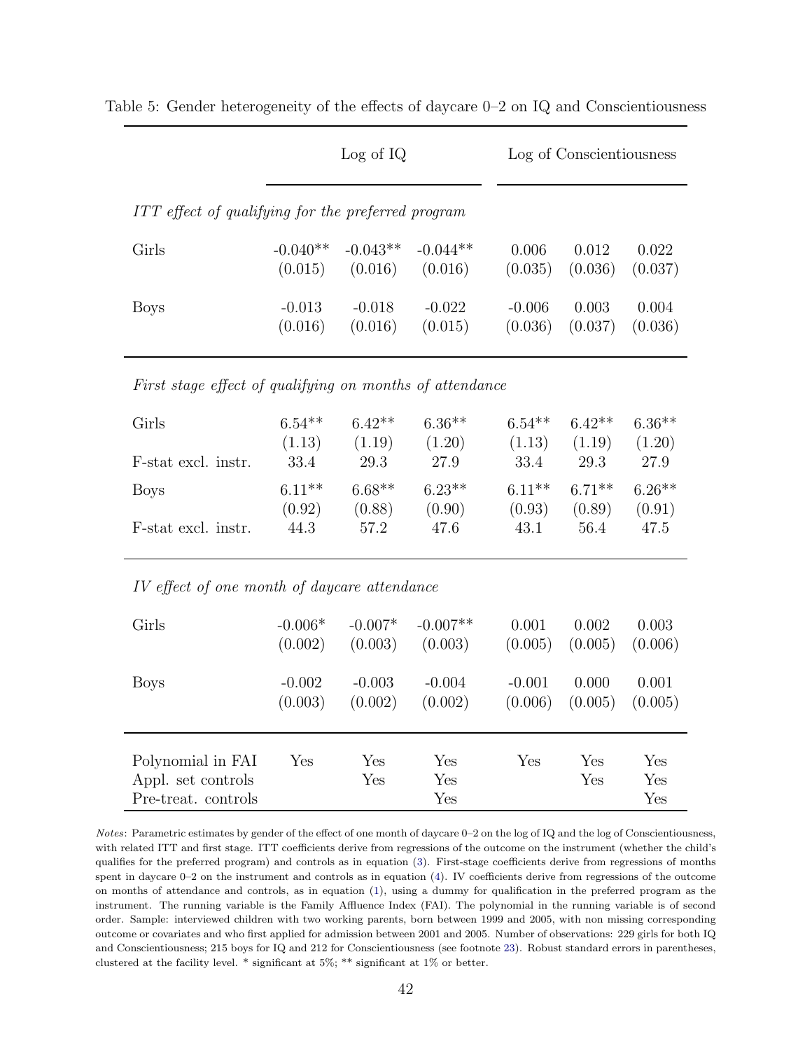Table 5: Gender heterogeneity of the effects of daycare 0–2 on IQ and Conscientiousness

| | Log of IQ | | | Log of Conscientiousness | | |
|---|---|---|---|---|---|---|
| *ITT effect of qualifying for the preferred program* | | | | | | |
| Girls | -0.040** | -0.043** | -0.044** | 0.006 | 0.012 | 0.022 |
| | (0.015) | (0.016) | (0.016) | (0.035) | (0.036) | (0.037) |
| Boys | -0.013 | -0.018 | -0.022 | -0.006 | 0.003 | 0.004 |
| | (0.016) | (0.016) | (0.015) | (0.036) | (0.037) | (0.036) |
| *First stage effect of qualifying on months of attendance* | | | | | | |
| Girls | 6.54** | 6.42** | 6.36** | 6.54** | 6.42** | 6.36** |
| | (1.13) | (1.19) | (1.20) | (1.13) | (1.19) | (1.20) |
| F-stat excl. instr. | 33.4 | 29.3 | 27.9 | 33.4 | 29.3 | 27.9 |
| Boys | 6.11** | 6.68** | 6.23** | 6.11** | 6.71** | 6.26** |
| | (0.92) | (0.88) | (0.90) | (0.93) | (0.89) | (0.91) |
| F-stat excl. instr. | 44.3 | 57.2 | 47.6 | 43.1 | 56.4 | 47.5 |
| *IV effect of one month of daycare attendance* | | | | | | |
| Girls | -0.006* | -0.007* | -0.007** | 0.001 | 0.002 | 0.003 |
| | (0.002) | (0.003) | (0.003) | (0.005) | (0.005) | (0.006) |
| Boys | -0.002 | -0.003 | -0.004 | -0.001 | 0.000 | 0.001 |
| | (0.003) | (0.002) | (0.002) | (0.006) | (0.005) | (0.005) |
| Polynomial in FAI | Yes | Yes | Yes | Yes | Yes | Yes |
| Appl. set controls | | Yes | Yes | | Yes | Yes |
| Pre-treat. controls | | | Yes | | | Yes |

*Notes*: Parametric estimates by gender of the effect of one month of daycare 0–2 on the log of IQ and the log of Conscientiousness, with related ITT and first stage. ITT coefficients derive from regressions of the outcome on the instrument (whether the child's qualifies for the preferred program) and controls as in equation (3). First-stage coefficients derive from regressions of months spent in daycare 0–2 on the instrument and controls as in equation (4). IV coefficients derive from regressions of the outcome on months of attendance and controls, as in equation (1), using a dummy for qualification in the preferred program as the instrument. The running variable is the Family Affluence Index (FAI). The polynomial in the running variable is of second order. Sample: interviewed children with two working parents, born between 1999 and 2005, with non missing corresponding outcome or covariates and who first applied for admission between 2001 and 2005. Number of observations: 229 girls for both IQ and Conscientiousness; 215 boys for IQ and 212 for Conscientiousness (see footnote 23). Robust standard errors in parentheses, clustered at the facility level. * significant at 5%; ** significant at 1% or better.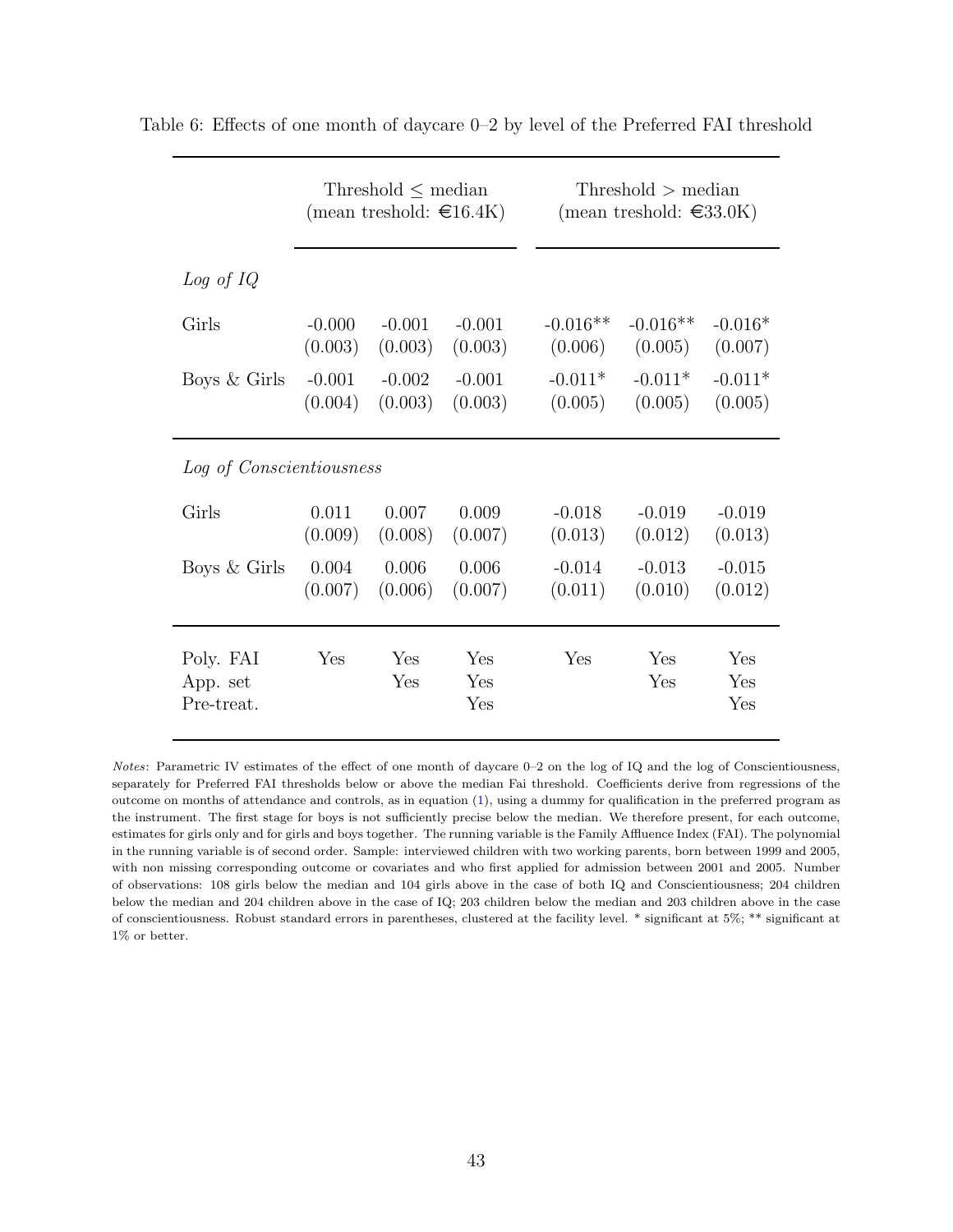Table 6: Effects of one month of daycare 0–2 by level of the Preferred FAI threshold

| | Threshold ≤ median (mean treshold: €16.4K) | | | Threshold > median (mean treshold: €33.0K) | | |
|---|---|---|---|---|---|---|
| *Log of IQ* | | | | | | |
| Girls | -0.000 | -0.001 | -0.001 | -0.016** | -0.016** | -0.016* |
| | (0.003) | (0.003) | (0.003) | (0.006) | (0.005) | (0.007) |
| Boys & Girls | -0.001 | -0.002 | -0.001 | -0.011* | -0.011* | -0.011* |
| | (0.004) | (0.003) | (0.003) | (0.005) | (0.005) | (0.005) |
| *Log of Conscientiousness* | | | | | | |
| Girls | 0.011 | 0.007 | 0.009 | -0.018 | -0.019 | -0.019 |
| | (0.009) | (0.008) | (0.007) | (0.013) | (0.012) | (0.013) |
| Boys & Girls | 0.004 | 0.006 | 0.006 | -0.014 | -0.013 | -0.015 |
| | (0.007) | (0.006) | (0.007) | (0.011) | (0.010) | (0.012) |
| Poly. FAI | Yes | Yes | Yes | Yes | Yes | Yes |
| App. set | | Yes | Yes | | Yes | Yes |
| Pre-treat. | | | Yes | | | Yes |

*Notes*: Parametric IV estimates of the effect of one month of daycare 0–2 on the log of IQ and the log of Conscientiousness, separately for Preferred FAI thresholds below or above the median Fai threshold. Coefficients derive from regressions of the outcome on months of attendance and controls, as in equation (1), using a dummy for qualification in the preferred program as the instrument. The first stage for boys is not sufficiently precise below the median. We therefore present, for each outcome, estimates for girls only and for girls and boys together. The running variable is the Family Affluence Index (FAI). The polynomial in the running variable is of second order. Sample: interviewed children with two working parents, born between 1999 and 2005, with non missing corresponding outcome or covariates and who first applied for admission between 2001 and 2005. Number of observations: 108 girls below the median and 104 girls above in the case of both IQ and Conscientiousness; 204 children below the median and 204 children above in the case of IQ; 203 children below the median and 203 children above in the case of conscientiousness. Robust standard errors in parentheses, clustered at the facility level. * significant at 5%; ** significant at 1% or better.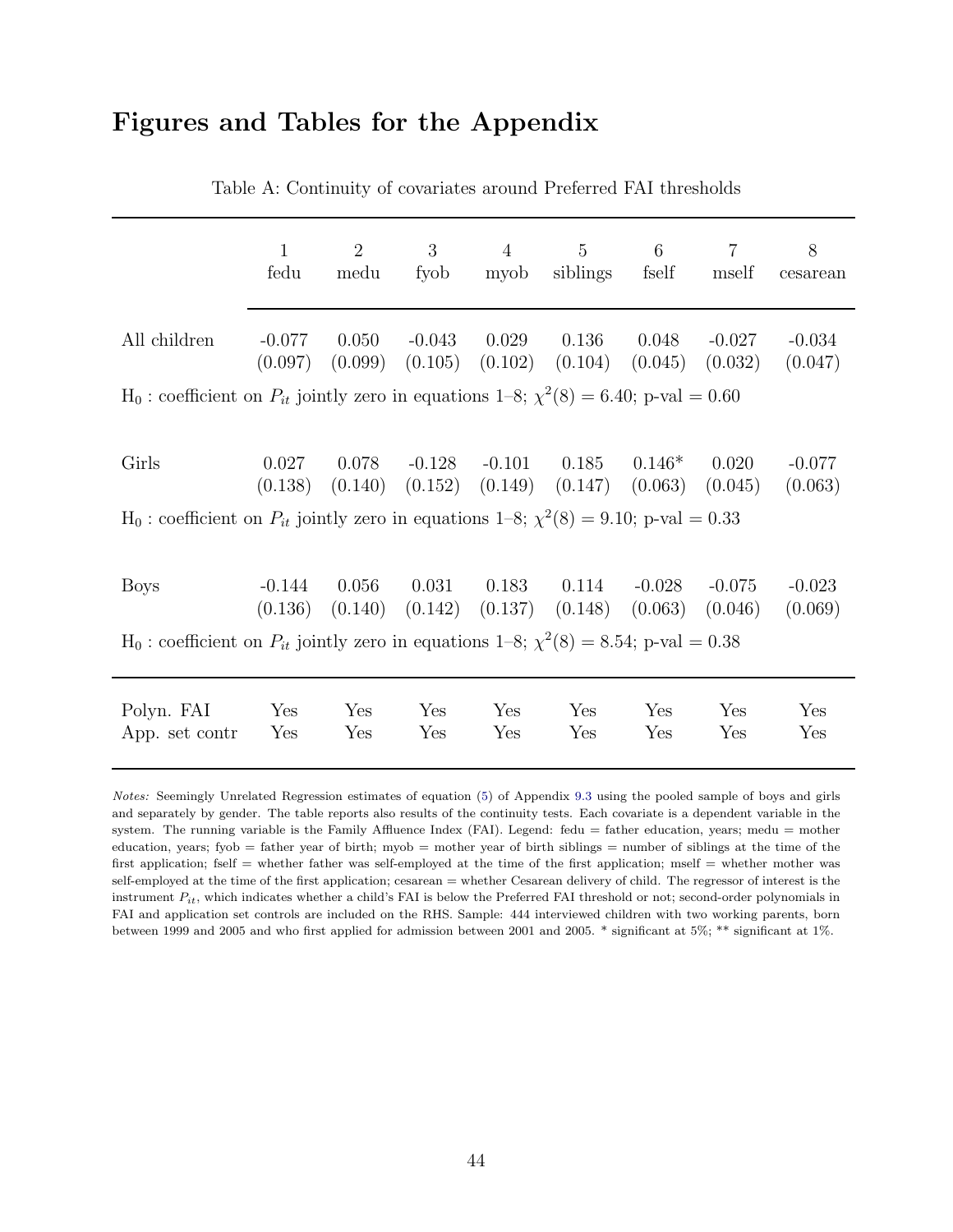# Figures and Tables for the Appendix

Table A: Continuity of covariates around Preferred FAI thresholds

| | 1<br>fedu | 2<br>medu | 3<br>fyob | 4<br>myob | 5<br>siblings | 6<br>fself | 7<br>mself | 8<br>cesarean |
|---|---|---|---|---|---|---|---|---|
| All children | -0.077<br>(0.097) | 0.050<br>(0.099) | -0.043<br>(0.105) | 0.029<br>(0.102) | 0.136<br>(0.104) | 0.048<br>(0.045) | -0.027<br>(0.032) | -0.034<br>(0.047) |
| $\text{H}_0$ : coefficient on $P_{it}$ jointly zero in equations 1–8; $\chi^2(8) = 6.40$; p-val = 0.60 | | | | | | | | |
| Girls | 0.027<br>(0.138) | 0.078<br>(0.140) | -0.128<br>(0.152) | -0.101<br>(0.149) | 0.185<br>(0.147) | 0.146*<br>(0.063) | 0.020<br>(0.045) | -0.077<br>(0.063) |
| $\text{H}_0$ : coefficient on $P_{it}$ jointly zero in equations 1–8; $\chi^2(8) = 9.10$; p-val = 0.33 | | | | | | | | |
| Boys | -0.144<br>(0.136) | 0.056<br>(0.140) | 0.031<br>(0.142) | 0.183<br>(0.137) | 0.114<br>(0.148) | -0.028<br>(0.063) | -0.075<br>(0.046) | -0.023<br>(0.069) |
| $\text{H}_0$ : coefficient on $P_{it}$ jointly zero in equations 1–8; $\chi^2(8) = 8.54$; p-val = 0.38 | | | | | | | | |
| Polyn. FAI | Yes | Yes | Yes | Yes | Yes | Yes | Yes | Yes |
| App. set contr | Yes | Yes | Yes | Yes | Yes | Yes | Yes | Yes |

*Notes:* Seemingly Unrelated Regression estimates of equation (5) of Appendix 9.3 using the pooled sample of boys and girls and separately by gender. The table reports also results of the continuity tests. Each covariate is a dependent variable in the system. The running variable is the Family Affluence Index (FAI). Legend: fedu = father education, years; medu = mother education, years; fyob = father year of birth; myob = mother year of birth siblings = number of siblings at the time of the first application; fself = whether father was self-employed at the time of the first application; mself = whether mother was self-employed at the time of the first application; cesarean = whether Cesarean delivery of child. The regressor of interest is the instrument $P_{it}$, which indicates whether a child's FAI is below the Preferred FAI threshold or not; second-order polynomials in FAI and application set controls are included on the RHS. Sample: 444 interviewed children with two working parents, born between 1999 and 2005 and who first applied for admission between 2001 and 2005. * significant at 5%; ** significant at 1%.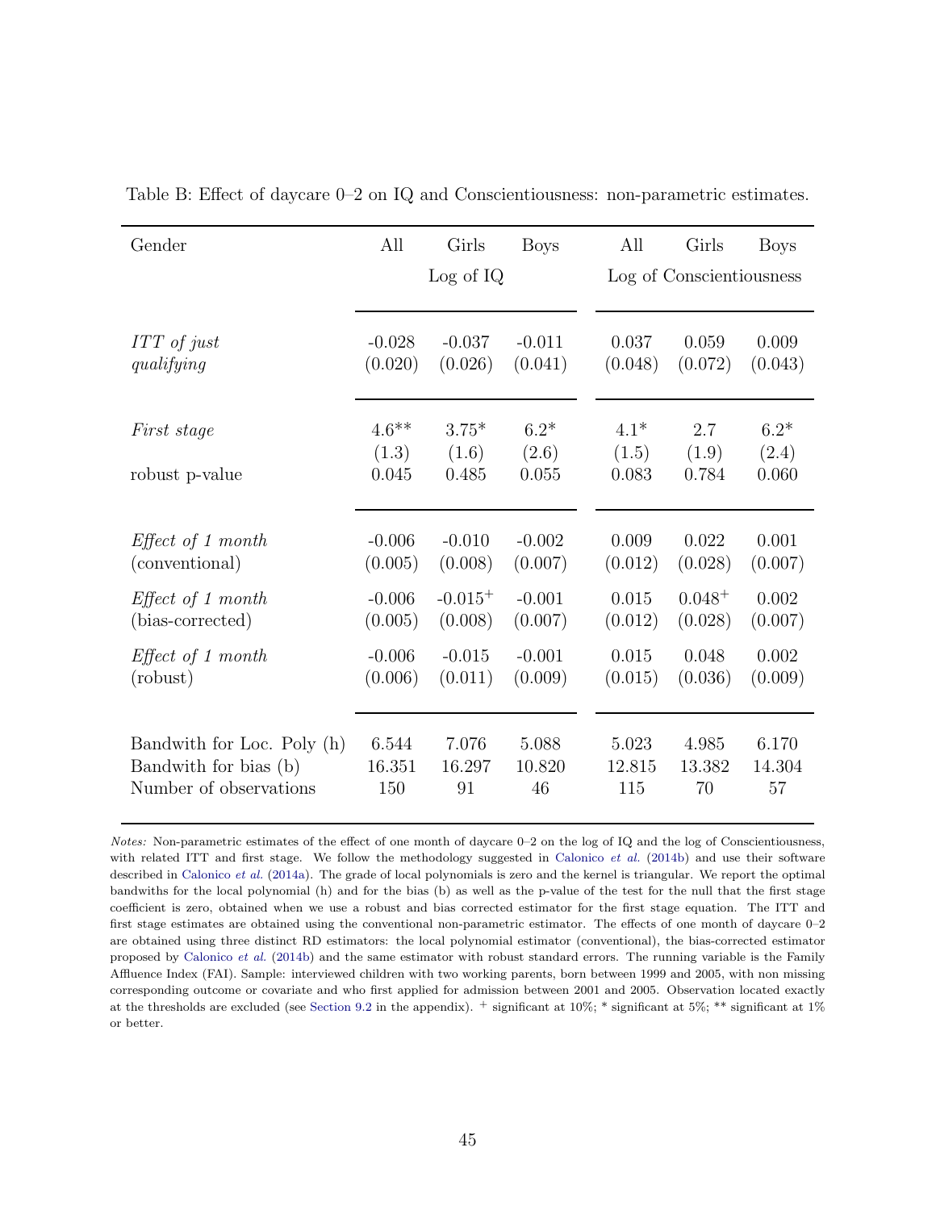Table B: Effect of daycare 0–2 on IQ and Conscientiousness: non-parametric estimates.

| Gender | All | Girls | Boys | All | Girls | Boys |
|---|---|---|---|---|---|---|
| | | Log of IQ | | | Log of Conscientiousness | |
| *ITT of just qualifying* | -0.028 | -0.037 | -0.011 | 0.037 | 0.059 | 0.009 |
| | (0.020) | (0.026) | (0.041) | (0.048) | (0.072) | (0.043) |
| *First stage* | 4.6** | 3.75* | 6.2* | 4.1* | 2.7 | 6.2* |
| | (1.3) | (1.6) | (2.6) | (1.5) | (1.9) | (2.4) |
| robust p-value | 0.045 | 0.485 | 0.055 | 0.083 | 0.784 | 0.060 |
| *Effect of 1 month* (conventional) | -0.006 | -0.010 | -0.002 | 0.009 | 0.022 | 0.001 |
| | (0.005) | (0.008) | (0.007) | (0.012) | (0.028) | (0.007) |
| *Effect of 1 month* (bias-corrected) | -0.006 | $-0.015^{+}$ | -0.001 | 0.015 | $0.048^{+}$ | 0.002 |
| | (0.005) | (0.008) | (0.007) | (0.012) | (0.028) | (0.007) |
| *Effect of 1 month* (robust) | -0.006 | -0.015 | -0.001 | 0.015 | 0.048 | 0.002 |
| | (0.006) | (0.011) | (0.009) | (0.015) | (0.036) | (0.009) |
| Bandwith for Loc. Poly (h) | 6.544 | 7.076 | 5.088 | 5.023 | 4.985 | 6.170 |
| Bandwith for bias (b) | 16.351 | 16.297 | 10.820 | 12.815 | 13.382 | 14.304 |
| Number of observations | 150 | 91 | 46 | 115 | 70 | 57 |

*Notes:* Non-parametric estimates of the effect of one month of daycare 0–2 on the log of IQ and the log of Conscientiousness, with related ITT and first stage. We follow the methodology suggested in Calonico *et al.* (2014b) and use their software described in Calonico *et al.* (2014a). The grade of local polynomials is zero and the kernel is triangular. We report the optimal bandwiths for the local polynomial (h) and for the bias (b) as well as the p-value of the test for the null that the first stage coefficient is zero, obtained when we use a robust and bias corrected estimator for the first stage equation. The ITT and first stage estimates are obtained using the conventional non-parametric estimator. The effects of one month of daycare 0–2 are obtained using three distinct RD estimators: the local polynomial estimator (conventional), the bias-corrected estimator proposed by Calonico *et al.* (2014b) and the same estimator with robust standard errors. The running variable is the Family Affluence Index (FAI). Sample: interviewed children with two working parents, born between 1999 and 2005, with non missing corresponding outcome or covariate and who first applied for admission between 2001 and 2005. Observation located exactly at the thresholds are excluded (see Section 9.2 in the appendix). $^{+}$ significant at 10%; * significant at 5%; ** significant at 1% or better.